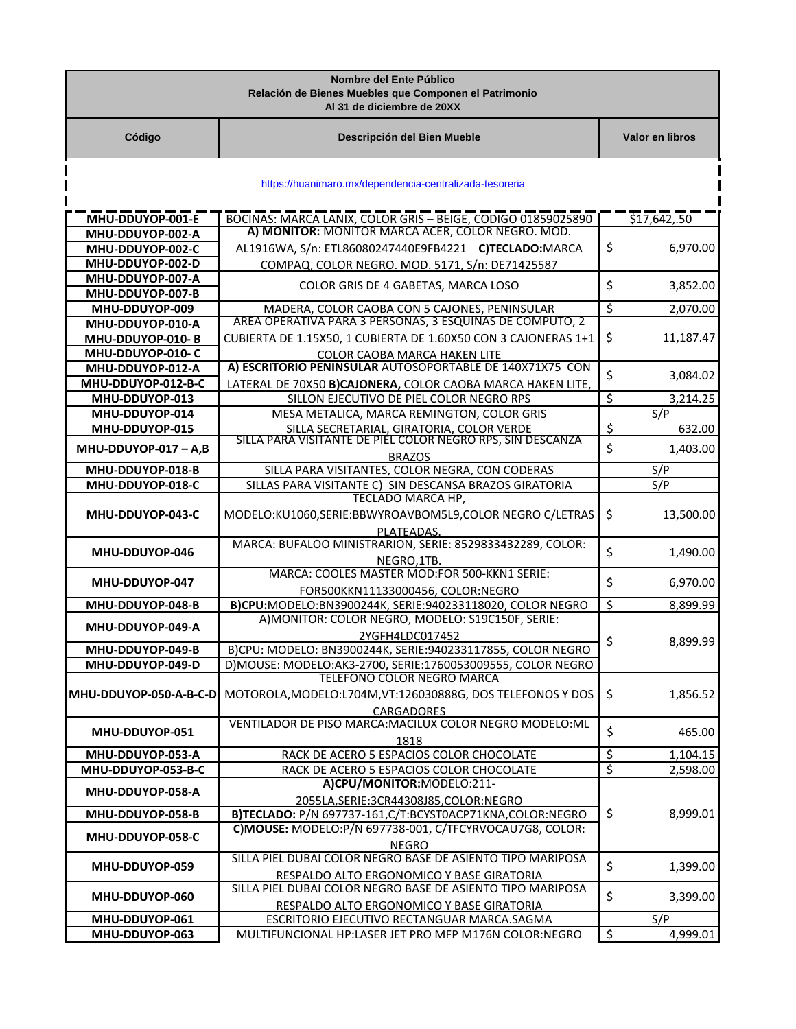**Nombre del Ente Público**
**Relación de Bienes Muebles que Componen el Patrimonio**
**Al 31 de diciembre de 20XX**

https://huanimaro.mx/dependencia-centralizada-tesoreria

| Código | Descripción del Bien Mueble | Valor en libros |
|---|---|---|
| MHU-DDUYOP-001-E | BOCINAS: MARCA LANIX, COLOR GRIS – BEIGE, CODIGO 01859025890 | $17,642,.50 |
| MHU-DDUYOP-002-A<br>MHU-DDUYOP-002-C<br>MHU-DDUYOP-002-D | **A) MONITOR:** MONITOR MARCA ACER, COLOR NEGRO. MOD. AL1916WA, S/n: ETL86080247440E9FB4221 **C)TECLADO:**MARCA COMPAQ, COLOR NEGRO. MOD. 5171, S/n: DE71425587 | $ 6,970.00 |
| MHU-DDUYOP-007-A<br>MHU-DDUYOP-007-B | COLOR GRIS DE 4 GABETAS, MARCA LOSO | $ 3,852.00 |
| MHU-DDUYOP-009 | MADERA, COLOR CAOBA CON 5 CAJONES, PENINSULAR | $ 2,070.00 |
| MHU-DDUYOP-010-A<br>MHU-DDUYOP-010- B<br>MHU-DDUYOP-010- C | AREA OPERATIVA PARA 3 PERSONAS, 3 ESQUINAS DE COMPUTO, 2 CUBIERTA DE 1.15X50, 1 CUBIERTA DE 1.60X50 CON 3 CAJONERAS 1+1 COLOR CAOBA MARCA HAKEN LITE | $ 11,187.47 |
| MHU-DDUYOP-012-A<br>MHU-DDUYOP-012-B-C | **A) ESCRITORIO PENINSULAR** AUTOSOPORTABLE DE 140X71X75 CON LATERAL DE 70X50 **B)CAJONERA,** COLOR CAOBA MARCA HAKEN LITE, | $ 3,084.02 |
| MHU-DDUYOP-013 | SILLON EJECUTIVO DE PIEL COLOR NEGRO RPS | $ 3,214.25 |
| MHU-DDUYOP-014 | MESA METALICA, MARCA REMINGTON, COLOR GRIS | S/P |
| MHU-DDUYOP-015 | SILLA SECRETARIAL, GIRATORIA, COLOR VERDE | $ 632.00 |
| MHU-DDUYOP-017 – A,B | SILLA PARA VISITANTE DE PIEL COLOR NEGRO RPS, SIN DESCANZA BRAZOS | $ 1,403.00 |
| MHU-DDUYOP-018-B | SILLA PARA VISITANTES, COLOR NEGRA, CON CODERAS | S/P |
| MHU-DDUYOP-018-C | SILLAS PARA VISITANTE C) SIN DESCANSA BRAZOS GIRATORIA | S/P |
| MHU-DDUYOP-043-C | TECLADO MARCA HP, MODELO:KU1060,SERIE:BBWYROAVBOM5L9,COLOR NEGRO C/LETRAS PLATEADAS. | $ 13,500.00 |
| MHU-DDUYOP-046 | MARCA: BUFALOO MINISTRARION, SERIE: 8529833432289, COLOR: NEGRO,1TB. | $ 1,490.00 |
| MHU-DDUYOP-047 | MARCA: COOLES MASTER MOD:FOR 500-KKN1 SERIE: FOR500KKN11133000456, COLOR:NEGRO | $ 6,970.00 |
| MHU-DDUYOP-048-B | **B)CPU:**MODELO:BN3900244K, SERIE:940233118020, COLOR NEGRO | $ 8,899.99 |
| MHU-DDUYOP-049-A<br>MHU-DDUYOP-049-B<br>MHU-DDUYOP-049-D | A)MONITOR: COLOR NEGRO, MODELO: S19C150F, SERIE: 2YGFH4LDC017452<br>B)CPU: MODELO: BN3900244K, SERIE:940233117855, COLOR NEGRO<br>D)MOUSE: MODELO:AK3-2700, SERIE:1760053009555, COLOR NEGRO | $ 8,899.99 |
| MHU-DDUYOP-050-A-B-C-D | TELEFONO COLOR NEGRO MARCA MOTOROLA,MODELO:L704M,VT:126030888G, DOS TELEFONOS Y DOS CARGADORES | $ 1,856.52 |
| MHU-DDUYOP-051 | VENTILADOR DE PISO MARCA:MACILUX COLOR NEGRO MODELO:ML 1818 | $ 465.00 |
| MHU-DDUYOP-053-A | RACK DE ACERO 5 ESPACIOS COLOR CHOCOLATE | $ 1,104.15 |
| MHU-DDUYOP-053-B-C | RACK DE ACERO 5 ESPACIOS COLOR CHOCOLATE | $ 2,598.00 |
| MHU-DDUYOP-058-A<br>MHU-DDUYOP-058-B<br>MHU-DDUYOP-058-C | **A)CPU/MONITOR:**MODELO:211-2055LA,SERIE:3CR44308J85,COLOR:NEGRO<br>**B)TECLADO:** P/N 697737-161,C/T:BCYST0ACP71KNA,COLOR:NEGRO<br>**C)MOUSE:** MODELO:P/N 697738-001, C/TFCYRVOCAU7G8, COLOR: NEGRO | $ 8,999.01 |
| MHU-DDUYOP-059 | SILLA PIEL DUBAI COLOR NEGRO BASE DE ASIENTO TIPO MARIPOSA RESPALDO ALTO ERGONOMICO Y BASE GIRATORIA | $ 1,399.00 |
| MHU-DDUYOP-060 | SILLA PIEL DUBAI COLOR NEGRO BASE DE ASIENTO TIPO MARIPOSA RESPALDO ALTO ERGONOMICO Y BASE GIRATORIA | $ 3,399.00 |
| MHU-DDUYOP-061 | ESCRITORIO EJECUTIVO RECTANGUAR MARCA.SAGMA | S/P |
| MHU-DDUYOP-063 | MULTIFUNCIONAL HP:LASER JET PRO MFP M176N COLOR:NEGRO | $ 4,999.01 |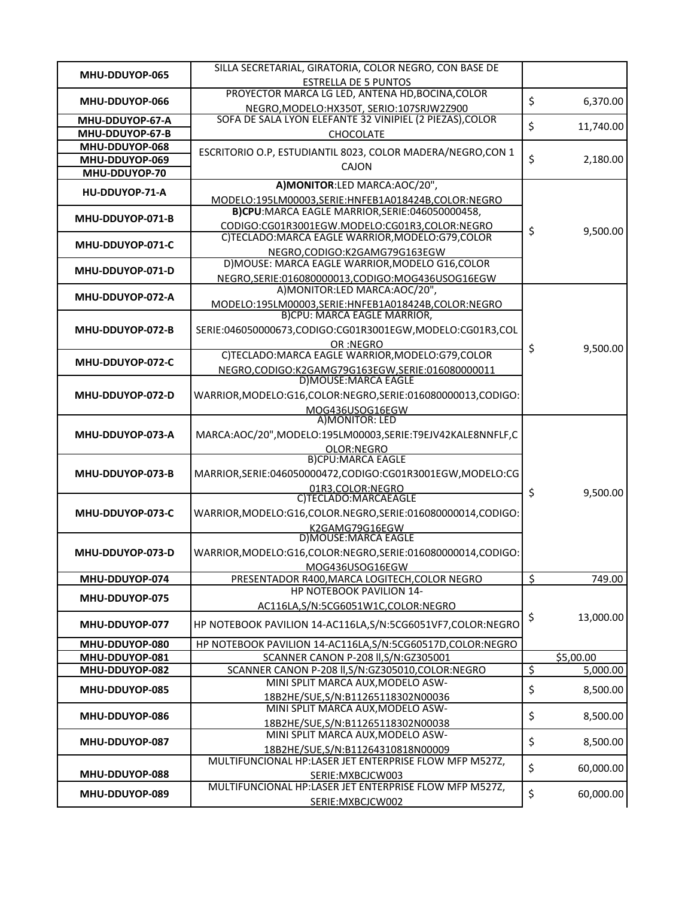| | | |
|---|---|---|
| MHU-DDUYOP-065 | SILLA SECRETARIAL, GIRATORIA, COLOR NEGRO, CON BASE DE ESTRELLA DE 5 PUNTOS | |
| MHU-DDUYOP-066 | PROYECTOR MARCA LG LED, ANTENA HD,BOCINA,COLOR NEGRO,MODELO:HX350T, SERIO:107SRJW2Z900 | $ 6,370.00 |
| MHU-DDUYOP-67-A | SOFA DE SALA LYON ELEFANTE 32 VINIPIEL (2 PIEZAS),COLOR CHOCOLATE | $ 11,740.00 |
| MHU-DDUYOP-67-B | | |
| MHU-DDUYOP-068 | ESCRITORIO O.P, ESTUDIANTIL 8023, COLOR MADERA/NEGRO,CON 1 CAJON | $ 2,180.00 |
| MHU-DDUYOP-069 | | |
| MHU-DDUYOP-70 | | |
| HU-DDUYOP-71-A | **A)MONITOR**:LED MARCA:AOC/20", MODELO:195LM00003,SERIE:HNFEB1A018424B,COLOR:NEGRO | $ 9,500.00 |
| MHU-DDUYOP-071-B | **B)CPU**:MARCA EAGLE MARRIOR,SERIE:046050000458, CODIGO:CG01R3001EGW.MODELO:CG01R3,COLOR:NEGRO | |
| MHU-DDUYOP-071-C | C)TECLADO:MARCA EAGLE WARRIOR,MODELO:G79,COLOR NEGRO,CODIGO:K2GAMG79G163EGW | |
| MHU-DDUYOP-071-D | D)MOUSE: MARCA EAGLE WARRIOR,MODELO G16,COLOR NEGRO,SERIE:016080000013,CODIGO:MOG436USOG16EGW | |
| MHU-DDUYOP-072-A | A)MONITOR:LED MARCA:AOC/20", MODELO:195LM00003,SERIE:HNFEB1A018424B,COLOR:NEGRO | $ 9,500.00 |
| MHU-DDUYOP-072-B | B)CPU: MARCA EAGLE MARRIOR, SERIE:046050000673,CODIGO:CG01R3001EGW,MODELO:CG01R3,COLOR :NEGRO | |
| MHU-DDUYOP-072-C | C)TECLADO:MARCA EAGLE WARRIOR,MODELO:G79,COLOR NEGRO,CODIGO:K2GAMG79G163EGW,SERIE:016080000011 | |
| MHU-DDUYOP-072-D | D)MOUSE:MARCA EAGLE WARRIOR,MODELO:G16,COLOR:NEGRO,SERIE:016080000013,CODIGO:MOG436USOG16EGW | |
| MHU-DDUYOP-073-A | A)MONITOR: LED MARCA:AOC/20",MODELO:195LM00003,SERIE:T9EJV42KALE8NNFLF,COLOR:NEGRO | $ 9,500.00 |
| MHU-DDUYOP-073-B | B)CPU:MARCA EAGLE MARRIOR,SERIE:046050000472,CODIGO:CG01R3001EGW,MODELO:CG01R3,COLOR:NEGRO | |
| MHU-DDUYOP-073-C | C)TECLADO:MARCAEAGLE WARRIOR,MODELO:G16,COLOR.NEGRO,SERIE:016080000014,CODIGO:K2GAMG79G16EGW | |
| MHU-DDUYOP-073-D | D)MOUSE:MARCA EAGLE WARRIOR,MODELO:G16,COLOR:NEGRO,SERIE:016080000014,CODIGO:MOG436USOG16EGW | |
| MHU-DDUYOP-074 | PRESENTADOR R400,MARCA LOGITECH,COLOR NEGRO | $ 749.00 |
| MHU-DDUYOP-075 | HP NOTEBOOK PAVILION 14-AC116LA,S/N:5CG6051W1C,COLOR:NEGRO | $ 13,000.00 |
| MHU-DDUYOP-077 | HP NOTEBOOK PAVILION 14-AC116LA,S/N:5CG6051VF7,COLOR:NEGRO | |
| MHU-DDUYOP-080 | HP NOTEBOOK PAVILION 14-AC116LA,S/N:5CG60517D,COLOR:NEGRO | |
| MHU-DDUYOP-081 | SCANNER CANON P-208 ll,S/N:GZ305001 | $5,00.00 |
| MHU-DDUYOP-082 | SCANNER CANON P-208 ll,S/N:GZ305010,COLOR:NEGRO | $ 5,000.00 |
| MHU-DDUYOP-085 | MINI SPLIT MARCA AUX,MODELO ASW-18B2HE/SUE,S/N:B11265118302N00036 | $ 8,500.00 |
| MHU-DDUYOP-086 | MINI SPLIT MARCA AUX,MODELO ASW-18B2HE/SUE,S/N:B11265118302N00038 | $ 8,500.00 |
| MHU-DDUYOP-087 | MINI SPLIT MARCA AUX,MODELO ASW-18B2HE/SUE,S/N:B11264310818N00009 | $ 8,500.00 |
| MHU-DDUYOP-088 | MULTIFUNCIONAL HP:LASER JET ENTERPRISE FLOW MFP M527Z, SERIE:MXBCJCW003 | $ 60,000.00 |
| MHU-DDUYOP-089 | MULTIFUNCIONAL HP:LASER JET ENTERPRISE FLOW MFP M527Z, SERIE:MXBCJCW002 | $ 60,000.00 |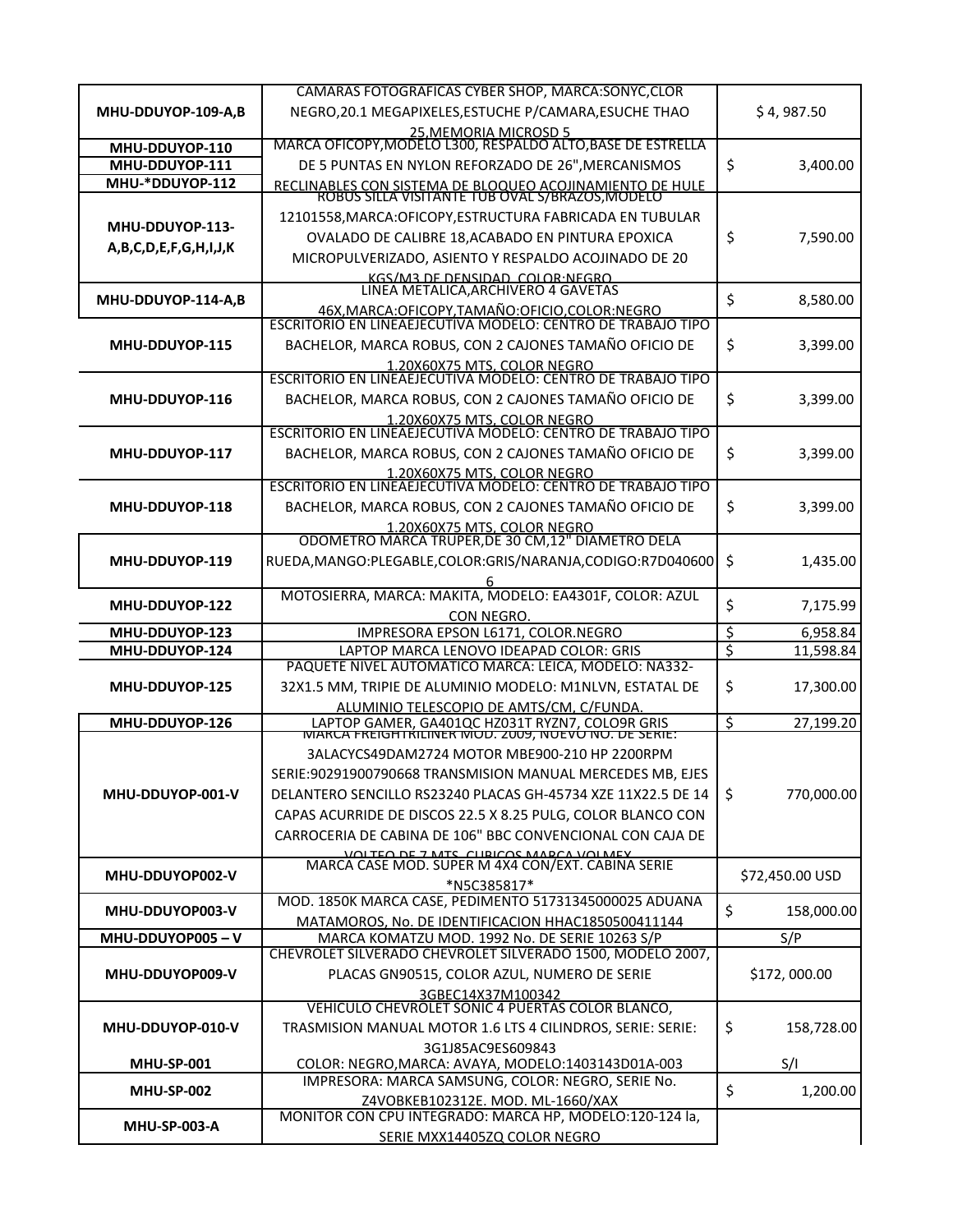| | | |
|---|---|---|
| **MHU-DDUYOP-109-A,B** | CAMARAS FOTOGRAFICAS CYBER SHOP, MARCA:SONYC,CLOR NEGRO,20.1 MEGAPIXELES,ESTUCHE P/CAMARA,ESUCHE THAO 25,MEMORIA MICROSD 5 | $ 4, 987.50 |
| **MHU-DDUYOP-110** **MHU-DDUYOP-111** **MHU-*DDUYOP-112** | MARCA OFICOPY,MODELO L300, RESPALDO ALTO,BASE DE ESTRELLA DE 5 PUNTAS EN NYLON REFORZADO DE 26",MERCANISMOS RECLINABLES CON SISTEMA DE BLOQUEO ACOJINAMIENTO DE HULE | $ 3,400.00 |
| **MHU-DDUYOP-113-A,B,C,D,E,F,G,H,I,J,K** | ROBUS SILLA VISITANTE TUB OVAL S/BRAZOS,MODELO 12101558,MARCA:OFICOPY,ESTRUCTURA FABRICADA EN TUBULAR OVALADO DE CALIBRE 18,ACABADO EN PINTURA EPOXICA MICROPULVERIZADO, ASIENTO Y RESPALDO ACOJINADO DE 20 KGS/M3 DE DENSIDAD, COLOR:NEGRO | $ 7,590.00 |
| **MHU-DDUYOP-114-A,B** | LINEA METALICA,ARCHIVERO 4 GAVETAS 46X,MARCA:OFICOPY,TAMAÑO:OFICIO,COLOR:NEGRO | $ 8,580.00 |
| **MHU-DDUYOP-115** | ESCRITORIO EN LINEAEJECUTIVA MODELO: CENTRO DE TRABAJO TIPO BACHELOR, MARCA ROBUS, CON 2 CAJONES TAMAÑO OFICIO DE 1.20X60X75 MTS, COLOR NEGRO | $ 3,399.00 |
| **MHU-DDUYOP-116** | ESCRITORIO EN LINEAEJECUTIVA MODELO: CENTRO DE TRABAJO TIPO BACHELOR, MARCA ROBUS, CON 2 CAJONES TAMAÑO OFICIO DE 1.20X60X75 MTS, COLOR NEGRO | $ 3,399.00 |
| **MHU-DDUYOP-117** | ESCRITORIO EN LINEAEJECUTIVA MODELO: CENTRO DE TRABAJO TIPO BACHELOR, MARCA ROBUS, CON 2 CAJONES TAMAÑO OFICIO DE 1.20X60X75 MTS, COLOR NEGRO | $ 3,399.00 |
| **MHU-DDUYOP-118** | ESCRITORIO EN LINEAEJECUTIVA MODELO: CENTRO DE TRABAJO TIPO BACHELOR, MARCA ROBUS, CON 2 CAJONES TAMAÑO OFICIO DE 1.20X60X75 MTS, COLOR NEGRO | $ 3,399.00 |
| **MHU-DDUYOP-119** | ODOMETRO MARCA TRUPER,DE 30 CM,12" DIAMETRO DELA RUEDA,MANGO:PLEGABLE,COLOR:GRIS/NARANJA,CODIGO:R7D0406006 | $ 1,435.00 |
| **MHU-DDUYOP-122** | MOTOSIERRA, MARCA: MAKITA, MODELO: EA4301F, COLOR: AZUL CON NEGRO. | $ 7,175.99 |
| **MHU-DDUYOP-123** | IMPRESORA EPSON L6171, COLOR.NEGRO | $ 6,958.84 |
| **MHU-DDUYOP-124** | LAPTOP MARCA LENOVO IDEAPAD COLOR: GRIS | $ 11,598.84 |
| **MHU-DDUYOP-125** | PAQUETE NIVEL AUTOMATICO MARCA: LEICA, MODELO: NA332-32X1.5 MM, TRIPIE DE ALUMINIO MODELO: M1NLVN, ESTATAL DE ALUMINIO TELESCOPIO DE AMTS/CM, C/FUNDA. | $ 17,300.00 |
| **MHU-DDUYOP-126** | LAPTOP GAMER, GA401QC HZ031T RYZN7, COLO9R GRIS | $ 27,199.20 |
| **MHU-DDUYOP-001-V** | MARCA FREIGHTRILINER MOD. 2009, NUEVO NO. DE SERIE: 3ALACYCS49DAM2724 MOTOR MBE900-210 HP 2200RPM SERIE:90291900790668 TRANSMISION MANUAL MERCEDES MB, EJES DELANTERO SENCILLO RS23240 PLACAS GH-45734 XZE 11X22.5 DE 14 CAPAS ACURRIDE DE DISCOS 22.5 X 8.25 PULG, COLOR BLANCO CON CARROCERIA DE CABINA DE 106" BBC CONVENCIONAL CON CAJA DE VOLTEO DE 7 MTS. CUBICOS MARCA VOLMEX | $ 770,000.00 |
| **MHU-DDUYOP002-V** | MARCA CASE MOD. SUPER M 4X4 CON/EXT. CABINA SERIE *N5C385817* | $72,450.00 USD |
| **MHU-DDUYOP003-V** | MOD. 1850K MARCA CASE, PEDIMENTO 51731345000025 ADUANA MATAMOROS, No. DE IDENTIFICACION HHAC1850500411144 | $ 158,000.00 |
| **MHU-DDUYOP005 – V** | MARCA KOMATZU MOD. 1992 No. DE SERIE 10263 S/P | S/P |
| **MHU-DDUYOP009-V** | CHEVROLET SILVERADO CHEVROLET SILVERADO 1500, MODELO 2007, PLACAS GN90515, COLOR AZUL, NUMERO DE SERIE 3GBEC14X37M100342 | $172, 000.00 |
| **MHU-DDUYOP-010-V** | VEHICULO CHEVROLET SONIC 4 PUERTAS COLOR BLANCO, TRASMISION MANUAL MOTOR 1.6 LTS 4 CILINDROS, SERIE: SERIE: 3G1J85AC9ES609843 | $ 158,728.00 |
| **MHU-SP-001** | COLOR: NEGRO,MARCA: AVAYA, MODELO:1403143D01A-003 | S/I |
| **MHU-SP-002** | IMPRESORA: MARCA SAMSUNG, COLOR: NEGRO, SERIE No. Z4VOBKEB102312E. MOD. ML-1660/XAX | $ 1,200.00 |
| **MHU-SP-003-A** | MONITOR CON CPU INTEGRADO: MARCA HP, MODELO:120-124 la, SERIE MXX14405ZQ COLOR NEGRO | |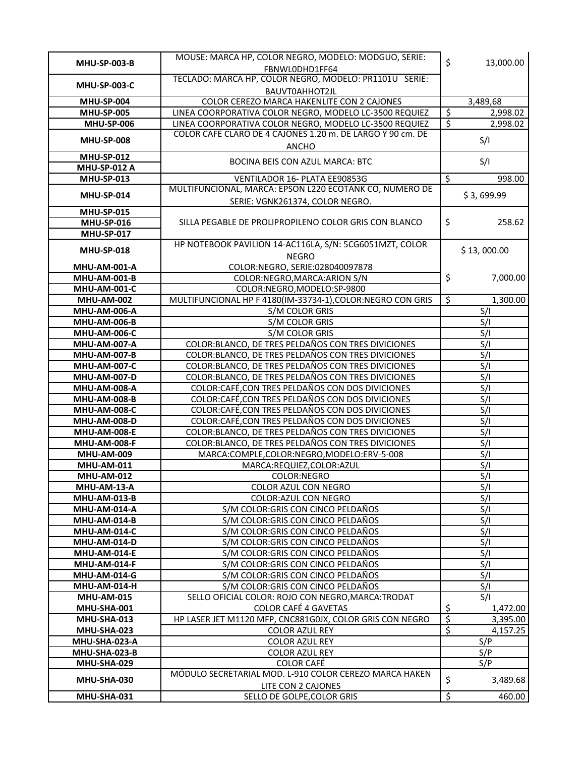| | | |
|---|---|---|
| MHU-SP-003-B | MOUSE: MARCA HP, COLOR NEGRO, MODELO: MODGUO, SERIE: FBNWL0DHD1FF64 | $ 13,000.00 |
| MHU-SP-003-C | TECLADO: MARCA HP, COLOR NEGRO, MODELO: PR1101U SERIE: BAUVT0AHHOT2JL | |
| MHU-SP-004 | COLOR CEREZO MARCA HAKENLITE CON 2 CAJONES | 3,489,68 |
| MHU-SP-005 | LINEA COORPORATIVA COLOR NEGRO, MODELO LC-3500 REQUIEZ | $ 2,998.02 |
| MHU-SP-006 | LINEA COORPORATIVA COLOR NEGRO, MODELO LC-3500 REQUIEZ | $ 2,998.02 |
| MHU-SP-008 | COLOR CAFÉ CLARO DE 4 CAJONES 1.20 m. DE LARGO Y 90 cm. DE ANCHO | S/I |
| MHU-SP-012<br>MHU-SP-012 A | BOCINA BEIS CON AZUL MARCA: BTC | S/I |
| MHU-SP-013 | VENTILADOR 16- PLATA EE90853G | $ 998.00 |
| MHU-SP-014 | MULTIFUNCIONAL, MARCA: EPSON L220 ECOTANK CO, NUMERO DE SERIE: VGNK261374, COLOR NEGRO. | $ 3, 699.99 |
| MHU-SP-015<br>MHU-SP-016<br>MHU-SP-017 | SILLA PEGABLE DE PROLIPROPILENO COLOR GRIS CON BLANCO | $ 258.62 |
| MHU-SP-018 | HP NOTEBOOK PAVILION 14-AC116LA, S/N: 5CG6051MZT, COLOR NEGRO | $ 13, 000.00 |
| MHU-AM-001-A | COLOR:NEGRO, SERIE:028040097878 | |
| MHU-AM-001-B | COLOR:NEGRO,MARCA:ARION S/N | $ 7,000.00 |
| MHU-AM-001-C | COLOR:NEGRO,MODELO:SP-9800 | |
| MHU-AM-002 | MULTIFUNCIONAL HP F 4180(IM-33734-1),COLOR:NEGRO CON GRIS | $ 1,300.00 |
| MHU-AM-006-A | S/M COLOR GRIS | S/I |
| MHU-AM-006-B | S/M COLOR GRIS | S/I |
| MHU-AM-006-C | S/M COLOR GRIS | S/I |
| MHU-AM-007-A | COLOR:BLANCO, DE TRES PELDAÑOS CON TRES DIVICIONES | S/I |
| MHU-AM-007-B | COLOR:BLANCO, DE TRES PELDAÑOS CON TRES DIVICIONES | S/I |
| MHU-AM-007-C | COLOR:BLANCO, DE TRES PELDAÑOS CON TRES DIVICIONES | S/I |
| MHU-AM-007-D | COLOR:BLANCO, DE TRES PELDAÑOS CON TRES DIVICIONES | S/I |
| MHU-AM-008-A | COLOR:CAFÉ,CON TRES PELDAÑOS CON DOS DIVICIONES | S/I |
| MHU-AM-008-B | COLOR:CAFÉ,CON TRES PELDAÑOS CON DOS DIVICIONES | S/I |
| MHU-AM-008-C | COLOR:CAFÉ,CON TRES PELDAÑOS CON DOS DIVICIONES | S/I |
| MHU-AM-008-D | COLOR:CAFÉ,CON TRES PELDAÑOS CON DOS DIVICIONES | S/I |
| MHU-AM-008-E | COLOR:BLANCO, DE TRES PELDAÑOS CON TRES DIVICIONES | S/I |
| MHU-AM-008-F | COLOR:BLANCO, DE TRES PELDAÑOS CON TRES DIVICIONES | S/I |
| MHU-AM-009 | MARCA:COMPLE,COLOR:NEGRO,MODELO:ERV-5-008 | S/I |
| MHU-AM-011 | MARCA:REQUIEZ,COLOR:AZUL | S/I |
| MHU-AM-012 | COLOR:NEGRO | S/I |
| MHU-AM-13-A | COLOR AZUL CON NEGRO | S/I |
| MHU-AM-013-B | COLOR:AZUL CON NEGRO | S/I |
| MHU-AM-014-A | S/M COLOR:GRIS CON CINCO PELDAÑOS | S/I |
| MHU-AM-014-B | S/M COLOR:GRIS CON CINCO PELDAÑOS | S/I |
| MHU-AM-014-C | S/M COLOR:GRIS CON CINCO PELDAÑOS | S/I |
| MHU-AM-014-D | S/M COLOR:GRIS CON CINCO PELDAÑOS | S/I |
| MHU-AM-014-E | S/M COLOR:GRIS CON CINCO PELDAÑOS | S/I |
| MHU-AM-014-F | S/M COLOR:GRIS CON CINCO PELDAÑOS | S/I |
| MHU-AM-014-G | S/M COLOR:GRIS CON CINCO PELDAÑOS | S/I |
| MHU-AM-014-H | S/M COLOR:GRIS CON CINCO PELDAÑOS | S/I |
| MHU-AM-015 | SELLO OFICIAL COLOR: ROJO CON NEGRO,MARCA:TRODAT | S/I |
| MHU-SHA-001 | COLOR CAFÉ 4 GAVETAS | $ 1,472.00 |
| MHU-SHA-013 | HP LASER JET M1120 MFP, CNC881G0JX, COLOR GRIS CON NEGRO | $ 3,395.00 |
| MHU-SHA-023 | COLOR AZUL REY | $ 4,157.25 |
| MHU-SHA-023-A | COLOR AZUL REY | S/P |
| MHU-SHA-023-B | COLOR AZUL REY | S/P |
| MHU-SHA-029 | COLOR CAFÉ | S/P |
| MHU-SHA-030 | MÓDULO SECRETARIAL MOD. L-910 COLOR CEREZO MARCA HAKEN LITE CON 2 CAJONES | $ 3,489.68 |
| MHU-SHA-031 | SELLO DE GOLPE,COLOR GRIS | $ 460.00 |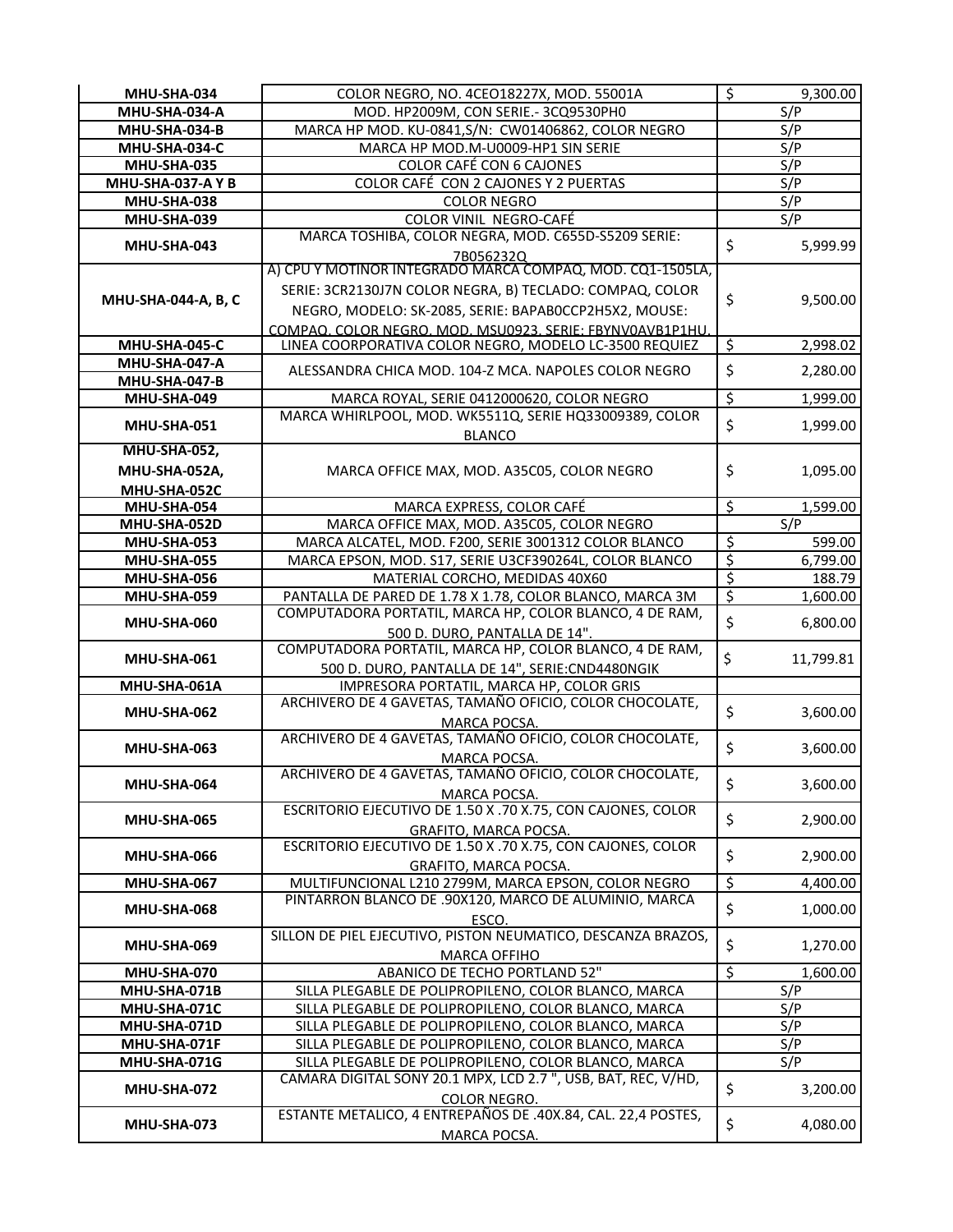| | | | |
|---|---|---|---|
| **MHU-SHA-034** | COLOR NEGRO, NO. 4CEO18227X, MOD. 55001A | $ | 9,300.00 |
| **MHU-SHA-034-A** | MOD. HP2009M, CON SERIE.- 3CQ9530PH0 | | S/P |
| **MHU-SHA-034-B** | MARCA HP MOD. KU-0841,S/N: CW01406862, COLOR NEGRO | | S/P |
| **MHU-SHA-034-C** | MARCA HP MOD.M-U0009-HP1 SIN SERIE | | S/P |
| **MHU-SHA-035** | COLOR CAFÉ CON 6 CAJONES | | S/P |
| **MHU-SHA-037-A Y B** | COLOR CAFÉ CON 2 CAJONES Y 2 PUERTAS | | S/P |
| **MHU-SHA-038** | COLOR NEGRO | | S/P |
| **MHU-SHA-039** | COLOR VINIL NEGRO-CAFÉ | | S/P |
| **MHU-SHA-043** | MARCA TOSHIBA, COLOR NEGRA, MOD. C655D-S5209 SERIE: 7B056232Q | $ | 5,999.99 |
| **MHU-SHA-044-A, B, C** | A) CPU Y MOTINOR INTEGRADO MARCA COMPAQ, MOD. CQ1-1505LA, SERIE: 3CR2130J7N COLOR NEGRA, B) TECLADO: COMPAQ, COLOR NEGRO, MODELO: SK-2085, SERIE: BAPAB0CCP2H5X2, MOUSE: COMPAQ, COLOR NEGRO, MOD. MSU0923, SERIE: FBYNV0AVB1P1HU, | $ | 9,500.00 |
| **MHU-SHA-045-C** | LINEA COORPORATIVA COLOR NEGRO, MODELO LC-3500 REQUIEZ | $ | 2,998.02 |
| **MHU-SHA-047-A** **MHU-SHA-047-B** | ALESSANDRA CHICA MOD. 104-Z MCA. NAPOLES COLOR NEGRO | $ | 2,280.00 |
| **MHU-SHA-049** | MARCA ROYAL, SERIE 0412000620, COLOR NEGRO | $ | 1,999.00 |
| **MHU-SHA-051** | MARCA WHIRLPOOL, MOD. WK5511Q, SERIE HQ33009389, COLOR BLANCO | $ | 1,999.00 |
| **MHU-SHA-052, MHU-SHA-052A, MHU-SHA-052C** | MARCA OFFICE MAX, MOD. A35C05, COLOR NEGRO | $ | 1,095.00 |
| **MHU-SHA-054** | MARCA EXPRESS, COLOR CAFÉ | $ | 1,599.00 |
| **MHU-SHA-052D** | MARCA OFFICE MAX, MOD. A35C05, COLOR NEGRO | | S/P |
| **MHU-SHA-053** | MARCA ALCATEL, MOD. F200, SERIE 3001312 COLOR BLANCO | $ | 599.00 |
| **MHU-SHA-055** | MARCA EPSON, MOD. S17, SERIE U3CF390264L, COLOR BLANCO | $ | 6,799.00 |
| **MHU-SHA-056** | MATERIAL CORCHO, MEDIDAS 40X60 | $ | 188.79 |
| **MHU-SHA-059** | PANTALLA DE PARED DE 1.78 X 1.78, COLOR BLANCO, MARCA 3M | $ | 1,600.00 |
| **MHU-SHA-060** | COMPUTADORA PORTATIL, MARCA HP, COLOR BLANCO, 4 DE RAM, 500 D. DURO, PANTALLA DE 14". | $ | 6,800.00 |
| **MHU-SHA-061** | COMPUTADORA PORTATIL, MARCA HP, COLOR BLANCO, 4 DE RAM, 500 D. DURO, PANTALLA DE 14", SERIE:CND4480NGIK | $ | 11,799.81 |
| **MHU-SHA-061A** | IMPRESORA PORTATIL, MARCA HP, COLOR GRIS | | |
| **MHU-SHA-062** | ARCHIVERO DE 4 GAVETAS, TAMAÑO OFICIO, COLOR CHOCOLATE, MARCA POCSA. | $ | 3,600.00 |
| **MHU-SHA-063** | ARCHIVERO DE 4 GAVETAS, TAMAÑO OFICIO, COLOR CHOCOLATE, MARCA POCSA. | $ | 3,600.00 |
| **MHU-SHA-064** | ARCHIVERO DE 4 GAVETAS, TAMAÑO OFICIO, COLOR CHOCOLATE, MARCA POCSA. | $ | 3,600.00 |
| **MHU-SHA-065** | ESCRITORIO EJECUTIVO DE 1.50 X .70 X.75, CON CAJONES, COLOR GRAFITO, MARCA POCSA. | $ | 2,900.00 |
| **MHU-SHA-066** | ESCRITORIO EJECUTIVO DE 1.50 X .70 X.75, CON CAJONES, COLOR GRAFITO, MARCA POCSA. | $ | 2,900.00 |
| **MHU-SHA-067** | MULTIFUNCIONAL L210 2799M, MARCA EPSON, COLOR NEGRO | $ | 4,400.00 |
| **MHU-SHA-068** | PINTARRON BLANCO DE .90X120, MARCO DE ALUMINIO, MARCA ESCO. | $ | 1,000.00 |
| **MHU-SHA-069** | SILLON DE PIEL EJECUTIVO, PISTON NEUMATICO, DESCANZA BRAZOS, MARCA OFFIHO | $ | 1,270.00 |
| **MHU-SHA-070** | ABANICO DE TECHO PORTLAND 52" | $ | 1,600.00 |
| **MHU-SHA-071B** | SILLA PLEGABLE DE POLIPROPILENO, COLOR BLANCO, MARCA | | S/P |
| **MHU-SHA-071C** | SILLA PLEGABLE DE POLIPROPILENO, COLOR BLANCO, MARCA | | S/P |
| **MHU-SHA-071D** | SILLA PLEGABLE DE POLIPROPILENO, COLOR BLANCO, MARCA | | S/P |
| **MHU-SHA-071F** | SILLA PLEGABLE DE POLIPROPILENO, COLOR BLANCO, MARCA | | S/P |
| **MHU-SHA-071G** | SILLA PLEGABLE DE POLIPROPILENO, COLOR BLANCO, MARCA | | S/P |
| **MHU-SHA-072** | CAMARA DIGITAL SONY 20.1 MPX, LCD 2.7 ", USB, BAT, REC, V/HD, COLOR NEGRO. | $ | 3,200.00 |
| **MHU-SHA-073** | ESTANTE METALICO, 4 ENTREPAÑOS DE .40X.84, CAL. 22,4 POSTES, MARCA POCSA. | $ | 4,080.00 |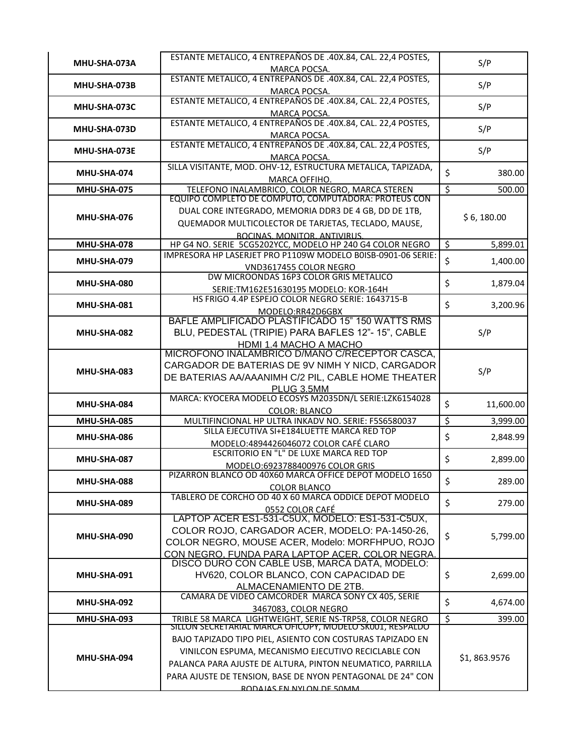| | | |
|---|---|---|
| **MHU-SHA-073A** | ESTANTE METALICO, 4 ENTREPAÑOS DE .40X.84, CAL. 22,4 POSTES, MARCA POCSA. | S/P |
| **MHU-SHA-073B** | ESTANTE METALICO, 4 ENTREPAÑOS DE .40X.84, CAL. 22,4 POSTES, MARCA POCSA. | S/P |
| **MHU-SHA-073C** | ESTANTE METALICO, 4 ENTREPAÑOS DE .40X.84, CAL. 22,4 POSTES, MARCA POCSA. | S/P |
| **MHU-SHA-073D** | ESTANTE METALICO, 4 ENTREPAÑOS DE .40X.84, CAL. 22,4 POSTES, MARCA POCSA. | S/P |
| **MHU-SHA-073E** | ESTANTE METALICO, 4 ENTREPAÑOS DE .40X.84, CAL. 22,4 POSTES, MARCA POCSA. | S/P |
| **MHU-SHA-074** | SILLA VISITANTE, MOD. OHV-12, ESTRUCTURA METALICA, TAPIZADA, MARCA OFFIHO. | $ 380.00 |
| **MHU-SHA-075** | TELEFONO INALAMBRICO, COLOR NEGRO, MARCA STEREN | $ 500.00 |
| **MHU-SHA-076** | EQUIPO COMPLETO DE COMPUTO, COMPUTADORA: PROTEUS CON DUAL CORE INTEGRADO, MEMORIA DDR3 DE 4 GB, DD DE 1TB, QUEMADOR MULTICOLECTOR DE TARJETAS, TECLADO, MAUSE, BOCINAS, MONITOR, ANTIVIRUS. | $ 6, 180.00 |
| **MHU-SHA-078** | HP G4 NO. SERIE 5CG5202YCC, MODELO HP 240 G4 COLOR NEGRO | $ 5,899.01 |
| **MHU-SHA-079** | IMPRESORA HP LASERJET PRO P1109W MODELO B0ISB-0901-06 SERIE: VND3617455 COLOR NEGRO | $ 1,400.00 |
| **MHU-SHA-080** | DW MICROONDAS 16P3 COLOR GRIS METALICO SERIE:TM162E51630195 MODELO: KOR-164H | $ 1,879.04 |
| **MHU-SHA-081** | HS FRIGO 4.4P ESPEJO COLOR NEGRO SERIE: 1643715-B MODELO:RR42D6GBX | $ 3,200.96 |
| **MHU-SHA-082** | BAFLE AMPLIFICADO PLASTIFICADO 15" 150 WATTS RMS BLU, PEDESTAL (TRIPIE) PARA BAFLES 12"- 15", CABLE HDMI 1.4 MACHO A MACHO | S/P |
| **MHU-SHA-083** | MICROFONO INALAMBRICO D/MANO C/RECEPTOR CASCA, CARGADOR DE BATERIAS DE 9V NIMH Y NICD, CARGADOR DE BATERIAS AA/AAANIMH C/2 PIL, CABLE HOME THEATER PLUG 3.5MM | S/P |
| **MHU-SHA-084** | MARCA: KYOCERA MODELO ECOSYS M2035DN/L SERIE:LZK6154028 COLOR: BLANCO | $ 11,600.00 |
| **MHU-SHA-085** | MULTIFINCIONAL HP ULTRA INKADV NO. SERIE: F5S6580037 | $ 3,999.00 |
| **MHU-SHA-086** | SILLA EJECUTIVA SI+E184LUETTE MARCA RED TOP MODELO:4894426046072 COLOR CAFÉ CLARO | $ 2,848.99 |
| **MHU-SHA-087** | ESCRITORIO EN "L" DE LUXE MARCA RED TOP MODELO:6923788400976 COLOR GRIS | $ 2,899.00 |
| **MHU-SHA-088** | PIZARRON BLANCO OD 40X60 MARCA OFFICE DEPOT MODELO 1650 COLOR BLANCO | $ 289.00 |
| **MHU-SHA-089** | TABLERO DE CORCHO OD 40 X 60 MARCA ODDICE DEPOT MODELO 0552 COLOR CAFÉ | $ 279.00 |
| **MHU-SHA-090** | LAPTOP ACER ES1-531-C5UX, MODELO: ES1-531-C5UX, COLOR ROJO, CARGADOR ACER, MODELO: PA-1450-26, COLOR NEGRO, MOUSE ACER, Modelo: MORFHPUO, ROJO CON NEGRO, FUNDA PARA LAPTOP ACER, COLOR NEGRA. | $ 5,799.00 |
| **MHU-SHA-091** | DISCO DURO CON CABLE USB, MARCA DATA, MODELO: HV620, COLOR BLANCO, CON CAPACIDAD DE ALMACENAMIENTO DE 2TB. | $ 2,699.00 |
| **MHU-SHA-092** | CAMARA DE VIDEO CAMCORDER MARCA SONY CX 405, SERIE 3467083, COLOR NEGRO | $ 4,674.00 |
| **MHU-SHA-093** | TRIBLE 58 MARCA LIGHTWEIGHT, SERIE NS-TRP58, COLOR NEGRO | $ 399.00 |
| **MHU-SHA-094** | SILLON SECRETARIAL MARCA OFICOPY, MODELO SK001, RESPALDO BAJO TAPIZADO TIPO PIEL, ASIENTO CON COSTURAS TAPIZADO EN VINILCON ESPUMA, MECANISMO EJECUTIVO RECICLABLE CON PALANCA PARA AJUSTE DE ALTURA, PINTON NEUMATICO, PARRILLA PARA AJUSTE DE TENSION, BASE DE NYON PENTAGONAL DE 24" CON RODAJAS EN NYLON DE 50MM | $1, 863.9576 |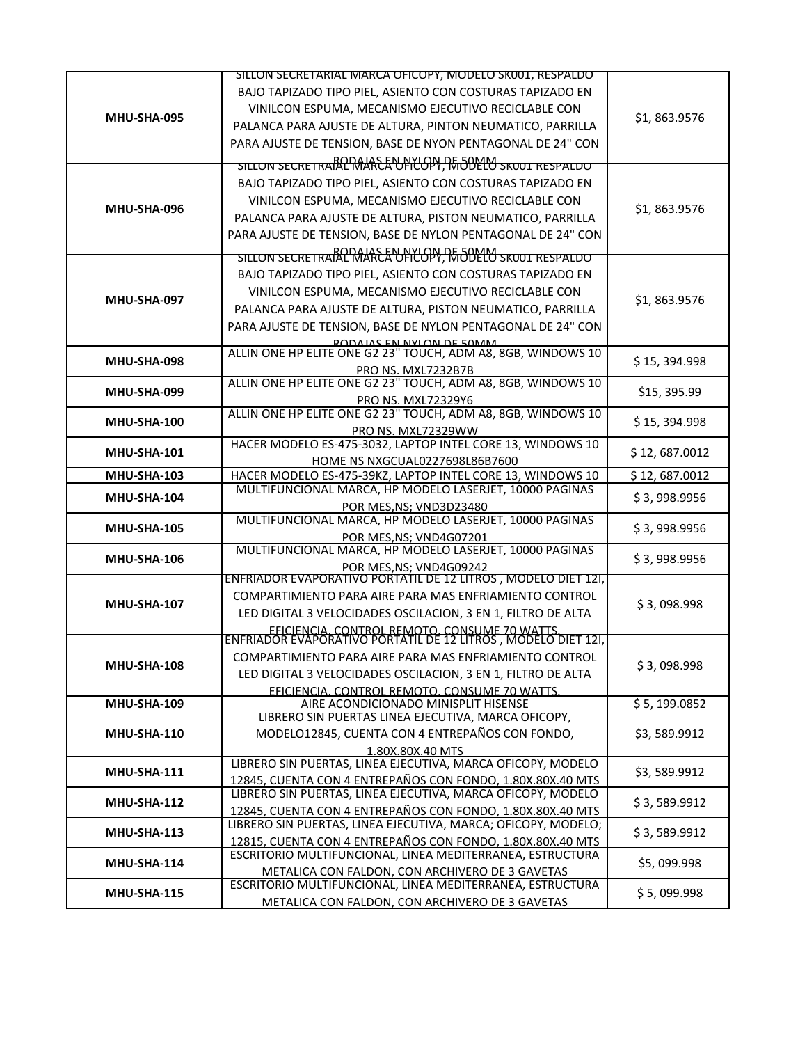| MHU-SHA-095 | SILLON SECRETARIAL MARCA OFICOPY, MODELO SK001, RESPALDO BAJO TAPIZADO TIPO PIEL, ASIENTO CON COSTURAS TAPIZADO EN VINILCON ESPUMA, MECANISMO EJECUTIVO RECICLABLE CON PALANCA PARA AJUSTE DE ALTURA, PINTON NEUMATICO, PARRILLA PARA AJUSTE DE TENSION, BASE DE NYON PENTAGONAL DE 24" CON RODAJAS EN NYLON DE 50MM | $1, 863.9576 |
|---|---|---|
| MHU-SHA-096 | SILLON SECRETRAIAL MARCA OFICOPY, MODELO SK001 RESPALDO BAJO TAPIZADO TIPO PIEL, ASIENTO CON COSTURAS TAPIZADO EN VINILCON ESPUMA, MECANISMO EJECUTIVO RECICLABLE CON PALANCA PARA AJUSTE DE ALTURA, PISTON NEUMATICO, PARRILLA PARA AJUSTE DE TENSION, BASE DE NYLON PENTAGONAL DE 24" CON RODAJAS EN NYLON DE 50MM | $1, 863.9576 |
| MHU-SHA-097 | SILLON SECRETRAIAL MARCA OFICOPY, MODELO SK001 RESPALDO BAJO TAPIZADO TIPO PIEL, ASIENTO CON COSTURAS TAPIZADO EN VINILCON ESPUMA, MECANISMO EJECUTIVO RECICLABLE CON PALANCA PARA AJUSTE DE ALTURA, PISTON NEUMATICO, PARRILLA PARA AJUSTE DE TENSION, BASE DE NYLON PENTAGONAL DE 24" CON RODAJAS EN NYLON DE 50MM | $1, 863.9576 |
| MHU-SHA-098 | ALLIN ONE HP ELITE ONE G2 23" TOUCH, ADM A8, 8GB, WINDOWS 10 PRO NS. MXL7232B7B | $ 15, 394.998 |
| MHU-SHA-099 | ALLIN ONE HP ELITE ONE G2 23" TOUCH, ADM A8, 8GB, WINDOWS 10 PRO NS. MXL72329Y6 | $15, 395.99 |
| MHU-SHA-100 | ALLIN ONE HP ELITE ONE G2 23" TOUCH, ADM A8, 8GB, WINDOWS 10 PRO NS. MXL72329WW | $ 15, 394.998 |
| MHU-SHA-101 | HACER MODELO ES-475-3032, LAPTOP INTEL CORE 13, WINDOWS 10 HOME NS NXGCUAL0227698L86B7600 | $ 12, 687.0012 |
| MHU-SHA-103 | HACER MODELO ES-475-39KZ, LAPTOP INTEL CORE 13, WINDOWS 10 | $ 12, 687.0012 |
| MHU-SHA-104 | MULTIFUNCIONAL MARCA, HP MODELO LASERJET, 10000 PAGINAS POR MES,NS; VND3D23480 | $ 3, 998.9956 |
| MHU-SHA-105 | MULTIFUNCIONAL MARCA, HP MODELO LASERJET, 10000 PAGINAS POR MES,NS; VND4G07201 | $ 3, 998.9956 |
| MHU-SHA-106 | MULTIFUNCIONAL MARCA, HP MODELO LASERJET, 10000 PAGINAS POR MES,NS; VND4G09242 | $ 3, 998.9956 |
| MHU-SHA-107 | ENFRIADOR EVAPORATIVO PORTATIL DE 12 LITROS , MODELO DIET 12I, COMPARTIMIENTO PARA AIRE PARA MAS ENFRIAMIENTO CONTROL LED DIGITAL 3 VELOCIDADES OSCILACION, 3 EN 1, FILTRO DE ALTA EFICIENCIA, CONTROL REMOTO, CONSUME 70 WATTS. | $ 3, 098.998 |
| MHU-SHA-108 | ENFRIADOR EVAPORATIVO PORTATIL DE 12 LITROS , MODELO DIET 12I, COMPARTIMIENTO PARA AIRE PARA MAS ENFRIAMIENTO CONTROL LED DIGITAL 3 VELOCIDADES OSCILACION, 3 EN 1, FILTRO DE ALTA EFICIENCIA, CONTROL REMOTO, CONSUME 70 WATTS. | $ 3, 098.998 |
| MHU-SHA-109 | AIRE ACONDICIONADO MINISPLIT HISENSE | $ 5, 199.0852 |
| MHU-SHA-110 | LIBRERO SIN PUERTAS LINEA EJECUTIVA, MARCA OFICOPY, MODELO12845, CUENTA CON 4 ENTREPAÑOS CON FONDO, 1.80X.80X.40 MTS | $3, 589.9912 |
| MHU-SHA-111 | LIBRERO SIN PUERTAS, LINEA EJECUTIVA, MARCA OFICOPY, MODELO 12845, CUENTA CON 4 ENTREPAÑOS CON FONDO, 1.80X.80X.40 MTS | $3, 589.9912 |
| MHU-SHA-112 | LIBRERO SIN PUERTAS, LINEA EJECUTIVA, MARCA OFICOPY, MODELO 12845, CUENTA CON 4 ENTREPAÑOS CON FONDO, 1.80X.80X.40 MTS | $ 3, 589.9912 |
| MHU-SHA-113 | LIBRERO SIN PUERTAS, LINEA EJECUTIVA, MARCA; OFICOPY, MODELO; 12815, CUENTA CON 4 ENTREPAÑOS CON FONDO, 1.80X.80X.40 MTS | $ 3, 589.9912 |
| MHU-SHA-114 | ESCRITORIO MULTIFUNCIONAL, LINEA MEDITERRANEA, ESTRUCTURA METALICA CON FALDON, CON ARCHIVERO DE 3 GAVETAS | $5, 099.998 |
| MHU-SHA-115 | ESCRITORIO MULTIFUNCIONAL, LINEA MEDITERRANEA, ESTRUCTURA METALICA CON FALDON, CON ARCHIVERO DE 3 GAVETAS | $ 5, 099.998 |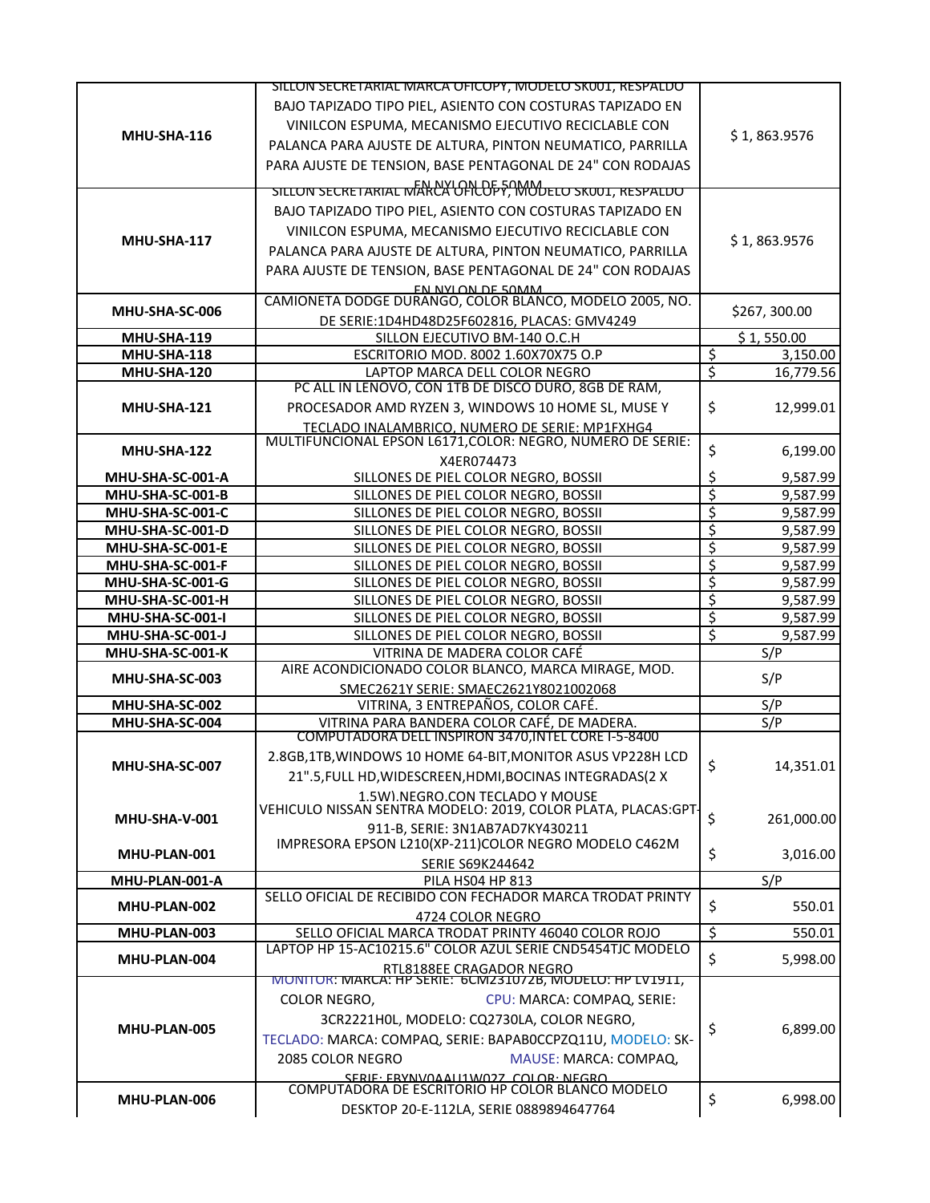| | | |
|---|---|---|
| **MHU-SHA-116** | SILLON SECRETARIAL MARCA OFICOPY, MODELO SK001, RESPALDO BAJO TAPIZADO TIPO PIEL, ASIENTO CON COSTURAS TAPIZADO EN VINILCON ESPUMA, MECANISMO EJECUTIVO RECICLABLE CON PALANCA PARA AJUSTE DE ALTURA, PINTON NEUMATICO, PARRILLA PARA AJUSTE DE TENSION, BASE PENTAGONAL DE 24" CON RODAJAS EN NYLON DE 50MM | $ 1, 863.9576 |
| **MHU-SHA-117** | SILLON SECRETARIAL MARCA OFICOPY, MODELO SK001, RESPALDO BAJO TAPIZADO TIPO PIEL, ASIENTO CON COSTURAS TAPIZADO EN VINILCON ESPUMA, MECANISMO EJECUTIVO RECICLABLE CON PALANCA PARA AJUSTE DE ALTURA, PINTON NEUMATICO, PARRILLA PARA AJUSTE DE TENSION, BASE PENTAGONAL DE 24" CON RODAJAS EN NYLON DE 50MM | $ 1, 863.9576 |
| **MHU-SHA-SC-006** | CAMIONETA DODGE DURANGO, COLOR BLANCO, MODELO 2005, NO. DE SERIE:1D4HD48D25F602816, PLACAS: GMV4249 | $267, 300.00 |
| **MHU-SHA-119** | SILLON EJECUTIVO BM-140 O.C.H | $ 1, 550.00 |
| **MHU-SHA-118** | ESCRITORIO MOD. 8002 1.60X70X75 O.P | $ 3,150.00 |
| **MHU-SHA-120** | LAPTOP MARCA DELL COLOR NEGRO | $ 16,779.56 |
| **MHU-SHA-121** | PC ALL IN LENOVO, CON 1TB DE DISCO DURO, 8GB DE RAM, PROCESADOR AMD RYZEN 3, WINDOWS 10 HOME SL, MUSE Y TECLADO INALAMBRICO, NUMERO DE SERIE: MP1FXHG4 | $ 12,999.01 |
| **MHU-SHA-122** | MULTIFUNCIONAL EPSON L6171,COLOR: NEGRO, NUMERO DE SERIE: X4ER074473 | $ 6,199.00 |
| **MHU-SHA-SC-001-A** | SILLONES DE PIEL COLOR NEGRO, BOSSII | $ 9,587.99 |
| **MHU-SHA-SC-001-B** | SILLONES DE PIEL COLOR NEGRO, BOSSII | $ 9,587.99 |
| **MHU-SHA-SC-001-C** | SILLONES DE PIEL COLOR NEGRO, BOSSII | $ 9,587.99 |
| **MHU-SHA-SC-001-D** | SILLONES DE PIEL COLOR NEGRO, BOSSII | $ 9,587.99 |
| **MHU-SHA-SC-001-E** | SILLONES DE PIEL COLOR NEGRO, BOSSII | $ 9,587.99 |
| **MHU-SHA-SC-001-F** | SILLONES DE PIEL COLOR NEGRO, BOSSII | $ 9,587.99 |
| **MHU-SHA-SC-001-G** | SILLONES DE PIEL COLOR NEGRO, BOSSII | $ 9,587.99 |
| **MHU-SHA-SC-001-H** | SILLONES DE PIEL COLOR NEGRO, BOSSII | $ 9,587.99 |
| **MHU-SHA-SC-001-I** | SILLONES DE PIEL COLOR NEGRO, BOSSII | $ 9,587.99 |
| **MHU-SHA-SC-001-J** | SILLONES DE PIEL COLOR NEGRO, BOSSII | $ 9,587.99 |
| **MHU-SHA-SC-001-K** | VITRINA DE MADERA COLOR CAFÉ | S/P |
| **MHU-SHA-SC-003** | AIRE ACONDICIONADO COLOR BLANCO, MARCA MIRAGE, MOD. SMEC2621Y SERIE: SMAEC2621Y8021002068 | S/P |
| **MHU-SHA-SC-002** | VITRINA, 3 ENTREPAÑOS, COLOR CAFÉ. | S/P |
| **MHU-SHA-SC-004** | VITRINA PARA BANDERA COLOR CAFÉ, DE MADERA. | S/P |
| **MHU-SHA-SC-007** | COMPUTADORA DELL INSPIRON 3470,INTEL CORE I-5-8400 2.8GB,1TB,WINDOWS 10 HOME 64-BIT,MONITOR ASUS VP228H LCD 21".5,FULL HD,WIDESCREEN,HDMI,BOCINAS INTEGRADAS(2 X 1.5W),NEGRO,CON TECLADO Y MOUSE | $ 14,351.01 |
| **MHU-SHA-V-001** | VEHICULO NISSAN SENTRA MODELO: 2019, COLOR PLATA, PLACAS:GPT-911-B, SERIE: 3N1AB7AD7KY430211 | $ 261,000.00 |
| **MHU-PLAN-001** | IMPRESORA EPSON L210(XP-211)COLOR NEGRO MODELO C462M SERIE S69K244642 | $ 3,016.00 |
| **MHU-PLAN-001-A** | PILA HS04 HP 813 | S/P |
| **MHU-PLAN-002** | SELLO OFICIAL DE RECIBIDO CON FECHADOR MARCA TRODAT PRINTY 4724 COLOR NEGRO | $ 550.01 |
| **MHU-PLAN-003** | SELLO OFICIAL MARCA TRODAT PRINTY 46040 COLOR ROJO | $ 550.01 |
| **MHU-PLAN-004** | LAPTOP HP 15-AC10215.6" COLOR AZUL SERIE CND5454TJC MODELO RTL8188EE CRAGADOR NEGRO | $ 5,998.00 |
| **MHU-PLAN-005** | MONITOR: MARCA: HP SERIE: 6CM231072B, MODELO: HP LV1911, COLOR NEGRO, CPU: MARCA: COMPAQ, SERIE: 3CR2221H0L, MODELO: CQ2730LA, COLOR NEGRO, TECLADO: MARCA: COMPAQ, SERIE: BAPAB0CCPZQ11U, MODELO: SK-2085 COLOR NEGRO MAUSE: MARCA: COMPAQ, SERIE: FBYNV0AAU1W02Z, COLOR: NEGRO | $ 6,899.00 |
| **MHU-PLAN-006** | COMPUTADORA DE ESCRITORIO HP COLOR BLANCO MODELO DESKTOP 20-E-112LA, SERIE 0889894647764 | $ 6,998.00 |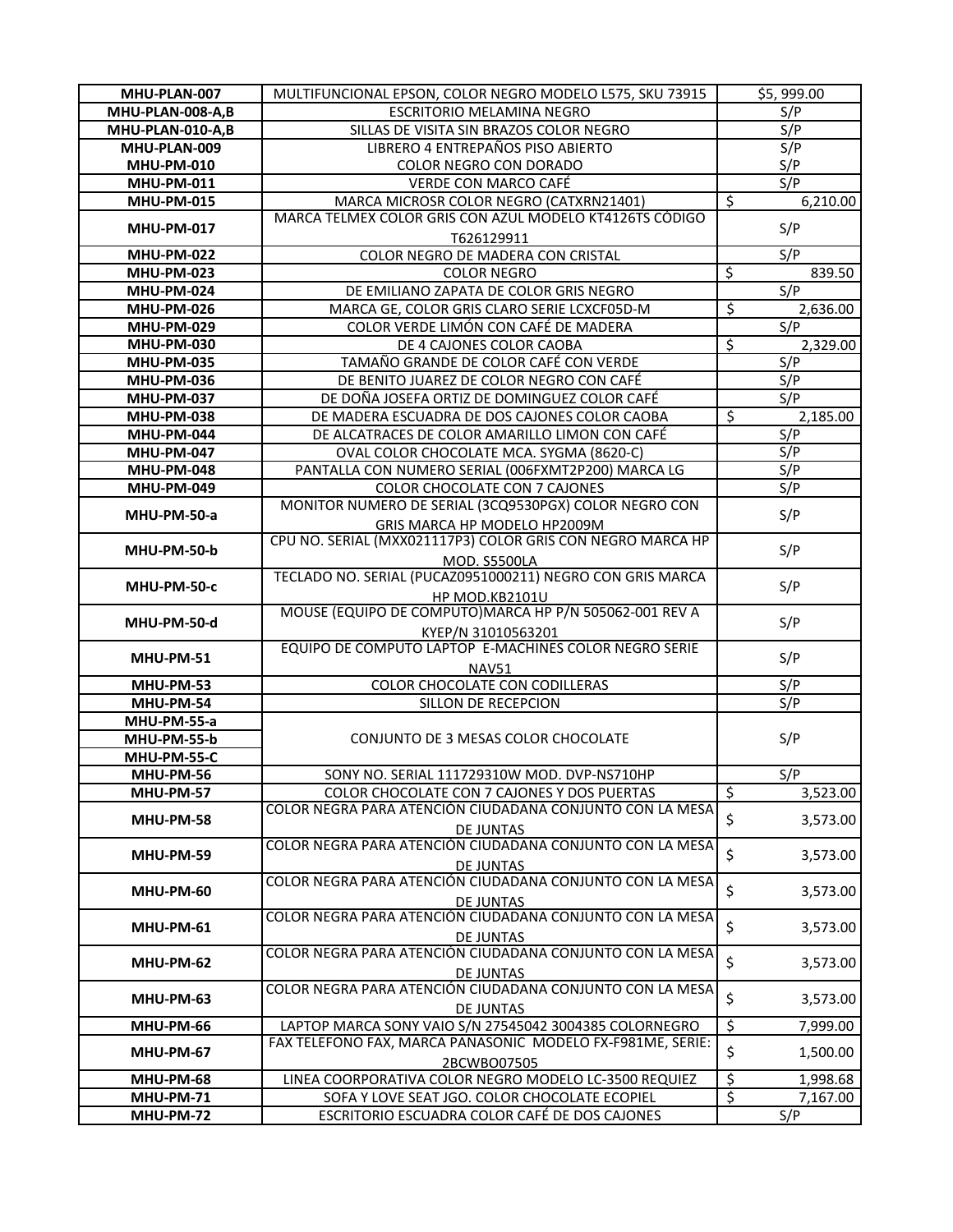| MHU-PLAN-007 | MULTIFUNCIONAL EPSON, COLOR NEGRO MODELO L575, SKU 73915 | $5, 999.00 |
|---|---|---|
| MHU-PLAN-008-A,B | ESCRITORIO MELAMINA NEGRO | S/P |
| MHU-PLAN-010-A,B | SILLAS DE VISITA SIN BRAZOS COLOR NEGRO | S/P |
| MHU-PLAN-009 | LIBRERO 4 ENTREPAÑOS PISO ABIERTO | S/P |
| MHU-PM-010 | COLOR NEGRO CON DORADO | S/P |
| MHU-PM-011 | VERDE CON MARCO CAFÉ | S/P |
| MHU-PM-015 | MARCA MICROSR COLOR NEGRO (CATXRN21401) | $ 6,210.00 |
| MHU-PM-017 | MARCA TELMEX COLOR GRIS CON AZUL MODELO KT4126TS CÓDIGO T626129911 | S/P |
| MHU-PM-022 | COLOR NEGRO DE MADERA CON CRISTAL | S/P |
| MHU-PM-023 | COLOR NEGRO | $ 839.50 |
| MHU-PM-024 | DE EMILIANO ZAPATA DE COLOR GRIS NEGRO | S/P |
| MHU-PM-026 | MARCA GE, COLOR GRIS CLARO SERIE LCXCF05D-M | $ 2,636.00 |
| MHU-PM-029 | COLOR VERDE LIMÓN CON CAFÉ DE MADERA | S/P |
| MHU-PM-030 | DE 4 CAJONES COLOR CAOBA | $ 2,329.00 |
| MHU-PM-035 | TAMAÑO GRANDE DE COLOR CAFÉ CON VERDE | S/P |
| MHU-PM-036 | DE BENITO JUAREZ DE COLOR NEGRO CON CAFÉ | S/P |
| MHU-PM-037 | DE DOÑA JOSEFA ORTIZ DE DOMINGUEZ COLOR CAFÉ | S/P |
| MHU-PM-038 | DE MADERA ESCUADRA DE DOS CAJONES COLOR CAOBA | $ 2,185.00 |
| MHU-PM-044 | DE ALCATRACES DE COLOR AMARILLO LIMON CON CAFÉ | S/P |
| MHU-PM-047 | OVAL COLOR CHOCOLATE MCA. SYGMA (8620-C) | S/P |
| MHU-PM-048 | PANTALLA CON NUMERO SERIAL (006FXMT2P200) MARCA LG | S/P |
| MHU-PM-049 | COLOR CHOCOLATE CON 7 CAJONES | S/P |
| MHU-PM-50-a | MONITOR NUMERO DE SERIAL (3CQ9530PGX) COLOR NEGRO CON GRIS MARCA HP MODELO HP2009M | S/P |
| MHU-PM-50-b | CPU NO. SERIAL (MXX021117P3) COLOR GRIS CON NEGRO MARCA HP MOD. S5500LA | S/P |
| MHU-PM-50-c | TECLADO NO. SERIAL (PUCAZ0951000211) NEGRO CON GRIS MARCA HP MOD.KB2101U | S/P |
| MHU-PM-50-d | MOUSE (EQUIPO DE COMPUTO)MARCA HP P/N 505062-001 REV A KYEP/N 31010563201 | S/P |
| MHU-PM-51 | EQUIPO DE COMPUTO LAPTOP E-MACHINES COLOR NEGRO SERIE NAV51 | S/P |
| MHU-PM-53 | COLOR CHOCOLATE CON CODILLERAS | S/P |
| MHU-PM-54 | SILLON DE RECEPCION | S/P |
| MHU-PM-55-a<br>MHU-PM-55-b<br>MHU-PM-55-C | CONJUNTO DE 3 MESAS COLOR CHOCOLATE | S/P |
| MHU-PM-56 | SONY NO. SERIAL 111729310W MOD. DVP-NS710HP | S/P |
| MHU-PM-57 | COLOR CHOCOLATE CON 7 CAJONES Y DOS PUERTAS | $ 3,523.00 |
| MHU-PM-58 | COLOR NEGRA PARA ATENCIÓN CIUDADANA CONJUNTO CON LA MESA DE JUNTAS | $ 3,573.00 |
| MHU-PM-59 | COLOR NEGRA PARA ATENCIÓN CIUDADANA CONJUNTO CON LA MESA DE JUNTAS | $ 3,573.00 |
| MHU-PM-60 | COLOR NEGRA PARA ATENCIÓN CIUDADANA CONJUNTO CON LA MESA DE JUNTAS | $ 3,573.00 |
| MHU-PM-61 | COLOR NEGRA PARA ATENCIÓN CIUDADANA CONJUNTO CON LA MESA DE JUNTAS | $ 3,573.00 |
| MHU-PM-62 | COLOR NEGRA PARA ATENCIÓN CIUDADANA CONJUNTO CON LA MESA DE JUNTAS | $ 3,573.00 |
| MHU-PM-63 | COLOR NEGRA PARA ATENCIÓN CIUDADANA CONJUNTO CON LA MESA DE JUNTAS | $ 3,573.00 |
| MHU-PM-66 | LAPTOP MARCA SONY VAIO S/N 27545042 3004385 COLORNEGRO | $ 7,999.00 |
| MHU-PM-67 | FAX TELEFONO FAX, MARCA PANASONIC MODELO FX-F981ME, SERIE: 2BCWBO07505 | $ 1,500.00 |
| MHU-PM-68 | LINEA COORPORATIVA COLOR NEGRO MODELO LC-3500 REQUIEZ | $ 1,998.68 |
| MHU-PM-71 | SOFA Y LOVE SEAT JGO. COLOR CHOCOLATE ECOPIEL | $ 7,167.00 |
| MHU-PM-72 | ESCRITORIO ESCUADRA COLOR CAFÉ DE DOS CAJONES | S/P |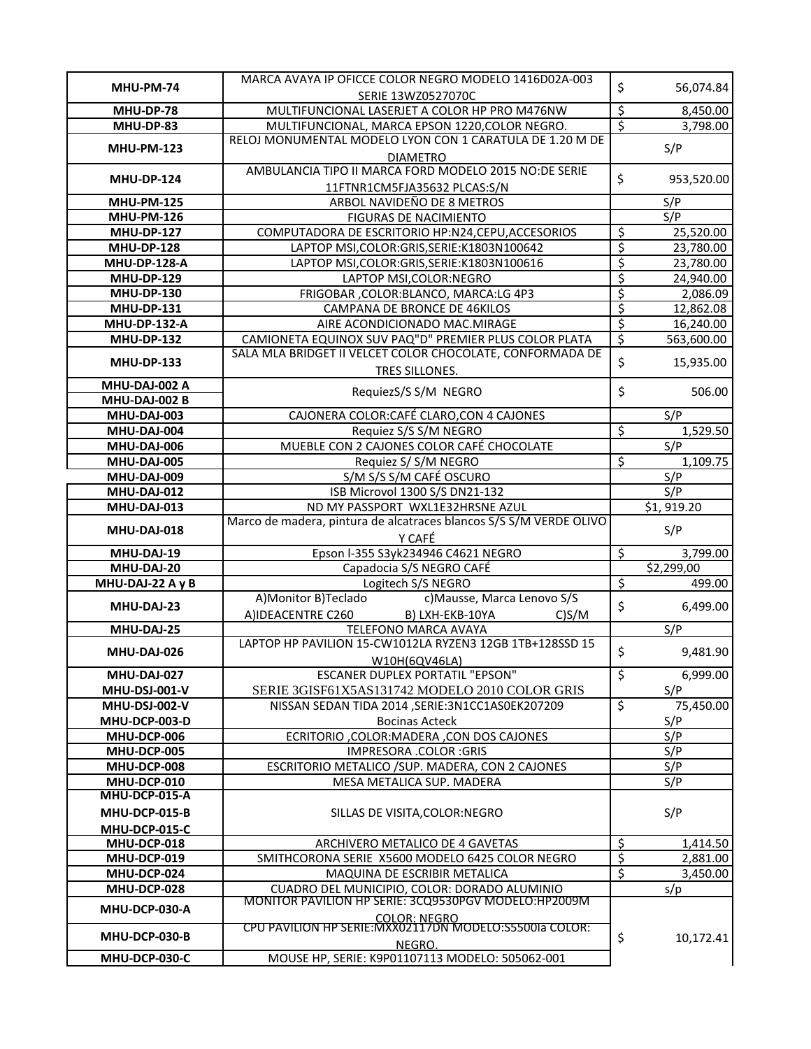| MHU-PM-74 | MARCA AVAYA IP OFICCE COLOR NEGRO MODELO 1416D02A-003 SERIE 13WZ0527070C | $ 56,074.84 |
|---|---|---|
| MHU-DP-78 | MULTIFUNCIONAL LASERJET A COLOR HP PRO M476NW | $ 8,450.00 |
| MHU-DP-83 | MULTIFUNCIONAL, MARCA EPSON 1220,COLOR NEGRO. | $ 3,798.00 |
| MHU-PM-123 | RELOJ MONUMENTAL MODELO LYON CON 1 CARATULA DE 1.20 M DE DIAMETRO | S/P |
| MHU-DP-124 | AMBULANCIA TIPO II MARCA FORD MODELO 2015 NO:DE SERIE 11FTNR1CM5FJA35632 PLCAS:S/N | $ 953,520.00 |
| MHU-PM-125 | ARBOL NAVIDEÑO DE 8 METROS | S/P |
| MHU-PM-126 | FIGURAS DE NACIMIENTO | S/P |
| MHU-DP-127 | COMPUTADORA DE ESCRITORIO HP:N24,CEPU,ACCESORIOS | $ 25,520.00 |
| MHU-DP-128 | LAPTOP MSI,COLOR:GRIS,SERIE:K1803N100642 | $ 23,780.00 |
| MHU-DP-128-A | LAPTOP MSI,COLOR:GRIS,SERIE:K1803N100616 | $ 23,780.00 |
| MHU-DP-129 | LAPTOP MSI,COLOR:NEGRO | $ 24,940.00 |
| MHU-DP-130 | FRIGOBAR ,COLOR:BLANCO, MARCA:LG 4P3 | $ 2,086.09 |
| MHU-DP-131 | CAMPANA DE BRONCE DE 46KILOS | $ 12,862.08 |
| MHU-DP-132-A | AIRE ACONDICIONADO MAC.MIRAGE | $ 16,240.00 |
| MHU-DP-132 | CAMIONETA EQUINOX SUV PAQ"D" PREMIER PLUS COLOR PLATA | $ 563,600.00 |
| MHU-DP-133 | SALA MLA BRIDGET II VELCET COLOR CHOCOLATE, CONFORMADA DE TRES SILLONES. | $ 15,935.00 |
| MHU-DAJ-002 A<br>MHU-DAJ-002 B | RequiezS/S S/M NEGRO | $ 506.00 |
| MHU-DAJ-003 | CAJONERA COLOR:CAFÉ CLARO,CON 4 CAJONES | S/P |
| MHU-DAJ-004 | Requiez S/S S/M NEGRO | $ 1,529.50 |
| MHU-DAJ-006 | MUEBLE CON 2 CAJONES COLOR CAFÉ CHOCOLATE | S/P |
| MHU-DAJ-005 | Requiez S/ S/M NEGRO | $ 1,109.75 |
| MHU-DAJ-009 | S/M S/S S/M CAFÉ OSCURO | S/P |
| MHU-DAJ-012 | ISB Microvol 1300 S/S DN21-132 | S/P |
| MHU-DAJ-013 | ND MY PASSPORT WXL1E32HRSNE AZUL | $1, 919.20 |
| MHU-DAJ-018 | Marco de madera, pintura de alcatraces blancos S/S S/M VERDE OLIVO Y CAFÉ | S/P |
| MHU-DAJ-19 | Epson l-355 S3yk234946 C4621 NEGRO | $ 3,799.00 |
| MHU-DAJ-20 | Capadocia S/S NEGRO CAFÉ | $2,299,00 |
| MHU-DAJ-22 A y B | Logitech S/S NEGRO | $ 499.00 |
| MHU-DAJ-23 | A)Monitor B)Teclado c)Mausse, Marca Lenovo S/S A)IDEACENTRE C260 B) LXH-EKB-10YA C)S/M | $ 6,499.00 |
| MHU-DAJ-25 | TELEFONO MARCA AVAYA | S/P |
| MHU-DAJ-026 | LAPTOP HP PAVILION 15-CW1012LA RYZEN3 12GB 1TB+128SSD 15 W10H(6QV46LA) | $ 9,481.90 |
| MHU-DAJ-027 | ESCANER DUPLEX PORTATIL "EPSON" | $ 6,999.00 |
| MHU-DSJ-001-V | SERIE 3GISF61X5AS131742 MODELO 2010 COLOR GRIS | S/P |
| MHU-DSJ-002-V | NISSAN SEDAN TIDA 2014 ,SERIE:3N1CC1AS0EK207209 | $ 75,450.00 |
| MHU-DCP-003-D | Bocinas Acteck | S/P |
| MHU-DCP-006 | ECRITORIO ,COLOR:MADERA ,CON DOS CAJONES | S/P |
| MHU-DCP-005 | IMPRESORA .COLOR :GRIS | S/P |
| MHU-DCP-008 | ESCRITORIO METALICO /SUP. MADERA, CON 2 CAJONES | S/P |
| MHU-DCP-010 | MESA METALICA SUP. MADERA | S/P |
| MHU-DCP-015-A<br>MHU-DCP-015-B<br>MHU-DCP-015-C | SILLAS DE VISITA,COLOR:NEGRO | S/P |
| MHU-DCP-018 | ARCHIVERO METALICO DE 4 GAVETAS | $ 1,414.50 |
| MHU-DCP-019 | SMITHCORONA SERIE X5600 MODELO 6425 COLOR NEGRO | $ 2,881.00 |
| MHU-DCP-024 | MAQUINA DE ESCRIBIR METALICA | $ 3,450.00 |
| MHU-DCP-028 | CUADRO DEL MUNICIPIO, COLOR: DORADO ALUMINIO | s/p |
| MHU-DCP-030-A | MONITOR PAVILION HP SERIE: 3CQ9530PGV MODELO:HP2009M COLOR: NEGRO | $ 10,172.41 |
| MHU-DCP-030-B | CPU PAVILION HP SERIE:MXX02117DN MODELO:S5500la COLOR: NEGRO. | |
| MHU-DCP-030-C | MOUSE HP, SERIE: K9P01107113 MODELO: 505062-001 | |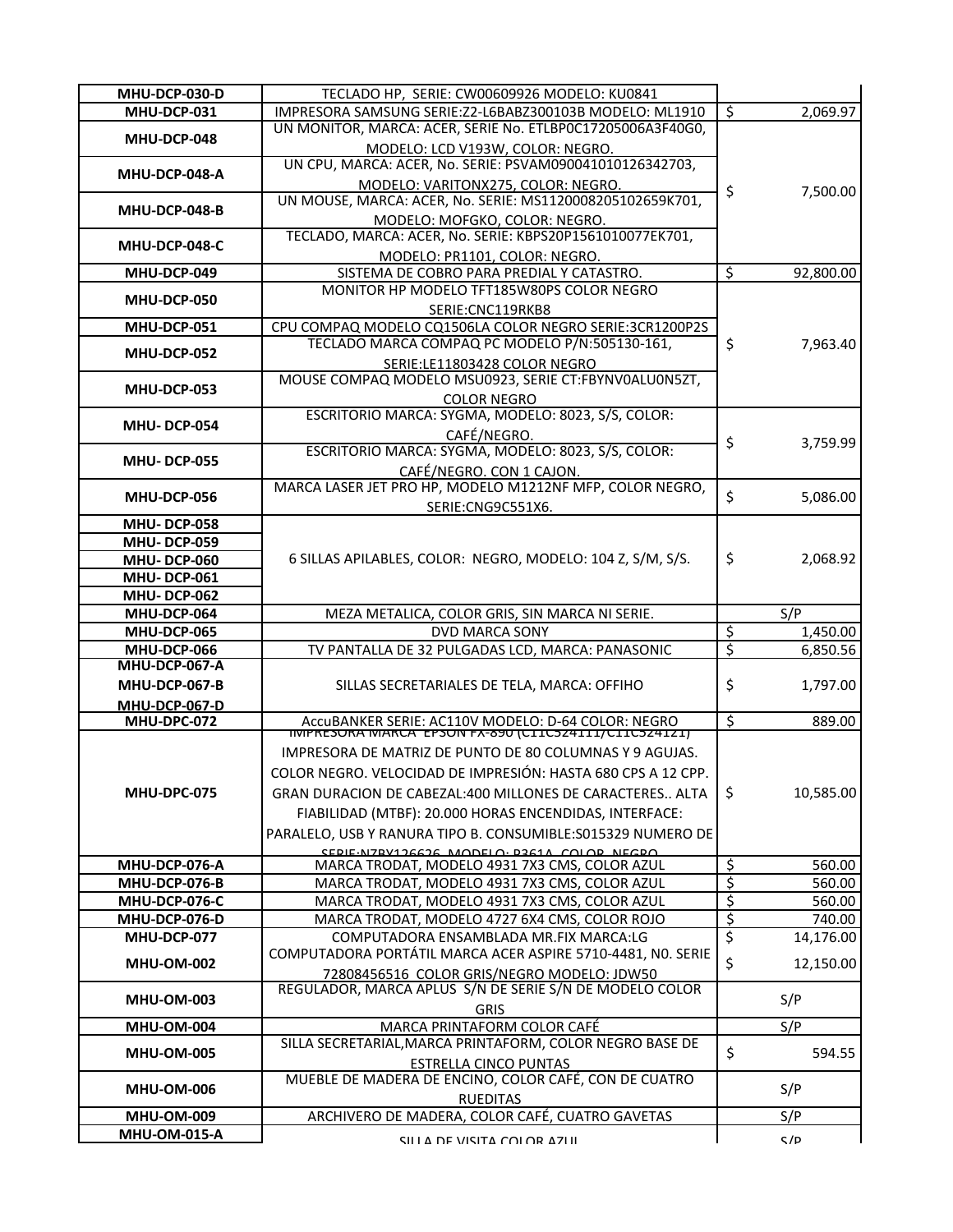| | | |
|---|---|---|
| MHU-DCP-030-D | TECLADO HP, SERIE: CW00609926 MODELO: KU0841 | |
| MHU-DCP-031 | IMPRESORA SAMSUNG SERIE:Z2-L6BABZ300103B MODELO: ML1910 | $ 2,069.97 |
| MHU-DCP-048 | UN MONITOR, MARCA: ACER, SERIE No. ETLBP0C17205006A3F40G0, MODELO: LCD V193W, COLOR: NEGRO. | $ 7,500.00 |
| MHU-DCP-048-A | UN CPU, MARCA: ACER, No. SERIE: PSVAM090041010126342703, MODELO: VARITONX275, COLOR: NEGRO. | |
| MHU-DCP-048-B | UN MOUSE, MARCA: ACER, No. SERIE: MS1120008205102659K701, MODELO: MOFGKO, COLOR: NEGRO. | |
| MHU-DCP-048-C | TECLADO, MARCA: ACER, No. SERIE: KBPS20P1561010077EK701, MODELO: PR1101, COLOR: NEGRO. | |
| MHU-DCP-049 | SISTEMA DE COBRO PARA PREDIAL Y CATASTRO. | $ 92,800.00 |
| MHU-DCP-050 | MONITOR HP MODELO TFT185W80PS COLOR NEGRO SERIE:CNC119RKB8 | $ 7,963.40 |
| MHU-DCP-051 | CPU COMPAQ MODELO CQ1506LA COLOR NEGRO SERIE:3CR1200P2S | |
| MHU-DCP-052 | TECLADO MARCA COMPAQ PC MODELO P/N:505130-161, SERIE:LE11803428 COLOR NEGRO | |
| MHU-DCP-053 | MOUSE COMPAQ MODELO MSU0923, SERIE CT:FBYNV0ALU0N5ZT, COLOR NEGRO | |
| MHU- DCP-054 | ESCRITORIO MARCA: SYGMA, MODELO: 8023, S/S, COLOR: CAFÉ/NEGRO. | $ 3,759.99 |
| MHU- DCP-055 | ESCRITORIO MARCA: SYGMA, MODELO: 8023, S/S, COLOR: CAFÉ/NEGRO. CON 1 CAJON. | |
| MHU-DCP-056 | MARCA LASER JET PRO HP, MODELO M1212NF MFP, COLOR NEGRO, SERIE:CNG9C551X6. | $ 5,086.00 |
| MHU- DCP-058<br>MHU- DCP-059<br>MHU- DCP-060<br>MHU- DCP-061<br>MHU- DCP-062 | 6 SILLAS APILABLES, COLOR: NEGRO, MODELO: 104 Z, S/M, S/S. | $ 2,068.92 |
| MHU-DCP-064 | MEZA METALICA, COLOR GRIS, SIN MARCA NI SERIE. | S/P |
| MHU-DCP-065 | DVD MARCA SONY | $ 1,450.00 |
| MHU-DCP-066 | TV PANTALLA DE 32 PULGADAS LCD, MARCA: PANASONIC | $ 6,850.56 |
| MHU-DCP-067-A<br>MHU-DCP-067-B<br>MHU-DCP-067-D | SILLAS SECRETARIALES DE TELA, MARCA: OFFIHO | $ 1,797.00 |
| MHU-DPC-072 | AccuBANKER SERIE: AC110V MODELO: D-64 COLOR: NEGRO | $ 889.00 |
| MHU-DPC-075 | IMPRESORA MARCA EPSON FX-890 (C11C524111/C11C524121) IMPRESORA DE MATRIZ DE PUNTO DE 80 COLUMNAS Y 9 AGUJAS. COLOR NEGRO. VELOCIDAD DE IMPRESIÓN: HASTA 680 CPS A 12 CPP. GRAN DURACION DE CABEZAL:400 MILLONES DE CARACTERES.. ALTA FIABILIDAD (MTBF): 20.000 HORAS ENCENDIDAS, INTERFACE: PARALELO, USB Y RANURA TIPO B. CONSUMIBLE:S015329 NUMERO DE SERIE:N7BY126626 MODELO: P361A COLOR NEGRO | $ 10,585.00 |
| MHU-DCP-076-A | MARCA TRODAT, MODELO 4931 7X3 CMS, COLOR AZUL | $ 560.00 |
| MHU-DCP-076-B | MARCA TRODAT, MODELO 4931 7X3 CMS, COLOR AZUL | $ 560.00 |
| MHU-DCP-076-C | MARCA TRODAT, MODELO 4931 7X3 CMS, COLOR AZUL | $ 560.00 |
| MHU-DCP-076-D | MARCA TRODAT, MODELO 4727 6X4 CMS, COLOR ROJO | $ 740.00 |
| MHU-DCP-077 | COMPUTADORA ENSAMBLADA MR.FIX MARCA:LG | $ 14,176.00 |
| MHU-OM-002 | COMPUTADORA PORTÁTIL MARCA ACER ASPIRE 5710-4481, N0. SERIE 72808456516 COLOR GRIS/NEGRO MODELO: JDW50 | $ 12,150.00 |
| MHU-OM-003 | REGULADOR, MARCA APLUS S/N DE SERIE S/N DE MODELO COLOR GRIS | S/P |
| MHU-OM-004 | MARCA PRINTAFORM COLOR CAFÉ | S/P |
| MHU-OM-005 | SILLA SECRETARIAL,MARCA PRINTAFORM, COLOR NEGRO BASE DE ESTRELLA CINCO PUNTAS | $ 594.55 |
| MHU-OM-006 | MUEBLE DE MADERA DE ENCINO, COLOR CAFÉ, CON DE CUATRO RUEDITAS | S/P |
| MHU-OM-009 | ARCHIVERO DE MADERA, COLOR CAFÉ, CUATRO GAVETAS | S/P |
| MHU-OM-015-A | SILLA DE VISITA COLOR AZUL | S/P |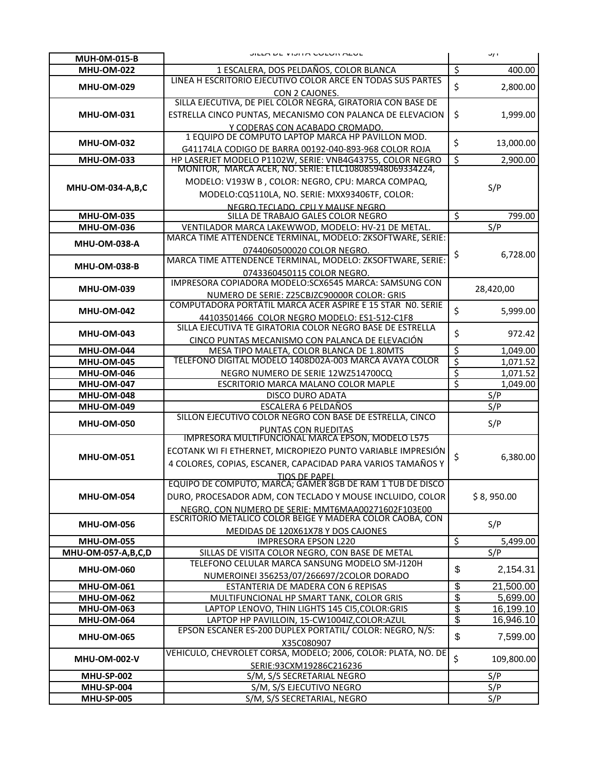| MUH-0M-015-B | SILLA DE VISITA COLOR AZUL | S/P |
|---|---|---|
| MHU-OM-022 | 1 ESCALERA, DOS PELDAÑOS, COLOR BLANCA | $ 400.00 |
| MHU-OM-029 | LINEA H ESCRITORIO EJECUTIVO COLOR ARCE EN TODAS SUS PARTES CON 2 CAJONES. | $ 2,800.00 |
| MHU-OM-031 | SILLA EJECUTIVA, DE PIEL COLOR NEGRA, GIRATORIA CON BASE DE ESTRELLA CINCO PUNTAS, MECANISMO CON PALANCA DE ELEVACION Y CODERAS CON ACABADO CROMADO. | $ 1,999.00 |
| MHU-OM-032 | 1 EQUIPO DE COMPUTO LAPTOP MARCA HP PAVILLON MOD. G41174LA CODIGO DE BARRA 00192-040-893-968 COLOR ROJA | $ 13,000.00 |
| MHU-OM-033 | HP LASERJET MODELO P1102W, SERIE: VNB4G43755, COLOR NEGRO | $ 2,900.00 |
| MHU-OM-034-A,B,C | MONITOR, MARCA ACER, NO. SERIE: ETLC108085948069334224, MODELO: V193W B , COLOR: NEGRO, CPU: MARCA COMPAQ, MODELO:CQ5110LA, NO. SERIE: MXX93406TF, COLOR: NEGRO TECLADO, CPU Y MAUSE NEGRO | S/P |
| MHU-OM-035 | SILLA DE TRABAJO GALES COLOR NEGRO | $ 799.00 |
| MHU-OM-036 | VENTILADOR MARCA LAKEWWOD, MODELO: HV-21 DE METAL. | S/P |
| MHU-OM-038-A | MARCA TIME ATTENDENCE TERMINAL, MODELO: ZKSOFTWARE, SERIE: 0744060500020 COLOR NEGRO. | $ 6,728.00 |
| MHU-OM-038-B | MARCA TIME ATTENDENCE TERMINAL, MODELO: ZKSOFTWARE, SERIE: 0743360450115 COLOR NEGRO. | |
| MHU-OM-039 | IMPRESORA COPIADORA MODELO:SCX6545 MARCA: SAMSUNG CON NUMERO DE SERIE: Z25CBJZC90000R COLOR: GRIS | 28,420,00 |
| MHU-OM-042 | COMPUTADORA PORTATIL MARCA ACER ASPIRE E 15 STAR N0. SERIE 44103501466 COLOR NEGRO MODELO: ES1-512-C1F8 | $ 5,999.00 |
| MHU-OM-043 | SILLA EJECUTIVA TE GIRATORIA COLOR NEGRO BASE DE ESTRELLA CINCO PUNTAS MECANISMO CON PALANCA DE ELEVACIÓN | $ 972.42 |
| MHU-OM-044 | MESA TIPO MALETA, COLOR BLANCA DE 1.80MTS | $ 1,049.00 |
| MHU-OM-045 | TELEFONO DIGITAL MODELO 1408D02A-003 MARCA AVAYA COLOR NEGRO NUMERO DE SERIE 12WZ514700CQ | $ 1,071.52 |
| MHU-OM-046 | | $ 1,071.52 |
| MHU-OM-047 | ESCRITORIO MARCA MALANO COLOR MAPLE | $ 1,049.00 |
| MHU-OM-048 | DISCO DURO ADATA | S/P |
| MHU-OM-049 | ESCALERA 6 PELDAÑOS | S/P |
| MHU-OM-050 | SILLON EJECUTIVO COLOR NEGRO CON BASE DE ESTRELLA, CINCO PUNTAS CON RUEDITAS | S/P |
| MHU-OM-051 | IMPRESORA MULTIFUNCIONAL MARCA EPSON, MODELO L575 ECOTANK WI FI ETHERNET, MICROPIEZO PUNTO VARIABLE IMPRESIÓN 4 COLORES, COPIAS, ESCANER, CAPACIDAD PARA VARIOS TAMAÑOS Y TIOS DE PAPEL | $ 6,380.00 |
| MHU-OM-054 | EQUIPO DE COMPUTO, MARCA; GAMER 8GB DE RAM 1 TUB DE DISCO DURO, PROCESADOR ADM, CON TECLADO Y MOUSE INCLUIDO, COLOR NEGRO, CON NUMERO DE SERIE: MMT6MAA00271602F103E00 | $ 8, 950.00 |
| MHU-OM-056 | ESCRITORIO METALICO COLOR BEIGE Y MADERA COLOR CAOBA, CON MEDIDAS DE 120X61X78 Y DOS CAJONES | S/P |
| MHU-OM-055 | IMPRESORA EPSON L220 | $ 5,499.00 |
| MHU-OM-057-A,B,C,D | SILLAS DE VISITA COLOR NEGRO, CON BASE DE METAL | S/P |
| MHU-OM-060 | TELEFONO CELULAR MARCA SANSUNG MODELO SM-J120H NUMEROINEI 356253/07/266697/2COLOR DORADO | $ 2,154.31 |
| MHU-OM-061 | ESTANTERIA DE MADERA CON 6 REPISAS | $ 21,500.00 |
| MHU-OM-062 | MULTIFUNCIONAL HP SMART TANK, COLOR GRIS | $ 5,699.00 |
| MHU-OM-063 | LAPTOP LENOVO, THIN LIGHTS 145 CI5,COLOR:GRIS | $ 16,199.10 |
| MHU-OM-064 | LAPTOP HP PAVILLOIN, 15-CW1004IZ,COLOR:AZUL | $ 16,946.10 |
| MHU-OM-065 | EPSON ESCANER ES-200 DUPLEX PORTATIL/ COLOR: NEGRO, N/S: X35C080907 | $ 7,599.00 |
| MHU-OM-002-V | VEHICULO, CHEVROLET CORSA, MODELO; 2006, COLOR: PLATA, NO. DE SERIE:93CXM19286C216236 | $ 109,800.00 |
| MHU-SP-002 | S/M, S/S SECRETARIAL NEGRO | S/P |
| MHU-SP-004 | S/M, S/S EJECUTIVO NEGRO | S/P |
| MHU-SP-005 | S/M, S/S SECRETARIAL, NEGRO | S/P |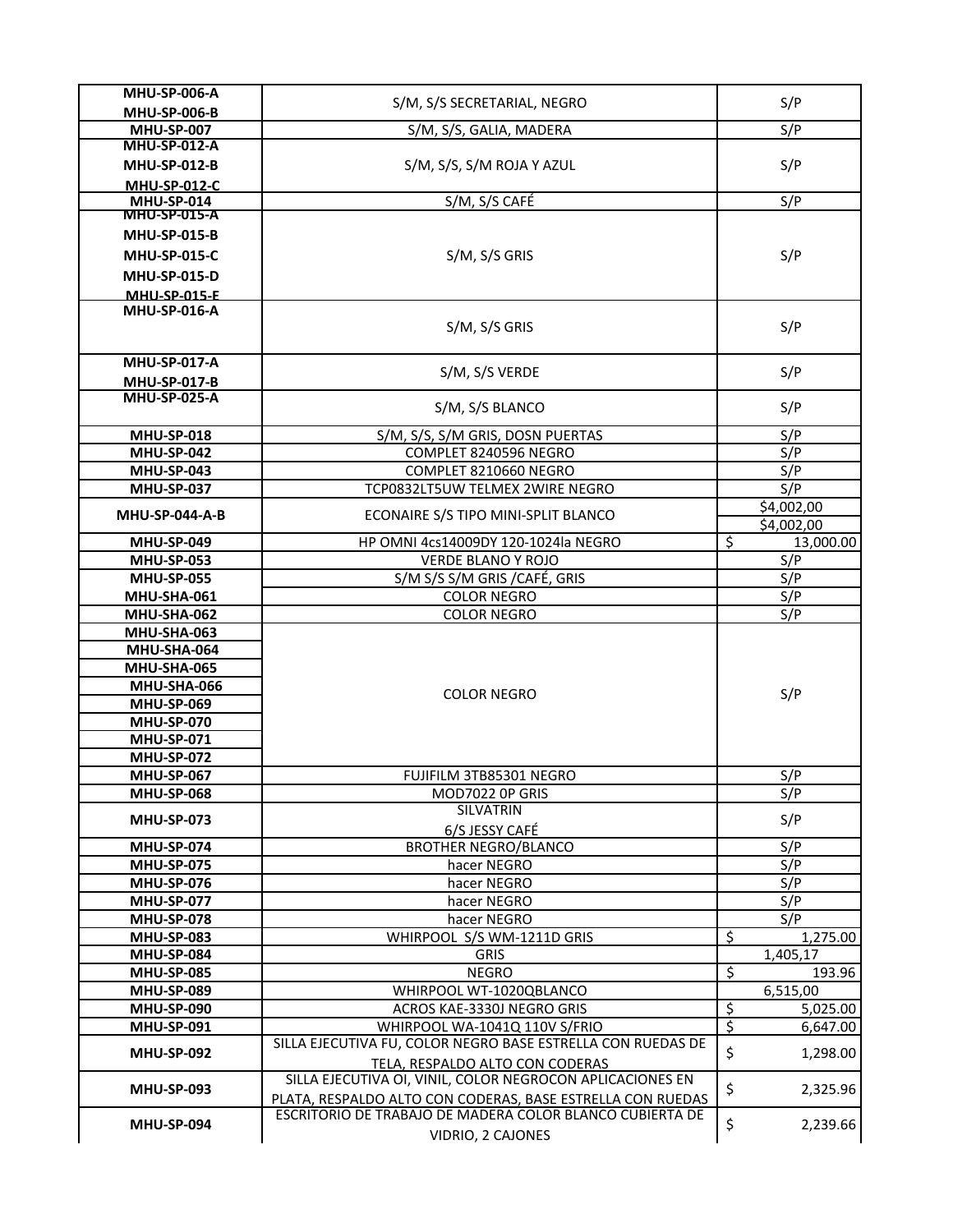| | | |
|---|---|---|
| **MHU-SP-006-A**<br>**MHU-SP-006-B** | S/M, S/S SECRETARIAL, NEGRO | S/P |
| **MHU-SP-007** | S/M, S/S, GALIA, MADERA | S/P |
| **MHU-SP-012-A**<br>**MHU-SP-012-B**<br>**MHU-SP-012-C** | S/M, S/S, S/M ROJA Y AZUL | S/P |
| **MHU-SP-014** | S/M, S/S CAFÉ | S/P |
| **MHU-SP-015-A**<br>**MHU-SP-015-B**<br>**MHU-SP-015-C**<br>**MHU-SP-015-D**<br>**MHU-SP-015-E** | S/M, S/S GRIS | S/P |
| **MHU-SP-016-A** | S/M, S/S GRIS | S/P |
| **MHU-SP-017-A**<br>**MHU-SP-017-B** | S/M, S/S VERDE | S/P |
| **MHU-SP-025-A** | S/M, S/S BLANCO | S/P |
| **MHU-SP-018** | S/M, S/S, S/M GRIS, DOSN PUERTAS | S/P |
| **MHU-SP-042** | COMPLET 8240596 NEGRO | S/P |
| **MHU-SP-043** | COMPLET 8210660 NEGRO | S/P |
| **MHU-SP-037** | TCP0832LT5UW TELMEX 2WIRE NEGRO | S/P |
| **MHU-SP-044-A-B** | ECONAIRE S/S TIPO MINI-SPLIT BLANCO | $4,002,00<br>$4,002,00 |
| **MHU-SP-049** | HP OMNI 4cs14009DY 120-1024la NEGRO | $ 13,000.00 |
| **MHU-SP-053** | VERDE BLANO Y ROJO | S/P |
| **MHU-SP-055** | S/M S/S S/M GRIS /CAFÉ, GRIS | S/P |
| **MHU-SHA-061** | COLOR NEGRO | S/P |
| **MHU-SHA-062** | COLOR NEGRO | S/P |
| **MHU-SHA-063**<br>**MHU-SHA-064**<br>**MHU-SHA-065**<br>**MHU-SHA-066**<br>**MHU-SP-069**<br>**MHU-SP-070**<br>**MHU-SP-071**<br>**MHU-SP-072** | COLOR NEGRO | S/P |
| **MHU-SP-067** | FUJIFILM 3TB85301 NEGRO | S/P |
| **MHU-SP-068** | MOD7022 0P GRIS | S/P |
| **MHU-SP-073** | SILVATRIN<br>6/S JESSY CAFÉ | S/P |
| **MHU-SP-074** | BROTHER NEGRO/BLANCO | S/P |
| **MHU-SP-075** | hacer NEGRO | S/P |
| **MHU-SP-076** | hacer NEGRO | S/P |
| **MHU-SP-077** | hacer NEGRO | S/P |
| **MHU-SP-078** | hacer NEGRO | S/P |
| **MHU-SP-083** | WHIRPOOL S/S WM-1211D GRIS | $ 1,275.00 |
| **MHU-SP-084** | GRIS | 1,405,17 |
| **MHU-SP-085** | NEGRO | $ 193.96 |
| **MHU-SP-089** | WHIRPOOL WT-1020QBLANCO | 6,515,00 |
| **MHU-SP-090** | ACROS KAE-3330J NEGRO GRIS | $ 5,025.00 |
| **MHU-SP-091** | WHIRPOOL WA-1041Q 110V S/FRIO | $ 6,647.00 |
| **MHU-SP-092** | SILLA EJECUTIVA FU, COLOR NEGRO BASE ESTRELLA CON RUEDAS DE TELA, RESPALDO ALTO CON CODERAS | $ 1,298.00 |
| **MHU-SP-093** | SILLA EJECUTIVA OI, VINIL, COLOR NEGROCON APLICACIONES EN PLATA, RESPALDO ALTO CON CODERAS, BASE ESTRELLA CON RUEDAS | $ 2,325.96 |
| **MHU-SP-094** | ESCRITORIO DE TRABAJO DE MADERA COLOR BLANCO CUBIERTA DE VIDRIO, 2 CAJONES | $ 2,239.66 |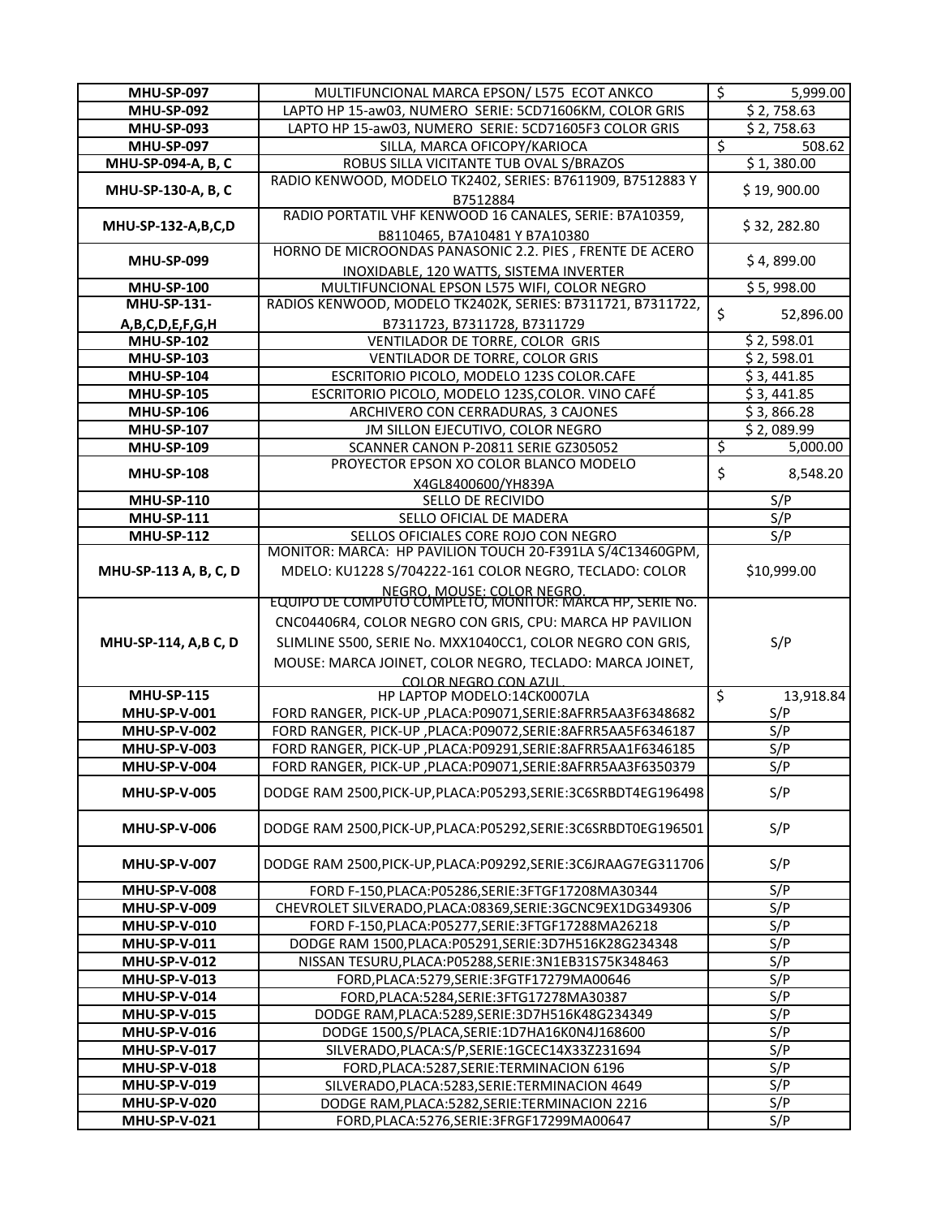| MHU-SP-097 | MULTIFUNCIONAL MARCA EPSON/ L575 ECOT ANKCO | $ 5,999.00 |
|---|---|---|
| MHU-SP-092 | LAPTO HP 15-aw03, NUMERO SERIE: 5CD71606KM, COLOR GRIS | $ 2, 758.63 |
| MHU-SP-093 | LAPTO HP 15-aw03, NUMERO SERIE: 5CD71605F3 COLOR GRIS | $ 2, 758.63 |
| MHU-SP-097 | SILLA, MARCA OFICOPY/KARIOCA | $ 508.62 |
| MHU-SP-094-A, B, C | ROBUS SILLA VICITANTE TUB OVAL S/BRAZOS | $ 1, 380.00 |
| MHU-SP-130-A, B, C | RADIO KENWOOD, MODELO TK2402, SERIES: B7611909, B7512883 Y B7512884 | $ 19, 900.00 |
| MHU-SP-132-A,B,C,D | RADIO PORTATIL VHF KENWOOD 16 CANALES, SERIE: B7A10359, B8110465, B7A10481 Y B7A10380 | $ 32, 282.80 |
| MHU-SP-099 | HORNO DE MICROONDAS PANASONIC 2.2. PIES , FRENTE DE ACERO INOXIDABLE, 120 WATTS, SISTEMA INVERTER | $ 4, 899.00 |
| MHU-SP-100 | MULTIFUNCIONAL EPSON L575 WIFI, COLOR NEGRO | $ 5, 998.00 |
| MHU-SP-131-A,B,C,D,E,F,G,H | RADIOS KENWOOD, MODELO TK2402K, SERIES: B7311721, B7311722, B7311723, B7311728, B7311729 | $ 52,896.00 |
| MHU-SP-102 | VENTILADOR DE TORRE, COLOR GRIS | $ 2, 598.01 |
| MHU-SP-103 | VENTILADOR DE TORRE, COLOR GRIS | $ 2, 598.01 |
| MHU-SP-104 | ESCRITORIO PICOLO, MODELO 123S COLOR.CAFE | $ 3, 441.85 |
| MHU-SP-105 | ESCRITORIO PICOLO, MODELO 123S,COLOR. VINO CAFÉ | $ 3, 441.85 |
| MHU-SP-106 | ARCHIVERO CON CERRADURAS, 3 CAJONES | $ 3, 866.28 |
| MHU-SP-107 | JM SILLON EJECUTIVO, COLOR NEGRO | $ 2, 089.99 |
| MHU-SP-109 | SCANNER CANON P-20811 SERIE GZ305052 | $ 5,000.00 |
| MHU-SP-108 | PROYECTOR EPSON XO COLOR BLANCO MODELO X4GL8400600/YH839A | $ 8,548.20 |
| MHU-SP-110 | SELLO DE RECIVIDO | S/P |
| MHU-SP-111 | SELLO OFICIAL DE MADERA | S/P |
| MHU-SP-112 | SELLOS OFICIALES CORE ROJO CON NEGRO | S/P |
| MHU-SP-113 A, B, C, D | MONITOR: MARCA: HP PAVILION TOUCH 20-F391LA S/4C13460GPM, MDELO: KU1228 S/704222-161 COLOR NEGRO, TECLADO: COLOR NEGRO, MOUSE: COLOR NEGRO. | $10,999.00 |
| MHU-SP-114, A,B C, D | EQUIPO DE COMPUTO COMPLETO, MONITOR: MARCA HP, SERIE No. CNC04406R4, COLOR NEGRO CON GRIS, CPU: MARCA HP PAVILION SLIMLINE S500, SERIE No. MXX1040CC1, COLOR NEGRO CON GRIS, MOUSE: MARCA JOINET, COLOR NEGRO, TECLADO: MARCA JOINET, COLOR NEGRO CON AZUL. | S/P |
| MHU-SP-115 | HP LAPTOP MODELO:14CK0007LA | $ 13,918.84 |
| MHU-SP-V-001 | FORD RANGER, PICK-UP ,PLACA:P09071,SERIE:8AFRR5AA3F6348682 | S/P |
| MHU-SP-V-002 | FORD RANGER, PICK-UP ,PLACA:P09072,SERIE:8AFRR5AA5F6346187 | S/P |
| MHU-SP-V-003 | FORD RANGER, PICK-UP ,PLACA:P09291,SERIE:8AFRR5AA1F6346185 | S/P |
| MHU-SP-V-004 | FORD RANGER, PICK-UP ,PLACA:P09071,SERIE:8AFRR5AA3F6350379 | S/P |
| MHU-SP-V-005 | DODGE RAM 2500,PICK-UP,PLACA:P05293,SERIE:3C6SRBDT4EG196498 | S/P |
| MHU-SP-V-006 | DODGE RAM 2500,PICK-UP,PLACA:P05292,SERIE:3C6SRBDT0EG196501 | S/P |
| MHU-SP-V-007 | DODGE RAM 2500,PICK-UP,PLACA:P09292,SERIE:3C6JRAAG7EG311706 | S/P |
| MHU-SP-V-008 | FORD F-150,PLACA:P05286,SERIE:3FTGF17208MA30344 | S/P |
| MHU-SP-V-009 | CHEVROLET SILVERADO,PLACA:08369,SERIE:3GCNC9EX1DG349306 | S/P |
| MHU-SP-V-010 | FORD F-150,PLACA:P05277,SERIE:3FTGF17288MA26218 | S/P |
| MHU-SP-V-011 | DODGE RAM 1500,PLACA:P05291,SERIE:3D7H516K28G234348 | S/P |
| MHU-SP-V-012 | NISSAN TESURU,PLACA:P05288,SERIE:3N1EB31S75K348463 | S/P |
| MHU-SP-V-013 | FORD,PLACA:5279,SERIE:3FGTF17279MA00646 | S/P |
| MHU-SP-V-014 | FORD,PLACA:5284,SERIE:3FTG17278MA30387 | S/P |
| MHU-SP-V-015 | DODGE RAM,PLACA:5289,SERIE:3D7H516K48G234349 | S/P |
| MHU-SP-V-016 | DODGE 1500,S/PLACA,SERIE:1D7HA16K0N4J168600 | S/P |
| MHU-SP-V-017 | SILVERADO,PLACA:S/P,SERIE:1GCEC14X33Z231694 | S/P |
| MHU-SP-V-018 | FORD,PLACA:5287,SERIE:TERMINACION 6196 | S/P |
| MHU-SP-V-019 | SILVERADO,PLACA:5283,SERIE:TERMINACION 4649 | S/P |
| MHU-SP-V-020 | DODGE RAM,PLACA:5282,SERIE:TERMINACION 2216 | S/P |
| MHU-SP-V-021 | FORD,PLACA:5276,SERIE:3FRGF17299MA00647 | S/P |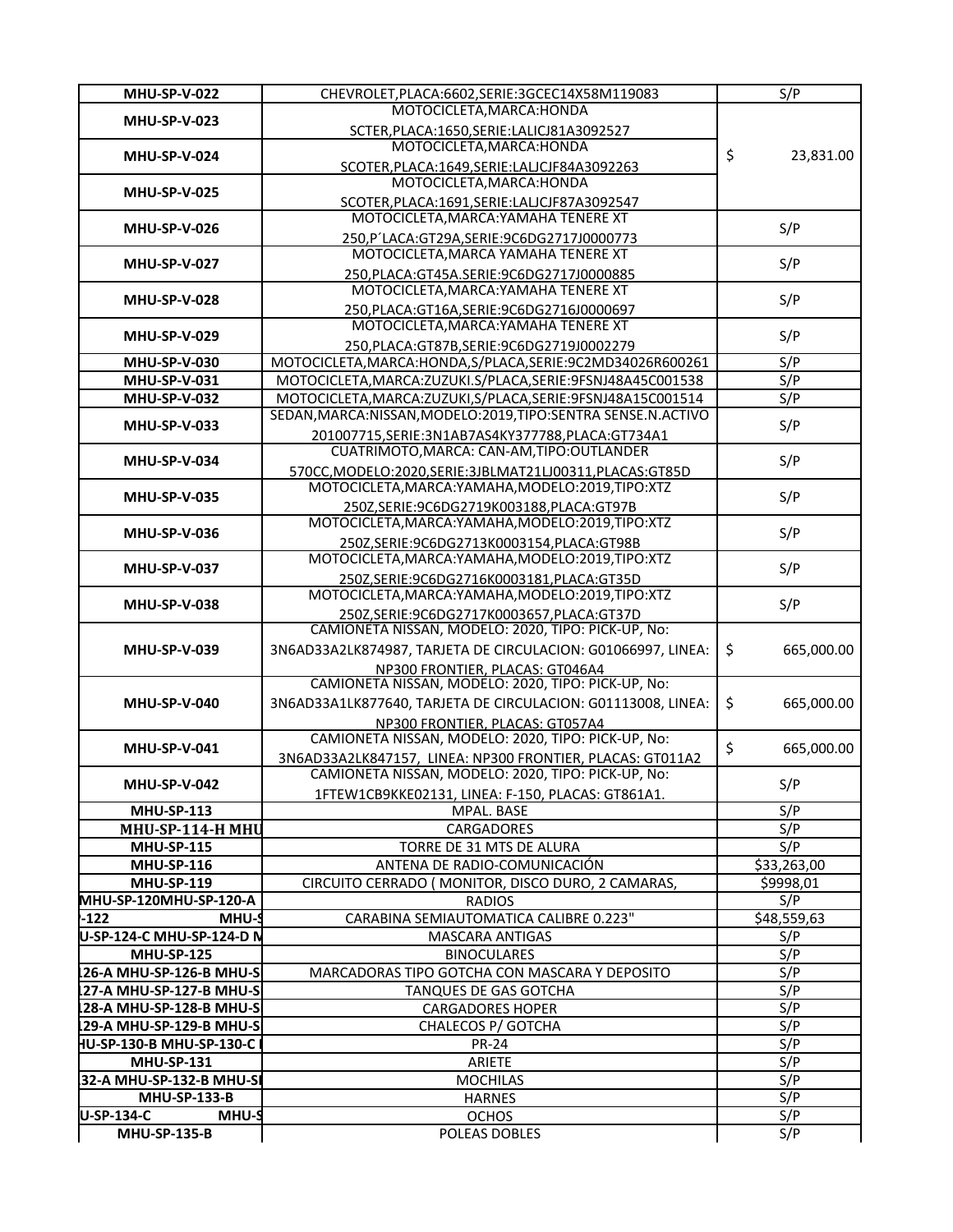| | | |
|---|---|---|
| MHU-SP-V-022 | CHEVROLET,PLACA:6602,SERIE:3GCEC14X58M119083 | S/P |
| MHU-SP-V-023 | MOTOCICLETA,MARCA:HONDA SCTER,PLACA:1650,SERIE:LALICJ81A3092527 | $ 23,831.00 |
| MHU-SP-V-024 | MOTOCICLETA,MARCA:HONDA SCOTER,PLACA:1649,SERIE:LALJCJF84A3092263 | |
| MHU-SP-V-025 | MOTOCICLETA,MARCA:HONDA SCOTER,PLACA:1691,SERIE:LALJCJF87A3092547 | |
| MHU-SP-V-026 | MOTOCICLETA,MARCA:YAMAHA TENERE XT 250,P´LACA:GT29A,SERIE:9C6DG2717J0000773 | S/P |
| MHU-SP-V-027 | MOTOCICLETA,MARCA YAMAHA TENERE XT 250,PLACA:GT45A.SERIE:9C6DG2717J0000885 | S/P |
| MHU-SP-V-028 | MOTOCICLETA,MARCA:YAMAHA TENERE XT 250,PLACA:GT16A,SERIE:9C6DG2716J0000697 | S/P |
| MHU-SP-V-029 | MOTOCICLETA,MARCA:YAMAHA TENERE XT 250,PLACA:GT87B,SERIE:9C6DG2719J0002279 | S/P |
| MHU-SP-V-030 | MOTOCICLETA,MARCA:HONDA,S/PLACA,SERIE:9C2MD34026R600261 | S/P |
| MHU-SP-V-031 | MOTOCICLETA,MARCA:ZUZUKI.S/PLACA,SERIE:9FSNJ48A45C001538 | S/P |
| MHU-SP-V-032 | MOTOCICLETA,MARCA:ZUZUKI,S/PLACA,SERIE:9FSNJ48A15C001514 | S/P |
| MHU-SP-V-033 | SEDAN,MARCA:NISSAN,MODELO:2019,TIPO:SENTRA SENSE.N.ACTIVO 201007715,SERIE:3N1AB7AS4KY377788,PLACA:GT734A1 | S/P |
| MHU-SP-V-034 | CUATRIMOTO,MARCA: CAN-AM,TIPO:OUTLANDER 570CC,MODELO:2020,SERIE:3JBLMAT21LJ00311,PLACAS:GT85D | S/P |
| MHU-SP-V-035 | MOTOCICLETA,MARCA:YAMAHA,MODELO:2019,TIPO:XTZ 250Z,SERIE:9C6DG2719K003188,PLACA:GT97B | S/P |
| MHU-SP-V-036 | MOTOCICLETA,MARCA:YAMAHA,MODELO:2019,TIPO:XTZ 250Z,SERIE:9C6DG2713K0003154,PLACA:GT98B | S/P |
| MHU-SP-V-037 | MOTOCICLETA,MARCA:YAMAHA,MODELO:2019,TIPO:XTZ 250Z,SERIE:9C6DG2716K0003181,PLACA:GT35D | S/P |
| MHU-SP-V-038 | MOTOCICLETA,MARCA:YAMAHA,MODELO:2019,TIPO:XTZ 250Z,SERIE:9C6DG2717K0003657,PLACA:GT37D | S/P |
| MHU-SP-V-039 | CAMIONETA NISSAN, MODELO: 2020, TIPO: PICK-UP, No: 3N6AD33A2LK874987, TARJETA DE CIRCULACION: G01066997, LINEA: NP300 FRONTIER, PLACAS: GT046A4 | $ 665,000.00 |
| MHU-SP-V-040 | CAMIONETA NISSAN, MODELO: 2020, TIPO: PICK-UP, No: 3N6AD33A1LK877640, TARJETA DE CIRCULACION: G01113008, LINEA: NP300 FRONTIER, PLACAS: GT057A4 | $ 665,000.00 |
| MHU-SP-V-041 | CAMIONETA NISSAN, MODELO: 2020, TIPO: PICK-UP, No: 3N6AD33A2LK847157, LINEA: NP300 FRONTIER, PLACAS: GT011A2 | $ 665,000.00 |
| MHU-SP-V-042 | CAMIONETA NISSAN, MODELO: 2020, TIPO: PICK-UP, No: 1FTEW1CB9KKE02131, LINEA: F-150, PLACAS: GT861A1. | S/P |
| MHU-SP-113 | MPAL. BASE | S/P |
| MHU-SP-114-H MHU | CARGADORES | S/P |
| MHU-SP-115 | TORRE DE 31 MTS DE ALURA | S/P |
| MHU-SP-116 | ANTENA DE RADIO-COMUNICACIÓN | $33,263,00 |
| MHU-SP-119 | CIRCUITO CERRADO ( MONITOR, DISCO DURO, 2 CAMARAS, | $9998,01 |
| MHU-SP-120MHU-SP-120-A | RADIOS | S/P |
| -122 MHU-S | CARABINA SEMIAUTOMATICA CALIBRE 0.223" | $48,559,63 |
| U-SP-124-C MHU-SP-124-D M | MASCARA ANTIGAS | S/P |
| MHU-SP-125 | BINOCULARES | S/P |
| 126-A MHU-SP-126-B MHU-S | MARCADORAS TIPO GOTCHA CON MASCARA Y DEPOSITO | S/P |
| 127-A MHU-SP-127-B MHU-S | TANQUES DE GAS GOTCHA | S/P |
| 128-A MHU-SP-128-B MHU-S | CARGADORES HOPER | S/P |
| 129-A MHU-SP-129-B MHU-S | CHALECOS P/ GOTCHA | S/P |
| HU-SP-130-B MHU-SP-130-C | PR-24 | S/P |
| MHU-SP-131 | ARIETE | S/P |
| 32-A MHU-SP-132-B MHU-S | MOCHILAS | S/P |
| MHU-SP-133-B | HARNES | S/P |
| U-SP-134-C MHU-S | OCHOS | S/P |
| MHU-SP-135-B | POLEAS DOBLES | S/P |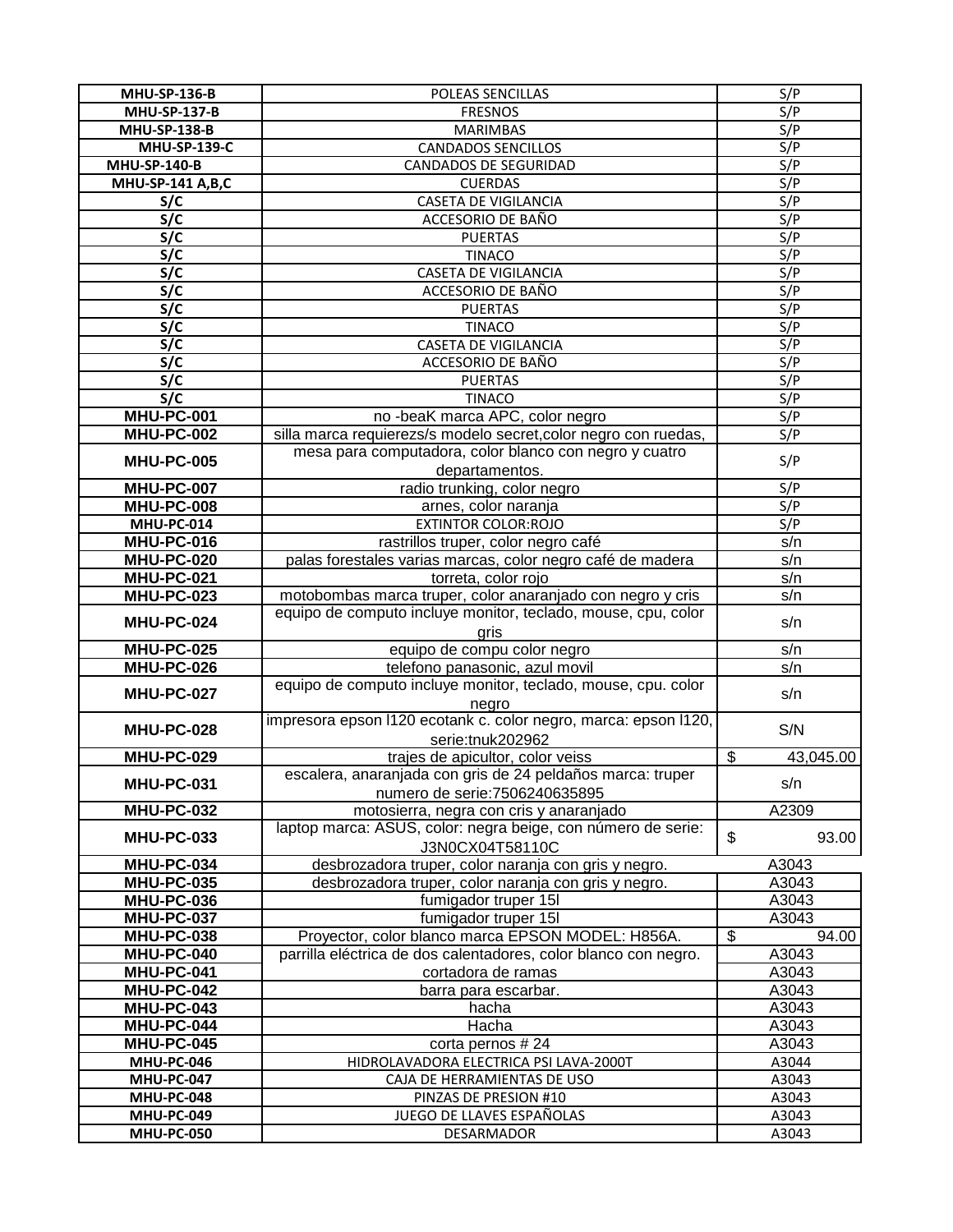| MHU-SP-136-B | POLEAS SENCILLAS | S/P |
|---|---|---|
| MHU-SP-137-B | FRESNOS | S/P |
| MHU-SP-138-B | MARIMBAS | S/P |
| MHU-SP-139-C | CANDADOS SENCILLOS | S/P |
| MHU-SP-140-B | CANDADOS DE SEGURIDAD | S/P |
| MHU-SP-141 A,B,C | CUERDAS | S/P |
| S/C | CASETA DE VIGILANCIA | S/P |
| S/C | ACCESORIO DE BAÑO | S/P |
| S/C | PUERTAS | S/P |
| S/C | TINACO | S/P |
| S/C | CASETA DE VIGILANCIA | S/P |
| S/C | ACCESORIO DE BAÑO | S/P |
| S/C | PUERTAS | S/P |
| S/C | TINACO | S/P |
| S/C | CASETA DE VIGILANCIA | S/P |
| S/C | ACCESORIO DE BAÑO | S/P |
| S/C | PUERTAS | S/P |
| S/C | TINACO | S/P |
| MHU-PC-001 | no -beaK marca APC, color negro | S/P |
| MHU-PC-002 | silla marca requierezs/s modelo secret,color negro con ruedas, | S/P |
| MHU-PC-005 | mesa para computadora, color blanco con negro y cuatro departamentos. | S/P |
| MHU-PC-007 | radio trunking, color negro | S/P |
| MHU-PC-008 | arnes, color naranja | S/P |
| MHU-PC-014 | EXTINTOR COLOR:ROJO | S/P |
| MHU-PC-016 | rastrillos truper, color negro café | s/n |
| MHU-PC-020 | palas forestales varias marcas, color negro café de madera | s/n |
| MHU-PC-021 | torreta, color rojo | s/n |
| MHU-PC-023 | motobombas marca truper, color anaranjado con negro y cris | s/n |
| MHU-PC-024 | equipo de computo incluye monitor, teclado, mouse, cpu, color gris | s/n |
| MHU-PC-025 | equipo de compu color negro | s/n |
| MHU-PC-026 | telefono panasonic, azul movil | s/n |
| MHU-PC-027 | equipo de computo incluye monitor, teclado, mouse, cpu. color negro | s/n |
| MHU-PC-028 | impresora epson l120 ecotank c. color negro, marca: epson l120, serie:tnuk202962 | S/N |
| MHU-PC-029 | trajes de apicultor, color veiss | $ 43,045.00 |
| MHU-PC-031 | escalera, anaranjada con gris de 24 peldaños marca: truper numero de serie:7506240635895 | s/n |
| MHU-PC-032 | motosierra, negra con cris y anaranjado | A2309 |
| MHU-PC-033 | laptop marca: ASUS, color: negra beige, con número de serie: J3N0CX04T58110C | $ 93.00 |
| MHU-PC-034 | desbrozadora truper, color naranja con gris y negro. | A3043 |
| MHU-PC-035 | desbrozadora truper, color naranja con gris y negro. | A3043 |
| MHU-PC-036 | fumigador truper 15l | A3043 |
| MHU-PC-037 | fumigador truper 15l | A3043 |
| MHU-PC-038 | Proyector, color blanco marca EPSON MODEL: H856A. | $ 94.00 |
| MHU-PC-040 | parrilla eléctrica de dos calentadores, color blanco con negro. | A3043 |
| MHU-PC-041 | cortadora de ramas | A3043 |
| MHU-PC-042 | barra para escarbar. | A3043 |
| MHU-PC-043 | hacha | A3043 |
| MHU-PC-044 | Hacha | A3043 |
| MHU-PC-045 | corta pernos # 24 | A3043 |
| MHU-PC-046 | HIDROLAVADORA ELECTRICA PSI LAVA-2000T | A3044 |
| MHU-PC-047 | CAJA DE HERRAMIENTAS DE USO | A3043 |
| MHU-PC-048 | PINZAS DE PRESION #10 | A3043 |
| MHU-PC-049 | JUEGO DE LLAVES ESPAÑOLAS | A3043 |
| MHU-PC-050 | DESARMADOR | A3043 |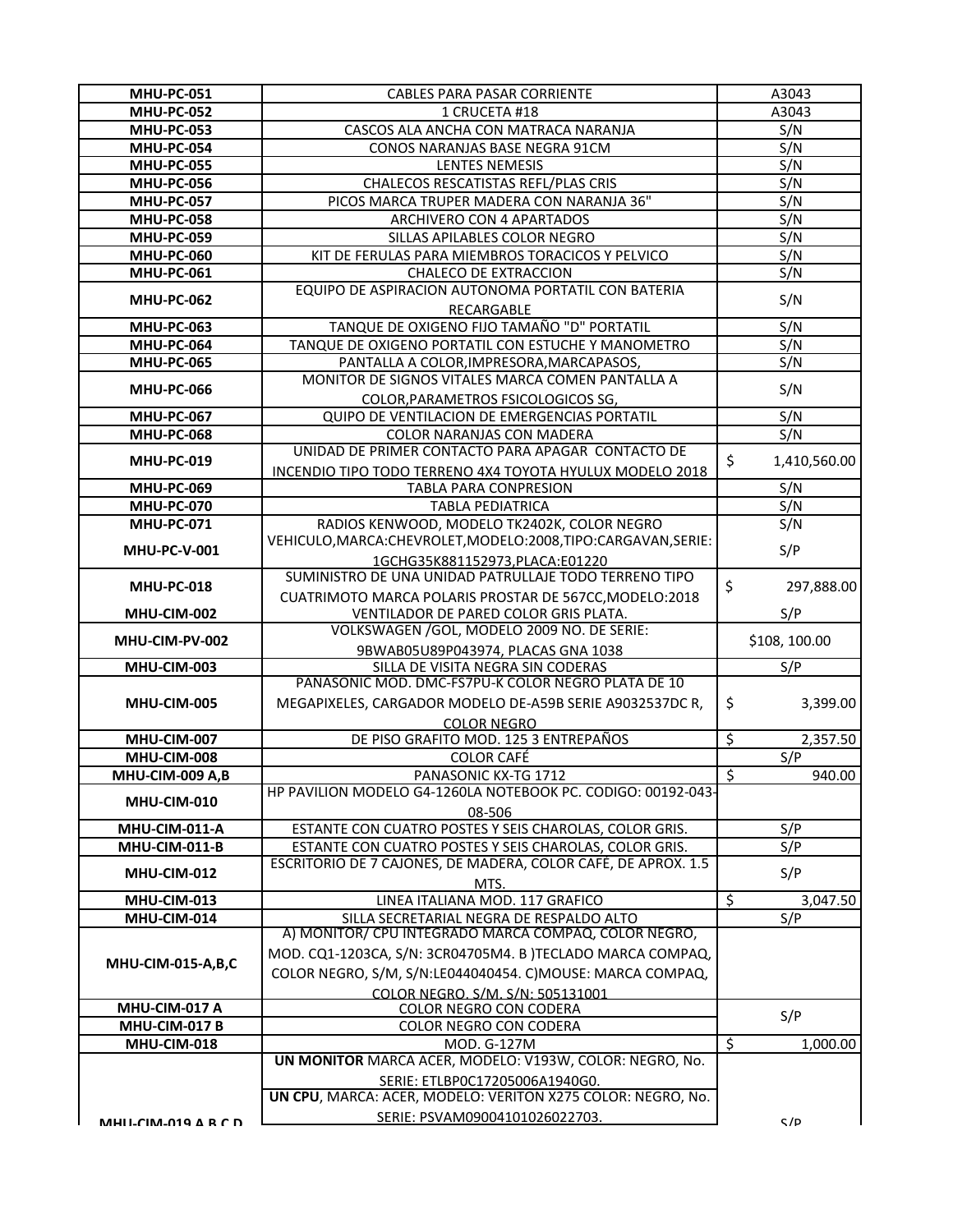| | | |
|---|---|---|
| **MHU-PC-051** | CABLES PARA PASAR CORRIENTE | A3043 |
| **MHU-PC-052** | 1 CRUCETA #18 | A3043 |
| **MHU-PC-053** | CASCOS ALA ANCHA CON MATRACA NARANJA | S/N |
| **MHU-PC-054** | CONOS NARANJAS BASE NEGRA 91CM | S/N |
| **MHU-PC-055** | LENTES NEMESIS | S/N |
| **MHU-PC-056** | CHALECOS RESCATISTAS REFL/PLAS CRIS | S/N |
| **MHU-PC-057** | PICOS MARCA TRUPER MADERA CON NARANJA 36" | S/N |
| **MHU-PC-058** | ARCHIVERO CON 4 APARTADOS | S/N |
| **MHU-PC-059** | SILLAS APILABLES COLOR NEGRO | S/N |
| **MHU-PC-060** | KIT DE FERULAS PARA MIEMBROS TORACICOS Y PELVICO | S/N |
| **MHU-PC-061** | CHALECO DE EXTRACCION | S/N |
| **MHU-PC-062** | EQUIPO DE ASPIRACION AUTONOMA PORTATIL CON BATERIA RECARGABLE | S/N |
| **MHU-PC-063** | TANQUE DE OXIGENO FIJO TAMAÑO "D" PORTATIL | S/N |
| **MHU-PC-064** | TANQUE DE OXIGENO PORTATIL CON ESTUCHE Y MANOMETRO | S/N |
| **MHU-PC-065** | PANTALLA A COLOR,IMPRESORA,MARCAPASOS, | S/N |
| **MHU-PC-066** | MONITOR DE SIGNOS VITALES MARCA COMEN PANTALLA A COLOR,PARAMETROS FSICOLOGICOS SG, | S/N |
| **MHU-PC-067** | QUIPO DE VENTILACION DE EMERGENCIAS PORTATIL | S/N |
| **MHU-PC-068** | COLOR NARANJAS CON MADERA | S/N |
| **MHU-PC-019** | UNIDAD DE PRIMER CONTACTO PARA APAGAR CONTACTO DE INCENDIO TIPO TODO TERRENO 4X4 TOYOTA HYULUX MODELO 2018 | $ 1,410,560.00 |
| **MHU-PC-069** | TABLA PARA CONPRESION | S/N |
| **MHU-PC-070** | TABLA PEDIATRICA | S/N |
| **MHU-PC-071** | RADIOS KENWOOD, MODELO TK2402K, COLOR NEGRO | S/N |
| **MHU-PC-V-001** | VEHICULO,MARCA:CHEVROLET,MODELO:2008,TIPO:CARGAVAN,SERIE: 1GCHG35K881152973,PLACA:E01220 | S/P |
| **MHU-PC-018** | SUMINISTRO DE UNA UNIDAD PATRULLAJE TODO TERRENO TIPO CUATRIMOTO MARCA POLARIS PROSTAR DE 567CC,MODELO:2018 | $ 297,888.00 |
| **MHU-CIM-002** | VENTILADOR DE PARED COLOR GRIS PLATA. | S/P |
| **MHU-CIM-PV-002** | VOLKSWAGEN /GOL, MODELO 2009 NO. DE SERIE: 9BWAB05U89P043974, PLACAS GNA 1038 | $108, 100.00 |
| **MHU-CIM-003** | SILLA DE VISITA NEGRA SIN CODERAS | S/P |
| **MHU-CIM-005** | PANASONIC MOD. DMC-FS7PU-K COLOR NEGRO PLATA DE 10 MEGAPIXELES, CARGADOR MODELO DE-A59B SERIE A9032537DC R, COLOR NEGRO | $ 3,399.00 |
| **MHU-CIM-007** | DE PISO GRAFITO MOD. 125 3 ENTREPAÑOS | $ 2,357.50 |
| **MHU-CIM-008** | COLOR CAFÉ | S/P |
| **MHU-CIM-009 A,B** | PANASONIC KX-TG 1712 | $ 940.00 |
| **MHU-CIM-010** | HP PAVILION MODELO G4-1260LA NOTEBOOK PC. CODIGO: 00192-043-08-506 | |
| **MHU-CIM-011-A** | ESTANTE CON CUATRO POSTES Y SEIS CHAROLAS, COLOR GRIS. | S/P |
| **MHU-CIM-011-B** | ESTANTE CON CUATRO POSTES Y SEIS CHAROLAS, COLOR GRIS. | S/P |
| **MHU-CIM-012** | ESCRITORIO DE 7 CAJONES, DE MADERA, COLOR CAFÉ, DE APROX. 1.5 MTS. | S/P |
| **MHU-CIM-013** | LINEA ITALIANA MOD. 117 GRAFICO | $ 3,047.50 |
| **MHU-CIM-014** | SILLA SECRETARIAL NEGRA DE RESPALDO ALTO | S/P |
| **MHU-CIM-015-A,B,C** | A) MONITOR/ CPU INTEGRADO MARCA COMPAQ, COLOR NEGRO, MOD. CQ1-1203CA, S/N: 3CR04705M4. B )TECLADO MARCA COMPAQ, COLOR NEGRO, S/M, S/N:LE044040454. C)MOUSE: MARCA COMPAQ, COLOR NEGRO. S/M. S/N: 505131001 | |
| **MHU-CIM-017 A** | COLOR NEGRO CON CODERA | S/P |
| **MHU-CIM-017 B** | COLOR NEGRO CON CODERA | |
| **MHU-CIM-018** | MOD. G-127M | $ 1,000.00 |
| **MHU-CIM-019 A,B,C,D** | **UN MONITOR** MARCA ACER, MODELO: V193W, COLOR: NEGRO, No. SERIE: ETLBP0C17205006A1940G0. **UN CPU**, MARCA: ACER, MODELO: VERITON X275 COLOR: NEGRO, No. SERIE: PSVAM09004101026022703. | S/P |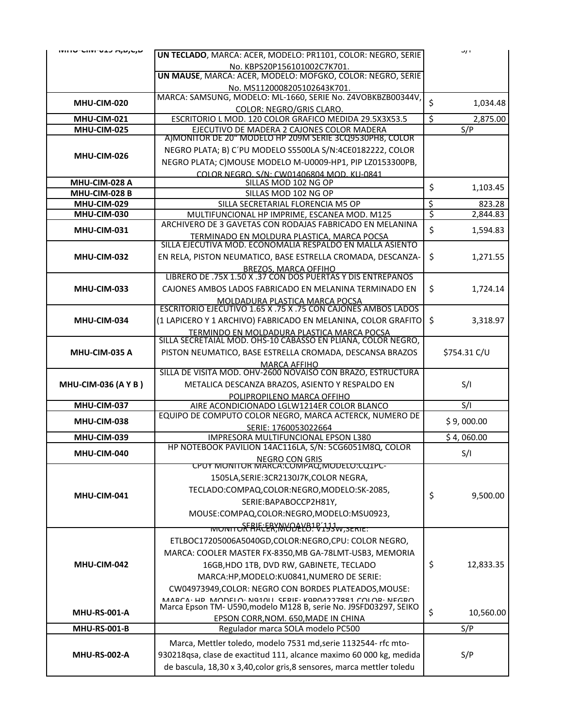| | | |
|---|---|---|
| MHU-CIM-019 A,B,C,D | UN TECLADO, MARCA: ACER, MODELO: PR1101, COLOR: NEGRO, SERIE No. KBPS20P156101002C7K701.<br>UN MAUSE, MARCA: ACER, MODELO: MOFGKO, COLOR: NEGRO, SERIE No. MS1120008205102643K701. | S/I |
| MHU-CIM-020 | MARCA: SAMSUNG, MODELO: ML-1660, SERIE No. Z4VOBKBZB00344V, COLOR: NEGRO/GRIS CLARO. | $ 1,034.48 |
| MHU-CIM-021 | ESCRITORIO L MOD. 120 COLOR GRAFICO MEDIDA 29.5X3X53.5 | $ 2,875.00 |
| MHU-CIM-025 | EJECUTIVO DE MADERA 2 CAJONES COLOR MADERA | S/P |
| MHU-CIM-026 | A)MONITOR DE 20" MODELO HP 209M SERIE 3CQ9530PH8, COLOR NEGRO PLATA; B) C´PU MODELO S5500LA S/N:4CE0182222, COLOR NEGRO PLATA; C)MOUSE MODELO M-U0009-HP1, PIP LZ0153300PB, COLOR NEGRO, S/N: CW01406804 MOD. KU-0841 | |
| MHU-CIM-028 A | SILLAS MOD 102 NG OP | $ 1,103.45 |
| MHU-CIM-028 B | SILLAS MOD 102 NG OP | |
| MHU-CIM-029 | SILLA SECRETARIAL FLORENCIA M5 OP | $ 823.28 |
| MHU-CIM-030 | MULTIFUNCIONAL HP IMPRIME, ESCANEA MOD. M125 | $ 2,844.83 |
| MHU-CIM-031 | ARCHIVERO DE 3 GAVETAS CON RODAJAS FABRICADO EN MELANINA TERMINADO EN MOLDURA PLASTICA, MARCA POCSA | $ 1,594.83 |
| MHU-CIM-032 | SILLA EJECUTIVA MOD. ECONOMALIA RESPALDO EN MALLA ASIENTO EN RELA, PISTON NEUMATICO, BASE ESTRELLA CROMADA, DESCANZA-BREZOS, MARCA OFFIHO | $ 1,271.55 |
| MHU-CIM-033 | LIBRERO DE .75X 1.50 X .37 CON DOS PUERTAS Y DIS ENTREPAÑOS CAJONES AMBOS LADOS FABRICADO EN MELANINA TERMINADO EN MOLDADURA PLASTICA MARCA POCSA | $ 1,724.14 |
| MHU-CIM-034 | ESCRITORIO EJECUTIVO 1.65 X .75 X .75 CON CAJONES AMBOS LADOS (1 LAPICERO Y 1 ARCHIVO) FABRICADO EN MELANINA, COLOR GRAFITO TERMINDO EN MOLDADURA PLASTICA MARCA POCSA | $ 3,318.97 |
| MHU-CIM-035 A | SILLA SECRETAIAL MOD. OHS-10 CABASSO EN PLIANA, COLOR NEGRO, PISTON NEUMATICO, BASE ESTRELLA CROMADA, DESCANSA BRAZOS MARCA AFFIHO | $754.31 C/U |
| MHU-CIM-036 (A Y B ) | SILLA DE VISITA MOD. OHV-2600 NOVAISO CON BRAZO, ESTRUCTURA METALICA DESCANZA BRAZOS, ASIENTO Y RESPALDO EN POLIPROPILENO MARCA OFFIHO | S/I |
| MHU-CIM-037 | AIRE ACONDICIONADO LGLW1214ER COLOR BLANCO | S/I |
| MHU-CIM-038 | EQUIPO DE COMPUTO COLOR NEGRO, MARCA ACTERCK, NUMERO DE SERIE: 1760053022664 | $ 9, 000.00 |
| MHU-CIM-039 | IMPRESORA MULTIFUNCIONAL EPSON L380 | $ 4, 060.00 |
| MHU-CIM-040 | HP NOTEBOOK PAVILION 14AC116LA, S/N: 5CG6051M8Q, COLOR NEGRO CON GRIS | S/I |
| MHU-CIM-041 | CPUY MONITOR MARCA:COMPAQ,MODELO:CQ1PC-1505LA,SERIE:3CR2130J7K,COLOR NEGRA, TECLADO:COMPAQ,COLOR:NEGRO,MODELO:SK-2085, SERIE:BAPABOCCP2H81Y, MOUSE:COMPAQ,COLOR:NEGRO,MODELO:MSU0923, SERIE:FBYNVOAVB1P´111 | $ 9,500.00 |
| MHU-CIM-042 | MONITOR HACER,MODELO: V193W,SERIE: ETLBOC17205006A5040GD,COLOR:NEGRO,CPU: COLOR NEGRO, MARCA: COOLER MASTER FX-8350,MB GA-78LMT-USB3, MEMORIA 16GB,HDO 1TB, DVD RW, GABINETE, TECLADO MARCA:HP,MODELO:KU0841,NUMERO DE SERIE: CW04973949,COLOR: NEGRO CON BORDES PLATEADOS,MOUSE: MARCA: HP, MODELO: N910U, SERIE: K9P04227881 COLOR: NEGRO | $ 12,833.35 |
| MHU-RS-001-A | Marca Epson TM- U590,modelo M128 B, serie No. J9SFD03297, SEIKO EPSON CORR,NOM. 650,MADE IN CHINA | $ 10,560.00 |
| MHU-RS-001-B | Regulador marca SOLA modelo PC500 | S/P |
| MHU-RS-002-A | Marca, Mettler toledo, modelo 7531 md,serie 1132544- rfc mto-930218qsa, clase de exactitud 111, alcance maximo 60 000 kg, medida de bascula, 18,30 x 3,40,color gris,8 sensores, marca mettler toledu | S/P |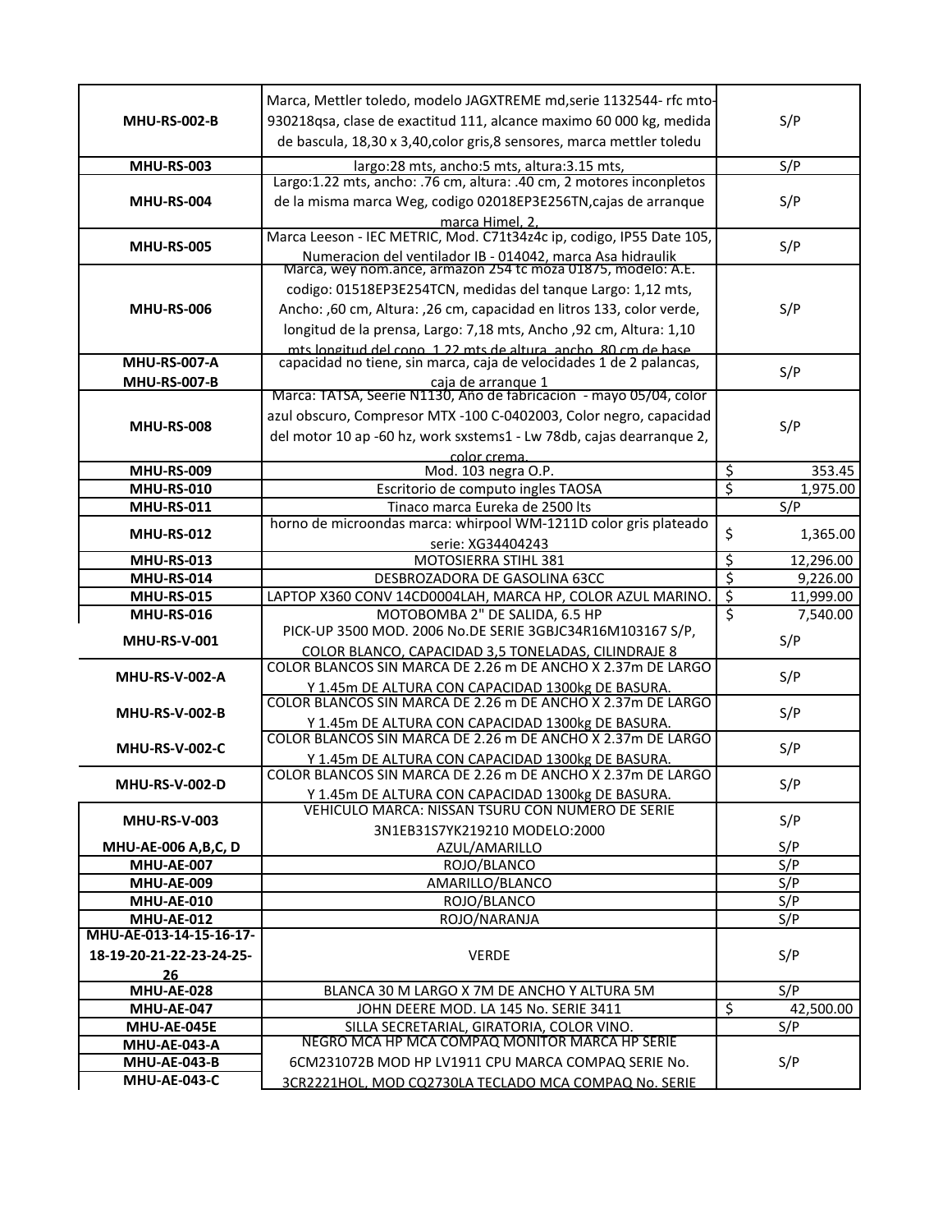| | | |
|---|---|---|
| MHU-RS-002-B | Marca, Mettler toledo, modelo JAGXTREME md,serie 1132544- rfc mto-930218qsa, clase de exactitud 111, alcance maximo 60 000 kg, medida de bascula, 18,30 x 3,40,color gris,8 sensores, marca mettler toledu | S/P |
| MHU-RS-003 | largo:28 mts, ancho:5 mts, altura:3.15 mts, | S/P |
| MHU-RS-004 | Largo:1.22 mts, ancho: .76 cm, altura: .40 cm, 2 motores inconpletos de la misma marca Weg, codigo 02018EP3E256TN,cajas de arranque marca Himel, 2, | S/P |
| MHU-RS-005 | Marca Leeson - IEC METRIC, Mod. C71t34z4c ip, codigo, IP55 Date 105, Numeracion del ventilador IB - 014042, marca Asa hidraulik | S/P |
| MHU-RS-006 | Marca, wey nom.ance, armazon 254 tc moza 01875, modelo: A.E. codigo: 01518EP3E254TCN, medidas del tanque Largo: 1,12 mts, Ancho: ,60 cm, Altura: ,26 cm, capacidad en litros 133, color verde, longitud de la prensa, Largo: 7,18 mts, Ancho ,92 cm, Altura: 1,10 mts longitud del cono, 1.22 mts de altura, ancho ,80 cm de base | S/P |
| MHU-RS-007-A<br>MHU-RS-007-B | capacidad no tiene, sin marca, caja de velocidades 1 de 2 palancas, caja de arranque 1 | S/P |
| MHU-RS-008 | Marca: TATSA, Seerie N1130, Año de fabricacion - mayo 05/04, color azul obscuro, Compresor MTX -100 C-0402003, Color negro, capacidad del motor 10 ap -60 hz, work sxstems1 - Lw 78db, cajas dearranque 2, color crema. | S/P |
| MHU-RS-009 | Mod. 103 negra O.P. | $ 353.45 |
| MHU-RS-010 | Escritorio de computo ingles TAOSA | $ 1,975.00 |
| MHU-RS-011 | Tinaco marca Eureka de 2500 lts | S/P |
| MHU-RS-012 | horno de microondas marca: whirpool WM-1211D color gris plateado serie: XG34404243 | $ 1,365.00 |
| MHU-RS-013 | MOTOSIERRA STIHL 381 | $ 12,296.00 |
| MHU-RS-014 | DESBROZADORA DE GASOLINA 63CC | $ 9,226.00 |
| MHU-RS-015 | LAPTOP X360 CONV 14CD0004LAH, MARCA HP, COLOR AZUL MARINO. | $ 11,999.00 |
| MHU-RS-016 | MOTOBOMBA 2" DE SALIDA, 6.5 HP | $ 7,540.00 |
| MHU-RS-V-001 | PICK-UP 3500 MOD. 2006 No.DE SERIE 3GBJC34R16M103167 S/P, COLOR BLANCO, CAPACIDAD 3,5 TONELADAS, CILINDRAJE 8 | S/P |
| MHU-RS-V-002-A | COLOR BLANCOS SIN MARCA DE 2.26 m DE ANCHO X 2.37m DE LARGO Y 1.45m DE ALTURA CON CAPACIDAD 1300kg DE BASURA. | S/P |
| MHU-RS-V-002-B | COLOR BLANCOS SIN MARCA DE 2.26 m DE ANCHO X 2.37m DE LARGO Y 1.45m DE ALTURA CON CAPACIDAD 1300kg DE BASURA. | S/P |
| MHU-RS-V-002-C | COLOR BLANCOS SIN MARCA DE 2.26 m DE ANCHO X 2.37m DE LARGO Y 1.45m DE ALTURA CON CAPACIDAD 1300kg DE BASURA. | S/P |
| MHU-RS-V-002-D | COLOR BLANCOS SIN MARCA DE 2.26 m DE ANCHO X 2.37m DE LARGO Y 1.45m DE ALTURA CON CAPACIDAD 1300kg DE BASURA. | S/P |
| MHU-RS-V-003 | VEHICULO MARCA: NISSAN TSURU CON NUMERO DE SERIE 3N1EB31S7YK219210 MODELO:2000 | S/P |
| MHU-AE-006 A,B,C, D | AZUL/AMARILLO | S/P |
| MHU-AE-007 | ROJO/BLANCO | S/P |
| MHU-AE-009 | AMARILLO/BLANCO | S/P |
| MHU-AE-010 | ROJO/BLANCO | S/P |
| MHU-AE-012 | ROJO/NARANJA | S/P |
| MHU-AE-013-14-15-16-17-18-19-20-21-22-23-24-25-26 | VERDE | S/P |
| MHU-AE-028 | BLANCA 30 M LARGO X 7M DE ANCHO Y ALTURA 5M | S/P |
| MHU-AE-047 | JOHN DEERE MOD. LA 145 No. SERIE 3411 | $ 42,500.00 |
| MHU-AE-045E | SILLA SECRETARIAL, GIRATORIA, COLOR VINO. | S/P |
| MHU-AE-043-A<br>MHU-AE-043-B<br>MHU-AE-043-C | NEGRO MCA HP MCA COMPAQ MONITOR MARCA HP SERIE 6CM231072B MOD HP LV1911 CPU MARCA COMPAQ SERIE No. 3CR2221HOL, MOD CQ2730LA TECLADO MCA COMPAQ No. SERIE | S/P |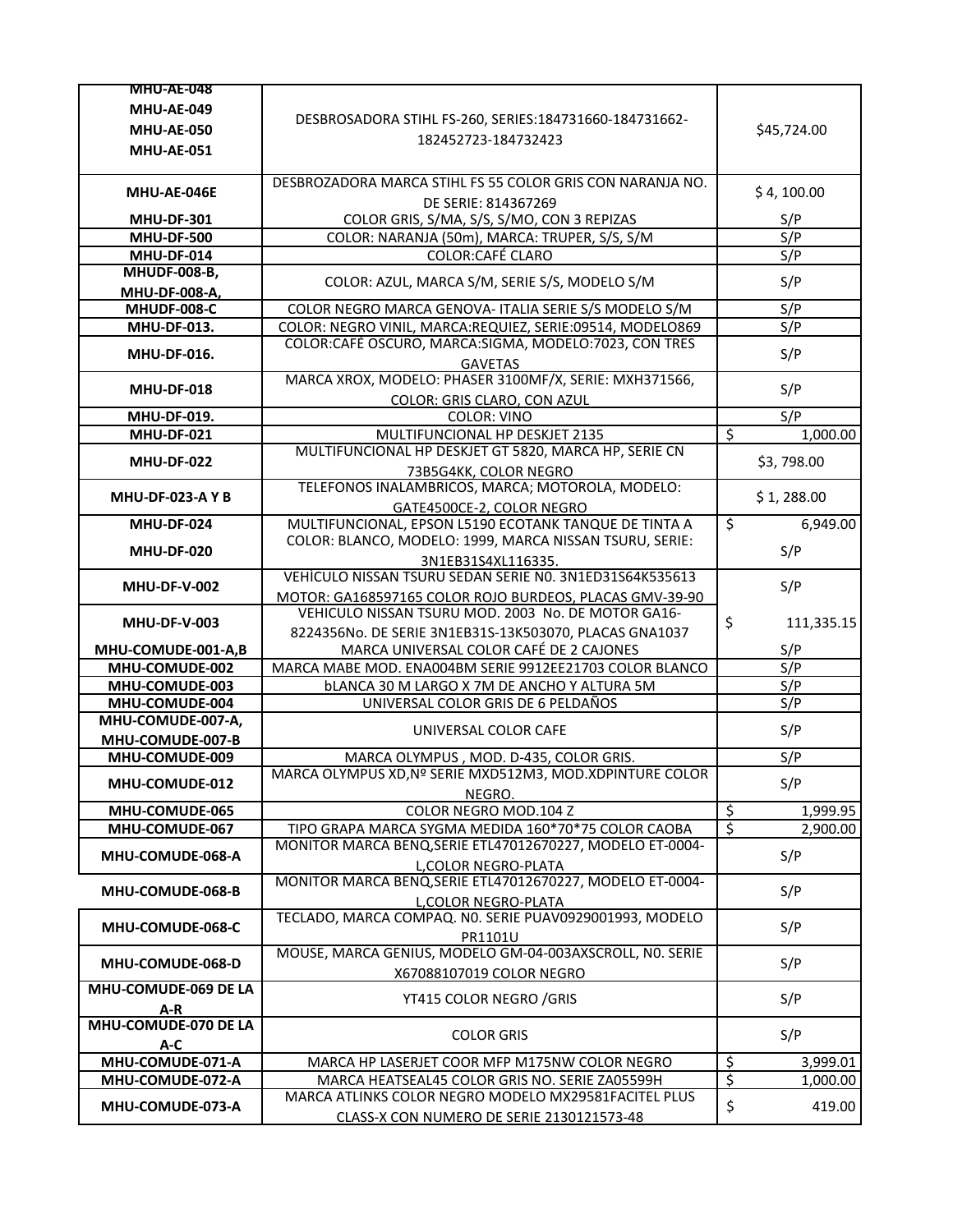| | | |
|---|---|---|
| **MHU-AE-048**<br>**MHU-AE-049**<br>**MHU-AE-050**<br>**MHU-AE-051** | DESBROSADORA STIHL FS-260, SERIES:184731660-184731662-182452723-184732423 | $45,724.00 |
| **MHU-AE-046E** | DESBROZADORA MARCA STIHL FS 55 COLOR GRIS CON NARANJA NO. DE SERIE: 814367269 | $ 4, 100.00 |
| **MHU-DF-301** | COLOR GRIS, S/MA, S/S, S/MO, CON 3 REPIZAS | S/P |
| **MHU-DF-500** | COLOR: NARANJA (50m), MARCA: TRUPER, S/S, S/M | S/P |
| **MHU-DF-014** | COLOR:CAFÉ CLARO | S/P |
| **MHUDF-008-B,**<br>**MHU-DF-008-A,** | COLOR: AZUL, MARCA S/M, SERIE S/S, MODELO S/M | S/P |
| **MHUDF-008-C** | COLOR NEGRO MARCA GENOVA- ITALIA SERIE S/S MODELO S/M | S/P |
| **MHU-DF-013.** | COLOR: NEGRO VINIL, MARCA:REQUIEZ, SERIE:09514, MODELO869 | S/P |
| **MHU-DF-016.** | COLOR:CAFÉ OSCURO, MARCA:SIGMA, MODELO:7023, CON TRES GAVETAS | S/P |
| **MHU-DF-018** | MARCA XROX, MODELO: PHASER 3100MF/X, SERIE: MXH371566, COLOR: GRIS CLARO, CON AZUL | S/P |
| **MHU-DF-019.** | COLOR: VINO | S/P |
| **MHU-DF-021** | MULTIFUNCIONAL HP DESKJET 2135 | $ 1,000.00 |
| **MHU-DF-022** | MULTIFUNCIONAL HP DESKJET GT 5820, MARCA HP, SERIE CN 73B5G4KK, COLOR NEGRO | $3, 798.00 |
| **MHU-DF-023-A Y B** | TELEFONOS INALAMBRICOS, MARCA; MOTOROLA, MODELO: GATE4500CE-2, COLOR NEGRO | $ 1, 288.00 |
| **MHU-DF-024** | MULTIFUNCIONAL, EPSON L5190 ECOTANK TANQUE DE TINTA A | $ 6,949.00 |
| **MHU-DF-020** | COLOR: BLANCO, MODELO: 1999, MARCA NISSAN TSURU, SERIE: 3N1EB31S4XL116335. | S/P |
| **MHU-DF-V-002** | VEHÍCULO NISSAN TSURU SEDAN SERIE N0. 3N1ED31S64K535613 MOTOR: GA168597165 COLOR ROJO BURDEOS, PLACAS GMV-39-90 | S/P |
| **MHU-DF-V-003** | VEHICULO NISSAN TSURU MOD. 2003 No. DE MOTOR GA16-8224356No. DE SERIE 3N1EB31S-13K503070, PLACAS GNA1037 | $ 111,335.15 |
| **MHU-COMUDE-001-A,B** | MARCA UNIVERSAL COLOR CAFÉ DE 2 CAJONES | S/P |
| **MHU-COMUDE-002** | MARCA MABE MOD. ENA004BM SERIE 9912EE21703 COLOR BLANCO | S/P |
| **MHU-COMUDE-003** | bLANCA 30 M LARGO X 7M DE ANCHO Y ALTURA 5M | S/P |
| **MHU-COMUDE-004** | UNIVERSAL COLOR GRIS DE 6 PELDAÑOS | S/P |
| **MHU-COMUDE-007-A,**<br>**MHU-COMUDE-007-B** | UNIVERSAL COLOR CAFE | S/P |
| **MHU-COMUDE-009** | MARCA OLYMPUS , MOD. D-435, COLOR GRIS. | S/P |
| **MHU-COMUDE-012** | MARCA OLYMPUS XD,Nº SERIE MXD512M3, MOD.XDPINTURE COLOR NEGRO. | S/P |
| **MHU-COMUDE-065** | COLOR NEGRO MOD.104 Z | $ 1,999.95 |
| **MHU-COMUDE-067** | TIPO GRAPA MARCA SYGMA MEDIDA 160*70*75 COLOR CAOBA | $ 2,900.00 |
| **MHU-COMUDE-068-A** | MONITOR MARCA BENQ,SERIE ETL47012670227, MODELO ET-0004-L,COLOR NEGRO-PLATA | S/P |
| **MHU-COMUDE-068-B** | MONITOR MARCA BENQ,SERIE ETL47012670227, MODELO ET-0004-L,COLOR NEGRO-PLATA | S/P |
| **MHU-COMUDE-068-C** | TECLADO, MARCA COMPAQ. N0. SERIE PUAV0929001993, MODELO PR1101U | S/P |
| **MHU-COMUDE-068-D** | MOUSE, MARCA GENIUS, MODELO GM-04-003AXSCROLL, N0. SERIE X67088107019 COLOR NEGRO | S/P |
| **MHU-COMUDE-069 DE LA A-R** | YT415 COLOR NEGRO /GRIS | S/P |
| **MHU-COMUDE-070 DE LA A-C** | COLOR GRIS | S/P |
| **MHU-COMUDE-071-A** | MARCA HP LASERJET COOR MFP M175NW COLOR NEGRO | $ 3,999.01 |
| **MHU-COMUDE-072-A** | MARCA HEATSEAL45 COLOR GRIS NO. SERIE ZA05599H | $ 1,000.00 |
| **MHU-COMUDE-073-A** | MARCA ATLINKS COLOR NEGRO MODELO MX29581FACITEL PLUS CLASS-X CON NUMERO DE SERIE 2130121573-48 | $ 419.00 |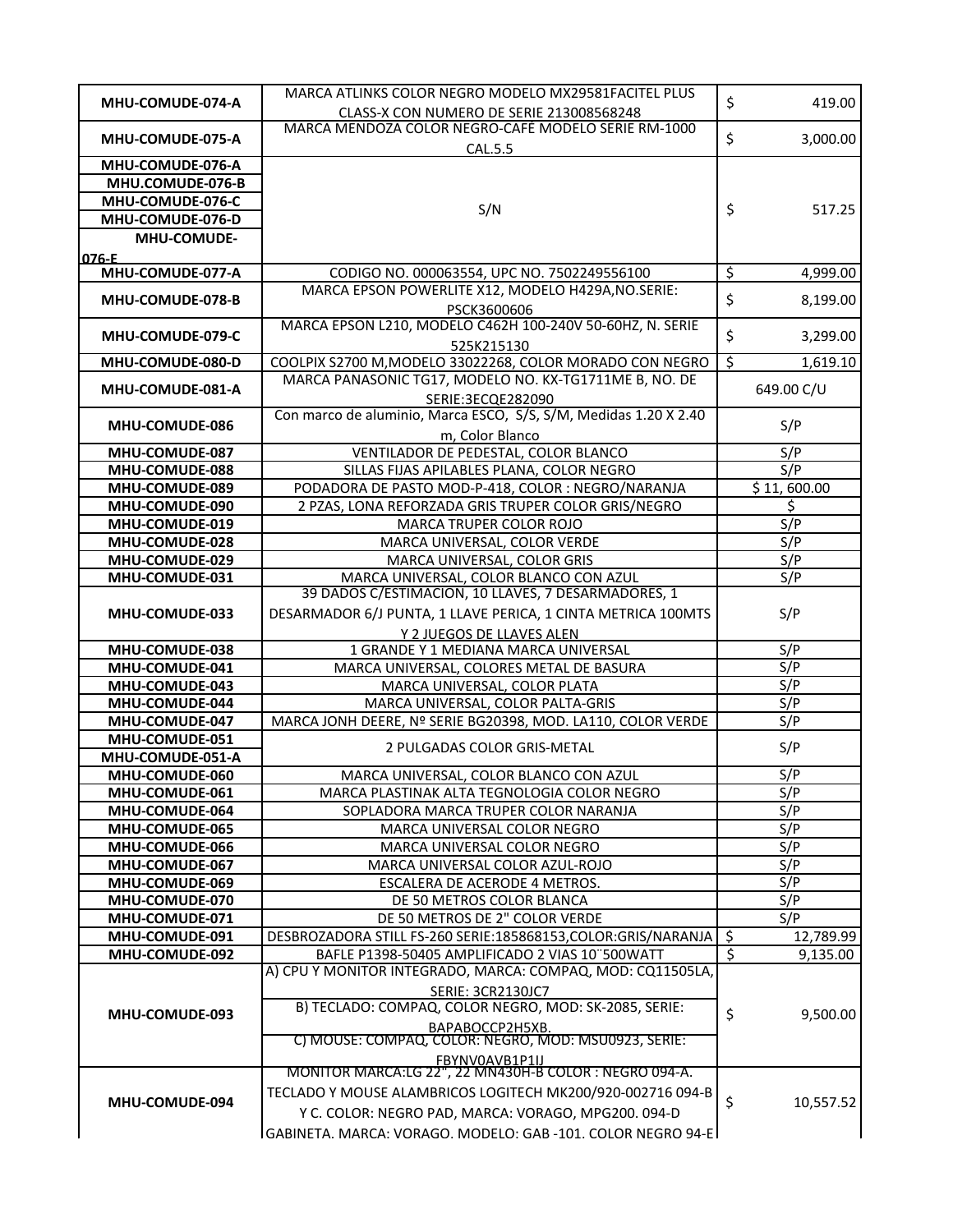| | | |
|---|---|---|
| MHU-COMUDE-074-A | MARCA ATLINKS COLOR NEGRO MODELO MX29581FACITEL PLUS CLASS-X CON NUMERO DE SERIE 213008568248 | $ 419.00 |
| MHU-COMUDE-075-A | MARCA MENDOZA COLOR NEGRO-CAFÉ MODELO SERIE RM-1000 CAL.5.5 | $ 3,000.00 |
| MHU-COMUDE-076-A<br>MHU.COMUDE-076-B<br>MHU-COMUDE-076-C<br>MHU-COMUDE-076-D<br>MHU-COMUDE-076-E | S/N | $ 517.25 |
| MHU-COMUDE-077-A | CODIGO NO. 000063554, UPC NO. 7502249556100 | $ 4,999.00 |
| MHU-COMUDE-078-B | MARCA EPSON POWERLITE X12, MODELO H429A,NO.SERIE: PSCK3600606 | $ 8,199.00 |
| MHU-COMUDE-079-C | MARCA EPSON L210, MODELO C462H 100-240V 50-60HZ, N. SERIE 525K215130 | $ 3,299.00 |
| MHU-COMUDE-080-D | COOLPIX S2700 M,MODELO 33022268, COLOR MORADO CON NEGRO | $ 1,619.10 |
| MHU-COMUDE-081-A | MARCA PANASONIC TG17, MODELO NO. KX-TG1711ME B, NO. DE SERIE:3ECQE282090 | 649.00 C/U |
| MHU-COMUDE-086 | Con marco de aluminio, Marca ESCO, S/S, S/M, Medidas 1.20 X 2.40 m, Color Blanco | S/P |
| MHU-COMUDE-087 | VENTILADOR DE PEDESTAL, COLOR BLANCO | S/P |
| MHU-COMUDE-088 | SILLAS FIJAS APILABLES PLANA, COLOR NEGRO | S/P |
| MHU-COMUDE-089 | PODADORA DE PASTO MOD-P-418, COLOR : NEGRO/NARANJA | $ 11, 600.00 |
| MHU-COMUDE-090 | 2 PZAS, LONA REFORZADA GRIS TRUPER COLOR GRIS/NEGRO | $ |
| MHU-COMUDE-019 | MARCA TRUPER COLOR ROJO | S/P |
| MHU-COMUDE-028 | MARCA UNIVERSAL, COLOR VERDE | S/P |
| MHU-COMUDE-029 | MARCA UNIVERSAL, COLOR GRIS | S/P |
| MHU-COMUDE-031 | MARCA UNIVERSAL, COLOR BLANCO CON AZUL | S/P |
| MHU-COMUDE-033 | 39 DADOS C/ESTIMACION, 10 LLAVES, 7 DESARMADORES, 1 DESARMADOR 6/J PUNTA, 1 LLAVE PERICA, 1 CINTA METRICA 100MTS Y 2 JUEGOS DE LLAVES ALEN | S/P |
| MHU-COMUDE-038 | 1 GRANDE Y 1 MEDIANA MARCA UNIVERSAL | S/P |
| MHU-COMUDE-041 | MARCA UNIVERSAL, COLORES METAL DE BASURA | S/P |
| MHU-COMUDE-043 | MARCA UNIVERSAL, COLOR PLATA | S/P |
| MHU-COMUDE-044 | MARCA UNIVERSAL, COLOR PALTA-GRIS | S/P |
| MHU-COMUDE-047 | MARCA JONH DEERE, Nº SERIE BG20398, MOD. LA110, COLOR VERDE | S/P |
| MHU-COMUDE-051<br>MHU-COMUDE-051-A | 2 PULGADAS COLOR GRIS-METAL | S/P |
| MHU-COMUDE-060 | MARCA UNIVERSAL, COLOR BLANCO CON AZUL | S/P |
| MHU-COMUDE-061 | MARCA PLASTINAK ALTA TEGNOLOGIA COLOR NEGRO | S/P |
| MHU-COMUDE-064 | SOPLADORA MARCA TRUPER COLOR NARANJA | S/P |
| MHU-COMUDE-065 | MARCA UNIVERSAL COLOR NEGRO | S/P |
| MHU-COMUDE-066 | MARCA UNIVERSAL COLOR NEGRO | S/P |
| MHU-COMUDE-067 | MARCA UNIVERSAL COLOR AZUL-ROJO | S/P |
| MHU-COMUDE-069 | ESCALERA DE ACERODE 4 METROS. | S/P |
| MHU-COMUDE-070 | DE 50 METROS COLOR BLANCA | S/P |
| MHU-COMUDE-071 | DE 50 METROS DE 2" COLOR VERDE | S/P |
| MHU-COMUDE-091 | DESBROZADORA STILL FS-260 SERIE:185868153,COLOR:GRIS/NARANJA | $ 12,789.99 |
| MHU-COMUDE-092 | BAFLE P1398-50405 AMPLIFICADO 2 VIAS 10¨500WATT | $ 9,135.00 |
| MHU-COMUDE-093 | A) CPU Y MONITOR INTEGRADO, MARCA: COMPAQ, MOD: CQ11505LA, SERIE: 3CR2130JC7<br>B) TECLADO: COMPAQ, COLOR NEGRO, MOD: SK-2085, SERIE: BAPABOCCP2H5XB.<br>C) MOUSE: COMPAQ, COLOR: NEGRO, MOD: MSU0923, SERIE: FBYNV0AVB1P1IJ | $ 9,500.00 |
| MHU-COMUDE-094 | MONITOR MARCA:LG 22", 22 MN430H-B COLOR : NEGRO 094-A. TECLADO Y MOUSE ALAMBRICOS LOGITECH MK200/920-002716 094-B Y C. COLOR: NEGRO PAD, MARCA: VORAGO, MPG200. 094-D GABINETA. MARCA: VORAGO. MODELO: GAB -101. COLOR NEGRO 94-E | $ 10,557.52 |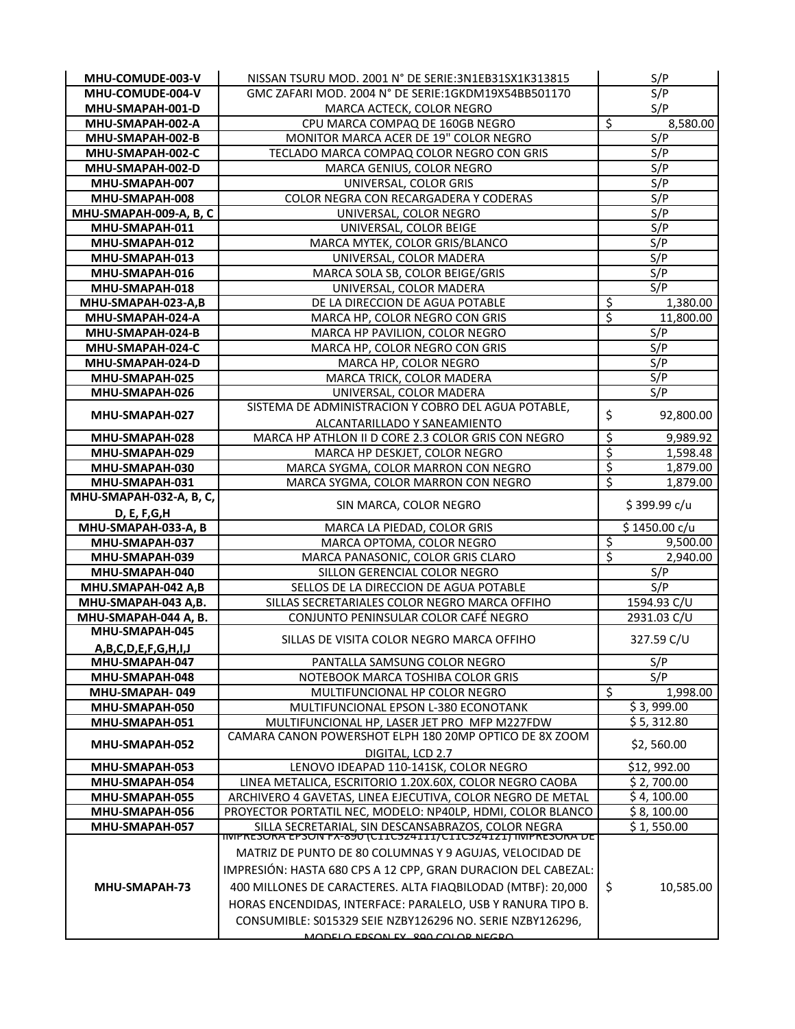| | | |
|---|---|---|
| MHU-COMUDE-003-V | NISSAN TSURU MOD. 2001 N° DE SERIE:3N1EB31SX1K313815 | S/P |
| MHU-COMUDE-004-V | GMC ZAFARI MOD. 2004 N° DE SERIE:1GKDM19X54BB501170 | S/P |
| MHU-SMAPAH-001-D | MARCA ACTECK, COLOR NEGRO | S/P |
| MHU-SMAPAH-002-A | CPU MARCA COMPAQ DE 160GB NEGRO | $ 8,580.00 |
| MHU-SMAPAH-002-B | MONITOR MARCA ACER DE 19" COLOR NEGRO | S/P |
| MHU-SMAPAH-002-C | TECLADO MARCA COMPAQ COLOR NEGRO CON GRIS | S/P |
| MHU-SMAPAH-002-D | MARCA GENIUS, COLOR NEGRO | S/P |
| MHU-SMAPAH-007 | UNIVERSAL, COLOR GRIS | S/P |
| MHU-SMAPAH-008 | COLOR NEGRA CON RECARGADERA Y CODERAS | S/P |
| MHU-SMAPAH-009-A, B, C | UNIVERSAL, COLOR NEGRO | S/P |
| MHU-SMAPAH-011 | UNIVERSAL, COLOR BEIGE | S/P |
| MHU-SMAPAH-012 | MARCA MYTEK, COLOR GRIS/BLANCO | S/P |
| MHU-SMAPAH-013 | UNIVERSAL, COLOR MADERA | S/P |
| MHU-SMAPAH-016 | MARCA SOLA SB, COLOR BEIGE/GRIS | S/P |
| MHU-SMAPAH-018 | UNIVERSAL, COLOR MADERA | S/P |
| MHU-SMAPAH-023-A,B | DE LA DIRECCION DE AGUA POTABLE | $ 1,380.00 |
| MHU-SMAPAH-024-A | MARCA HP, COLOR NEGRO CON GRIS | $ 11,800.00 |
| MHU-SMAPAH-024-B | MARCA HP PAVILION, COLOR NEGRO | S/P |
| MHU-SMAPAH-024-C | MARCA HP, COLOR NEGRO CON GRIS | S/P |
| MHU-SMAPAH-024-D | MARCA HP, COLOR NEGRO | S/P |
| MHU-SMAPAH-025 | MARCA TRICK, COLOR MADERA | S/P |
| MHU-SMAPAH-026 | UNIVERSAL, COLOR MADERA | S/P |
| MHU-SMAPAH-027 | SISTEMA DE ADMINISTRACION Y COBRO DEL AGUA POTABLE, ALCANTARILLADO Y SANEAMIENTO | $ 92,800.00 |
| MHU-SMAPAH-028 | MARCA HP ATHLON II D CORE 2.3 COLOR GRIS CON NEGRO | $ 9,989.92 |
| MHU-SMAPAH-029 | MARCA HP DESKJET, COLOR NEGRO | $ 1,598.48 |
| MHU-SMAPAH-030 | MARCA SYGMA, COLOR MARRON CON NEGRO | $ 1,879.00 |
| MHU-SMAPAH-031 | MARCA SYGMA, COLOR MARRON CON NEGRO | $ 1,879.00 |
| MHU-SMAPAH-032-A, B, C, D, E, F,G,H | SIN MARCA, COLOR NEGRO | $ 399.99 c/u |
| MHU-SMAPAH-033-A, B | MARCA LA PIEDAD, COLOR GRIS | $ 1450.00 c/u |
| MHU-SMAPAH-037 | MARCA OPTOMA, COLOR NEGRO | $ 9,500.00 |
| MHU-SMAPAH-039 | MARCA PANASONIC, COLOR GRIS CLARO | $ 2,940.00 |
| MHU-SMAPAH-040 | SILLON GERENCIAL COLOR NEGRO | S/P |
| MHU.SMAPAH-042 A,B | SELLOS DE LA DIRECCION DE AGUA POTABLE | S/P |
| MHU-SMAPAH-043 A,B. | SILLAS SECRETARIALES COLOR NEGRO MARCA OFFIHO | 1594.93 C/U |
| MHU-SMAPAH-044 A, B. | CONJUNTO PENINSULAR COLOR CAFÉ NEGRO | 2931.03 C/U |
| MHU-SMAPAH-045 A,B,C,D,E,F,G,H,I,J | SILLAS DE VISITA COLOR NEGRO MARCA OFFIHO | 327.59 C/U |
| MHU-SMAPAH-047 | PANTALLA SAMSUNG COLOR NEGRO | S/P |
| MHU-SMAPAH-048 | NOTEBOOK MARCA TOSHIBA COLOR GRIS | S/P |
| MHU-SMAPAH- 049 | MULTIFUNCIONAL HP COLOR NEGRO | $ 1,998.00 |
| MHU-SMAPAH-050 | MULTIFUNCIONAL EPSON L-380 ECONOTANK | $ 3, 999.00 |
| MHU-SMAPAH-051 | MULTIFUNCIONAL HP, LASER JET PRO MFP M227FDW | $ 5, 312.80 |
| MHU-SMAPAH-052 | CAMARA CANON POWERSHOT ELPH 180 20MP OPTICO DE 8X ZOOM DIGITAL, LCD 2.7 | $2, 560.00 |
| MHU-SMAPAH-053 | LENOVO IDEAPAD 110-141SK, COLOR NEGRO | $12, 992.00 |
| MHU-SMAPAH-054 | LINEA METALICA, ESCRITORIO 1.20X.60X, COLOR NEGRO CAOBA | $ 2, 700.00 |
| MHU-SMAPAH-055 | ARCHIVERO 4 GAVETAS, LINEA EJECUTIVA, COLOR NEGRO DE METAL | $ 4, 100.00 |
| MHU-SMAPAH-056 | PROYECTOR PORTATIL NEC, MODELO: NP40LP, HDMI, COLOR BLANCO | $ 8, 100.00 |
| MHU-SMAPAH-057 | SILLA SECRETARIAL, SIN DESCANSABRAZOS, COLOR NEGRA | $ 1, 550.00 |
| MHU-SMAPAH-73 | IMPRESORA EPSON FX-890 (C11C524111/C11C524121) IMPRESORA DE MATRIZ DE PUNTO DE 80 COLUMNAS Y 9 AGUJAS, VELOCIDAD DE IMPRESIÓN: HASTA 680 CPS A 12 CPP, GRAN DURACION DEL CABEZAL: 400 MILLONES DE CARACTERES. ALTA FIAQBILODAD (MTBF): 20,000 HORAS ENCENDIDAS, INTERFACE: PARALELO, USB Y RANURA TIPO B. CONSUMIBLE: S015329 SEIE NZBY126296 NO. SERIE NZBY126296, MODELO EPSON FX- 890 COLOR NEGRO | $ 10,585.00 |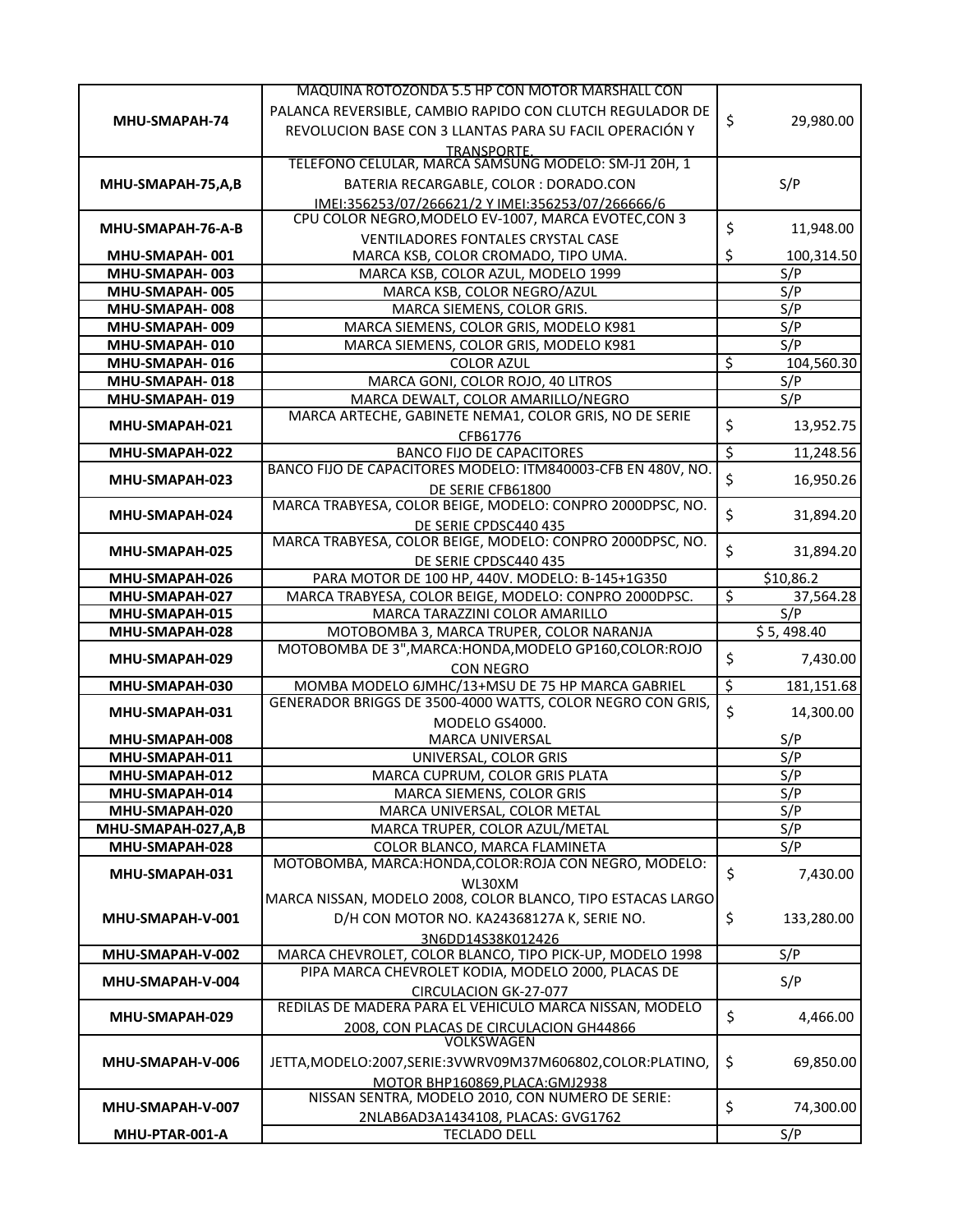| | | |
|---|---|---|
| MHU-SMAPAH-74 | MAQUINA ROTOZONDA 5.5 HP CON MOTOR MARSHALL CON PALANCA REVERSIBLE, CAMBIO RAPIDO CON CLUTCH REGULADOR DE REVOLUCION BASE CON 3 LLANTAS PARA SU FACIL OPERACIÓN Y TRANSPORTE. | $ 29,980.00 |
| MHU-SMAPAH-75,A,B | TELEFONO CELULAR, MARCA SAMSUNG MODELO: SM-J1 20H, 1 BATERIA RECARGABLE, COLOR : DORADO.CON IMEI:356253/07/266621/2 Y IMEI:356253/07/266666/6 | S/P |
| MHU-SMAPAH-76-A-B | CPU COLOR NEGRO,MODELO EV-1007, MARCA EVOTEC,CON 3 VENTILADORES FONTALES CRYSTAL CASE | $ 11,948.00 |
| MHU-SMAPAH- 001 | MARCA KSB, COLOR CROMADO, TIPO UMA. | $ 100,314.50 |
| MHU-SMAPAH- 003 | MARCA KSB, COLOR AZUL, MODELO 1999 | S/P |
| MHU-SMAPAH- 005 | MARCA KSB, COLOR NEGRO/AZUL | S/P |
| MHU-SMAPAH- 008 | MARCA SIEMENS, COLOR GRIS. | S/P |
| MHU-SMAPAH- 009 | MARCA SIEMENS, COLOR GRIS, MODELO K981 | S/P |
| MHU-SMAPAH- 010 | MARCA SIEMENS, COLOR GRIS, MODELO K981 | S/P |
| MHU-SMAPAH- 016 | COLOR AZUL | $ 104,560.30 |
| MHU-SMAPAH- 018 | MARCA GONI, COLOR ROJO, 40 LITROS | S/P |
| MHU-SMAPAH- 019 | MARCA DEWALT, COLOR AMARILLO/NEGRO | S/P |
| MHU-SMAPAH-021 | MARCA ARTECHE, GABINETE NEMA1, COLOR GRIS, NO DE SERIE CFB61776 | $ 13,952.75 |
| MHU-SMAPAH-022 | BANCO FIJO DE CAPACITORES | $ 11,248.56 |
| MHU-SMAPAH-023 | BANCO FIJO DE CAPACITORES MODELO: ITM840003-CFB EN 480V, NO. DE SERIE CFB61800 | $ 16,950.26 |
| MHU-SMAPAH-024 | MARCA TRABYESA, COLOR BEIGE, MODELO: CONPRO 2000DPSC, NO. DE SERIE CPDSC440 435 | $ 31,894.20 |
| MHU-SMAPAH-025 | MARCA TRABYESA, COLOR BEIGE, MODELO: CONPRO 2000DPSC, NO. DE SERIE CPDSC440 435 | $ 31,894.20 |
| MHU-SMAPAH-026 | PARA MOTOR DE 100 HP, 440V. MODELO: B-145+1G350 | $10,86.2 |
| MHU-SMAPAH-027 | MARCA TRABYESA, COLOR BEIGE, MODELO: CONPRO 2000DPSC. | $ 37,564.28 |
| MHU-SMAPAH-015 | MARCA TARAZZINI COLOR AMARILLO | S/P |
| MHU-SMAPAH-028 | MOTOBOMBA 3, MARCA TRUPER, COLOR NARANJA | $ 5, 498.40 |
| MHU-SMAPAH-029 | MOTOBOMBA DE 3",MARCA:HONDA,MODELO GP160,COLOR:ROJO CON NEGRO | $ 7,430.00 |
| MHU-SMAPAH-030 | MOMBA MODELO 6JMHC/13+MSU DE 75 HP MARCA GABRIEL | $ 181,151.68 |
| MHU-SMAPAH-031 | GENERADOR BRIGGS DE 3500-4000 WATTS, COLOR NEGRO CON GRIS, MODELO GS4000. | $ 14,300.00 |
| MHU-SMAPAH-008 | MARCA UNIVERSAL | S/P |
| MHU-SMAPAH-011 | UNIVERSAL, COLOR GRIS | S/P |
| MHU-SMAPAH-012 | MARCA CUPRUM, COLOR GRIS PLATA | S/P |
| MHU-SMAPAH-014 | MARCA SIEMENS, COLOR GRIS | S/P |
| MHU-SMAPAH-020 | MARCA UNIVERSAL, COLOR METAL | S/P |
| MHU-SMAPAH-027,A,B | MARCA TRUPER, COLOR AZUL/METAL | S/P |
| MHU-SMAPAH-028 | COLOR BLANCO, MARCA FLAMINETA | S/P |
| MHU-SMAPAH-031 | MOTOBOMBA, MARCA:HONDA,COLOR:ROJA CON NEGRO, MODELO: WL30XM | $ 7,430.00 |
| MHU-SMAPAH-V-001 | MARCA NISSAN, MODELO 2008, COLOR BLANCO, TIPO ESTACAS LARGO D/H CON MOTOR NO. KA24368127A K, SERIE NO. 3N6DD14S38K012426 | $ 133,280.00 |
| MHU-SMAPAH-V-002 | MARCA CHEVROLET, COLOR BLANCO, TIPO PICK-UP, MODELO 1998 | S/P |
| MHU-SMAPAH-V-004 | PIPA MARCA CHEVROLET KODIA, MODELO 2000, PLACAS DE CIRCULACION GK-27-077 | S/P |
| MHU-SMAPAH-029 | REDILAS DE MADERA PARA EL VEHICULO MARCA NISSAN, MODELO 2008, CON PLACAS DE CIRCULACION GH44866 | $ 4,466.00 |
| MHU-SMAPAH-V-006 | VOLKSWAGEN JETTA,MODELO:2007,SERIE:3VWRV09M37M606802,COLOR:PLATINO, MOTOR BHP160869,PLACA:GMJ2938 | $ 69,850.00 |
| MHU-SMAPAH-V-007 | NISSAN SENTRA, MODELO 2010, CON NUMERO DE SERIE: 2NLAB6AD3A1434108, PLACAS: GVG1762 | $ 74,300.00 |
| MHU-PTAR-001-A | TECLADO DELL | S/P |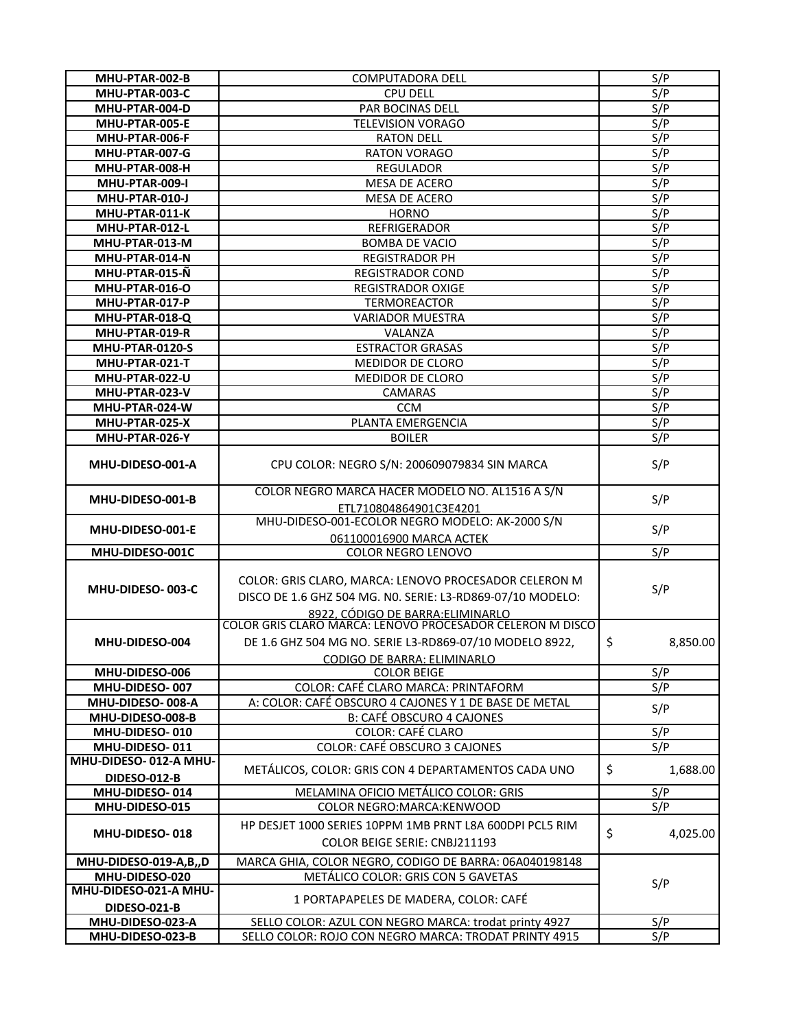| MHU-PTAR-002-B | COMPUTADORA DELL | S/P |
|---|---|---|
| MHU-PTAR-003-C | CPU DELL | S/P |
| MHU-PTAR-004-D | PAR BOCINAS DELL | S/P |
| MHU-PTAR-005-E | TELEVISION VORAGO | S/P |
| MHU-PTAR-006-F | RATON DELL | S/P |
| MHU-PTAR-007-G | RATON VORAGO | S/P |
| MHU-PTAR-008-H | REGULADOR | S/P |
| MHU-PTAR-009-I | MESA DE ACERO | S/P |
| MHU-PTAR-010-J | MESA DE ACERO | S/P |
| MHU-PTAR-011-K | HORNO | S/P |
| MHU-PTAR-012-L | REFRIGERADOR | S/P |
| MHU-PTAR-013-M | BOMBA DE VACIO | S/P |
| MHU-PTAR-014-N | REGISTRADOR PH | S/P |
| MHU-PTAR-015-Ñ | REGISTRADOR COND | S/P |
| MHU-PTAR-016-O | REGISTRADOR OXIGE | S/P |
| MHU-PTAR-017-P | TERMOREACTOR | S/P |
| MHU-PTAR-018-Q | VARIADOR MUESTRA | S/P |
| MHU-PTAR-019-R | VALANZA | S/P |
| MHU-PTAR-0120-S | ESTRACTOR GRASAS | S/P |
| MHU-PTAR-021-T | MEDIDOR DE CLORO | S/P |
| MHU-PTAR-022-U | MEDIDOR DE CLORO | S/P |
| MHU-PTAR-023-V | CAMARAS | S/P |
| MHU-PTAR-024-W | CCM | S/P |
| MHU-PTAR-025-X | PLANTA EMERGENCIA | S/P |
| MHU-PTAR-026-Y | BOILER | S/P |
| MHU-DIDESO-001-A | CPU COLOR: NEGRO S/N: 200609079834 SIN MARCA | S/P |
| MHU-DIDESO-001-B | COLOR NEGRO MARCA HACER MODELO NO. AL1516 A S/N ETL710804864901C3E4201 | S/P |
| MHU-DIDESO-001-E | MHU-DIDESO-001-ECOLOR NEGRO MODELO: AK-2000 S/N 061100016900 MARCA ACTEK | S/P |
| MHU-DIDESO-001C | COLOR NEGRO LENOVO | S/P |
| MHU-DIDESO- 003-C | COLOR: GRIS CLARO, MARCA: LENOVO PROCESADOR CELERON M DISCO DE 1.6 GHZ 504 MG. N0. SERIE: L3-RD869-07/10 MODELO: 8922, CÓDIGO DE BARRA:ELIMINARLO | S/P |
| MHU-DIDESO-004 | COLOR GRIS CLARO MARCA: LENOVO PROCESADOR CELERON M DISCO DE 1.6 GHZ 504 MG NO. SERIE L3-RD869-07/10 MODELO 8922, CODIGO DE BARRA: ELIMINARLO | $ 8,850.00 |
| MHU-DIDESO-006 | COLOR BEIGE | S/P |
| MHU-DIDESO- 007 | COLOR: CAFÉ CLARO MARCA: PRINTAFORM | S/P |
| MHU-DIDESO- 008-A | A: COLOR: CAFÉ OBSCURO 4 CAJONES Y 1 DE BASE DE METAL | S/P |
| MHU-DIDESO-008-B | B: CAFÉ OBSCURO 4 CAJONES | |
| MHU-DIDESO- 010 | COLOR: CAFÉ CLARO | S/P |
| MHU-DIDESO- 011 | COLOR: CAFÉ OBSCURO 3 CAJONES | S/P |
| MHU-DIDESO- 012-A MHU-DIDESO-012-B | METÁLICOS, COLOR: GRIS CON 4 DEPARTAMENTOS CADA UNO | $ 1,688.00 |
| MHU-DIDESO- 014 | MELAMINA OFICIO METÁLICO COLOR: GRIS | S/P |
| MHU-DIDESO-015 | COLOR NEGRO:MARCA:KENWOOD | S/P |
| MHU-DIDESO- 018 | HP DESJET 1000 SERIES 10PPM 1MB PRNT L8A 600DPI PCL5 RIM COLOR BEIGE SERIE: CNBJ211193 | $ 4,025.00 |
| MHU-DIDESO-019-A,B,,D | MARCA GHIA, COLOR NEGRO, CODIGO DE BARRA: 06A040198148 | S/P |
| MHU-DIDESO-020 | METÁLICO COLOR: GRIS CON 5 GAVETAS | |
| MHU-DIDESO-021-A MHU-DIDESO-021-B | 1 PORTAPAPELES DE MADERA, COLOR: CAFÉ | |
| MHU-DIDESO-023-A | SELLO COLOR: AZUL CON NEGRO MARCA: trodat printy 4927 | S/P |
| MHU-DIDESO-023-B | SELLO COLOR: ROJO CON NEGRO MARCA: TRODAT PRINTY 4915 | S/P |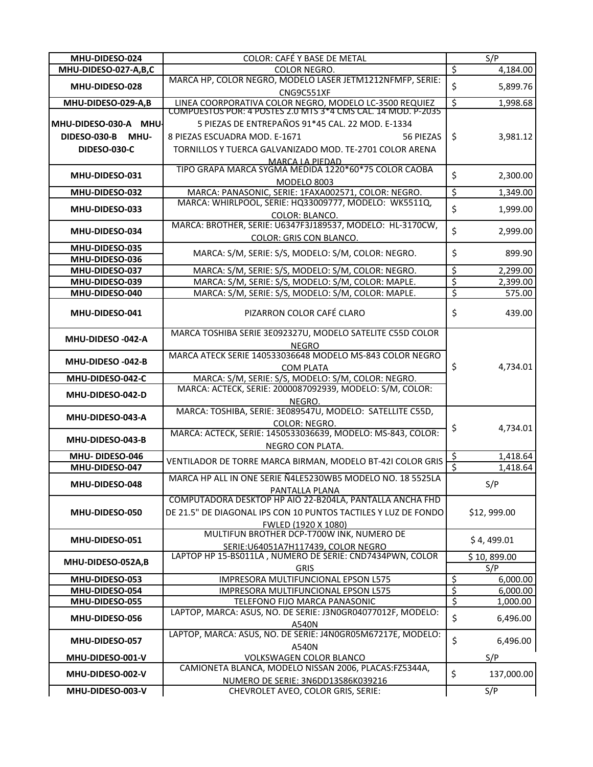| | | |
|---|---|---|
| MHU-DIDESO-024 | COLOR: CAFÉ Y BASE DE METAL | S/P |
| MHU-DIDESO-027-A,B,C | COLOR NEGRO. | $ 4,184.00 |
| MHU-DIDESO-028 | MARCA HP, COLOR NEGRO, MODELO LASER JETM1212NFMFP, SERIE: CNG9C551XF | $ 5,899.76 |
| MHU-DIDESO-029-A,B | LINEA COORPORATIVA COLOR NEGRO, MODELO LC-3500 REQUIEZ | $ 1,998.68 |
| MHU-DIDESO-030-A MHU-DIDESO-030-B MHU-DIDESO-030-C | COMPUESTOS POR: 4 POSTES 2.0 MTS 3*4 CMS CAL. 14 MOD. P-2035 5 PIEZAS DE ENTREPAÑOS 91*45 CAL. 22 MOD. E-1334 8 PIEZAS ESCUADRA MOD. E-1671 56 PIEZAS TORNILLOS Y TUERCA GALVANIZADO MOD. TE-2701 COLOR ARENA MARCA LA PIEDAD | $ 3,981.12 |
| MHU-DIDESO-031 | TIPO GRAPA MARCA SYGMA MEDIDA 1220*60*75 COLOR CAOBA MODELO 8003 | $ 2,300.00 |
| MHU-DIDESO-032 | MARCA: PANASONIC, SERIE: 1FAXA002571, COLOR: NEGRO. | $ 1,349.00 |
| MHU-DIDESO-033 | MARCA: WHIRLPOOL, SERIE: HQ33009777, MODELO: WK5511Q, COLOR: BLANCO. | $ 1,999.00 |
| MHU-DIDESO-034 | MARCA: BROTHER, SERIE: U6347F3J189537, MODELO: HL-3170CW, COLOR: GRIS CON BLANCO. | $ 2,999.00 |
| MHU-DIDESO-035 MHU-DIDESO-036 | MARCA: S/M, SERIE: S/S, MODELO: S/M, COLOR: NEGRO. | $ 899.90 |
| MHU-DIDESO-037 | MARCA: S/M, SERIE: S/S, MODELO: S/M, COLOR: NEGRO. | $ 2,299.00 |
| MHU-DIDESO-039 | MARCA: S/M, SERIE: S/S, MODELO: S/M, COLOR: MAPLE. | $ 2,399.00 |
| MHU-DIDESO-040 | MARCA: S/M, SERIE: S/S, MODELO: S/M, COLOR: MAPLE. | $ 575.00 |
| MHU-DIDESO-041 | PIZARRON COLOR CAFÉ CLARO | $ 439.00 |
| MHU-DIDESO -042-A | MARCA TOSHIBA SERIE 3E092327U, MODELO SATELITE C55D COLOR NEGRO | $ 4,734.01 |
| MHU-DIDESO -042-B | MARCA ATECK SERIE 140533036648 MODELO MS-843 COLOR NEGRO COM PLATA | |
| MHU-DIDESO-042-C | MARCA: S/M, SERIE: S/S, MODELO: S/M, COLOR: NEGRO. | |
| MHU-DIDESO-042-D | MARCA: ACTECK, SERIE: 2000087092939, MODELO: S/M, COLOR: NEGRO. | |
| MHU-DIDESO-043-A | MARCA: TOSHIBA, SERIE: 3E089547U, MODELO: SATELLITE C55D, COLOR: NEGRO. | $ 4,734.01 |
| MHU-DIDESO-043-B | MARCA: ACTECK, SERIE: 1450533036639, MODELO: MS-843, COLOR: NEGRO CON PLATA. | |
| MHU- DIDESO-046 | VENTILADOR DE TORRE MARCA BIRMAN, MODELO BT-42I COLOR GRIS | $ 1,418.64 |
| MHU-DIDESO-047 | | $ 1,418.64 |
| MHU-DIDESO-048 | MARCA HP ALL IN ONE SERIE Ñ4LE5230WB5 MODELO NO. 18 5525LA PANTALLA PLANA | S/P |
| MHU-DIDESO-050 | COMPUTADORA DESKTOP HP AIO 22-B204LA, PANTALLA ANCHA FHD DE 21.5" DE DIAGONAL IPS CON 10 PUNTOS TACTILES Y LUZ DE FONDO FWLED (1920 X 1080) | $12, 999.00 |
| MHU-DIDESO-051 | MULTIFUN BROTHER DCP-T700W INK, NUMERO DE SERIE:U64051A7H117439, COLOR NEGRO | $ 4, 499.01 |
| MHU-DIDESO-052A,B | LAPTOP HP 15-BS011LA , NUMERO DE SERIE: CND7434PWN, COLOR GRIS | $ 10, 899.00 |
| | | S/P |
| MHU-DIDESO-053 | IMPRESORA MULTIFUNCIONAL EPSON L575 | $ 6,000.00 |
| MHU-DIDESO-054 | IMPRESORA MULTIFUNCIONAL EPSON L575 | $ 6,000.00 |
| MHU-DIDESO-055 | TELEFONO FIJO MARCA PANASONIC | $ 1,000.00 |
| MHU-DIDESO-056 | LAPTOP, MARCA: ASUS, NO. DE SERIE: J3N0GR04077012F, MODELO: A540N | $ 6,496.00 |
| MHU-DIDESO-057 | LAPTOP, MARCA: ASUS, NO. DE SERIE: J4N0GR05M67217E, MODELO: A540N | $ 6,496.00 |
| MHU-DIDESO-001-V | VOLKSWAGEN COLOR BLANCO | S/P |
| MHU-DIDESO-002-V | CAMIONETA BLANCA, MODELO NISSAN 2006, PLACAS:FZ5344A, NUMERO DE SERIE: 3N6DD13S86K039216 | $ 137,000.00 |
| MHU-DIDESO-003-V | CHEVROLET AVEO, COLOR GRIS, SERIE: | S/P |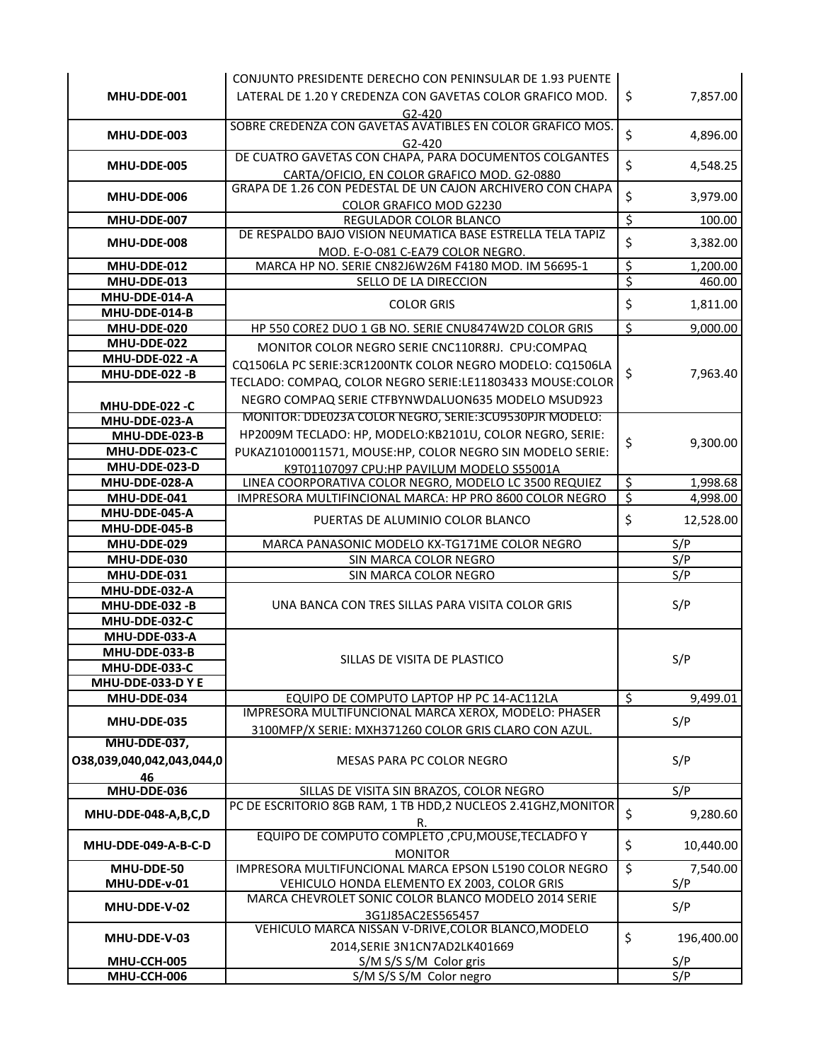| | | | |
|---|---|---|---|
| **MHU-DDE-001** | CONJUNTO PRESIDENTE DERECHO CON PENINSULAR DE 1.93 PUENTE LATERAL DE 1.20 Y CREDENZA CON GAVETAS COLOR GRAFICO MOD. G2-420 | $ | 7,857.00 |
| **MHU-DDE-003** | SOBRE CREDENZA CON GAVETAS AVATIBLES EN COLOR GRAFICO MOS. G2-420 | $ | 4,896.00 |
| **MHU-DDE-005** | DE CUATRO GAVETAS CON CHAPA, PARA DOCUMENTOS COLGANTES CARTA/OFICIO, EN COLOR GRAFICO MOD. G2-0880 | $ | 4,548.25 |
| **MHU-DDE-006** | GRAPA DE 1.26 CON PEDESTAL DE UN CAJON ARCHIVERO CON CHAPA COLOR GRAFICO MOD G2230 | $ | 3,979.00 |
| **MHU-DDE-007** | REGULADOR COLOR BLANCO | $ | 100.00 |
| **MHU-DDE-008** | DE RESPALDO BAJO VISION NEUMATICA BASE ESTRELLA TELA TAPIZ MOD. E-O-081 C-EA79 COLOR NEGRO. | $ | 3,382.00 |
| **MHU-DDE-012** | MARCA HP NO. SERIE CN82J6W26M F4180 MOD. IM 56695-1 | $ | 1,200.00 |
| **MHU-DDE-013** | SELLO DE LA DIRECCION | $ | 460.00 |
| **MHU-DDE-014-A**<br>**MHU-DDE-014-B** | COLOR GRIS | $ | 1,811.00 |
| **MHU-DDE-020** | HP 550 CORE2 DUO 1 GB NO. SERIE CNU8474W2D COLOR GRIS | $ | 9,000.00 |
| **MHU-DDE-022**<br>**MHU-DDE-022 -A**<br>**MHU-DDE-022 -B**<br>**MHU-DDE-022 -C** | MONITOR COLOR NEGRO SERIE CNC110R8RJ. CPU:COMPAQ CQ1506LA PC SERIE:3CR1200NTK COLOR NEGRO MODELO: CQ1506LA TECLADO: COMPAQ, COLOR NEGRO SERIE:LE11803433 MOUSE:COLOR NEGRO COMPAQ SERIE CTFBYNWDALUON635 MODELO MSUD923 | $ | 7,963.40 |
| **MHU-DDE-023-A**<br>**MHU-DDE-023-B**<br>**MHU-DDE-023-C**<br>**MHU-DDE-023-D** | MONITOR: DDE023A COLOR NEGRO, SERIE:3CU9530PJR MODELO: HP2009M TECLADO: HP, MODELO:KB2101U, COLOR NEGRO, SERIE: PUKAZ10100011571, MOUSE:HP, COLOR NEGRO SIN MODELO SERIE: K9T01107097 CPU:HP PAVILUM MODELO S55001A | $ | 9,300.00 |
| **MHU-DDE-028-A** | LINEA COORPORATIVA COLOR NEGRO, MODELO LC 3500 REQUIEZ | $ | 1,998.68 |
| **MHU-DDE-041** | IMPRESORA MULTIFINCIONAL MARCA: HP PRO 8600 COLOR NEGRO | $ | 4,998.00 |
| **MHU-DDE-045-A**<br>**MHU-DDE-045-B** | PUERTAS DE ALUMINIO COLOR BLANCO | $ | 12,528.00 |
| **MHU-DDE-029** | MARCA PANASONIC MODELO KX-TG171ME COLOR NEGRO | | S/P |
| **MHU-DDE-030** | SIN MARCA COLOR NEGRO | | S/P |
| **MHU-DDE-031** | SIN MARCA COLOR NEGRO | | S/P |
| **MHU-DDE-032-A**<br>**MHU-DDE-032 -B**<br>**MHU-DDE-032-C** | UNA BANCA CON TRES SILLAS PARA VISITA COLOR GRIS | | S/P |
| **MHU-DDE-033-A**<br>**MHU-DDE-033-B**<br>**MHU-DDE-033-C**<br>**MHU-DDE-033-D Y E** | SILLAS DE VISITA DE PLASTICO | | S/P |
| **MHU-DDE-034** | EQUIPO DE COMPUTO LAPTOP HP PC 14-AC112LA | $ | 9,499.01 |
| **MHU-DDE-035** | IMPRESORA MULTIFUNCIONAL MARCA XEROX, MODELO: PHASER 3100MFP/X SERIE: MXH371260 COLOR GRIS CLARO CON AZUL. | | S/P |
| **MHU-DDE-037, O38,039,040,042,043,044,046** | MESAS PARA PC COLOR NEGRO | | S/P |
| **MHU-DDE-036** | SILLAS DE VISITA SIN BRAZOS, COLOR NEGRO | | S/P |
| **MHU-DDE-048-A,B,C,D** | PC DE ESCRITORIO 8GB RAM, 1 TB HDD,2 NUCLEOS 2.41GHZ,MONITOR R. | $ | 9,280.60 |
| **MHU-DDE-049-A-B-C-D** | EQUIPO DE COMPUTO COMPLETO ,CPU,MOUSE,TECLADFO Y MONITOR | $ | 10,440.00 |
| **MHU-DDE-50** | IMPRESORA MULTIFUNCIONAL MARCA EPSON L5190 COLOR NEGRO | $ | 7,540.00 |
| **MHU-DDE-v-01** | VEHICULO HONDA ELEMENTO EX 2003, COLOR GRIS | | S/P |
| **MHU-DDE-V-02** | MARCA CHEVROLET SONIC COLOR BLANCO MODELO 2014 SERIE 3G1J85AC2ES565457 | | S/P |
| **MHU-DDE-V-03** | VEHICULO MARCA NISSAN V-DRIVE,COLOR BLANCO,MODELO 2014,SERIE 3N1CN7AD2LK401669 | $ | 196,400.00 |
| **MHU-CCH-005** | S/M S/S S/M Color gris | | S/P |
| **MHU-CCH-006** | S/M S/S S/M Color negro | | S/P |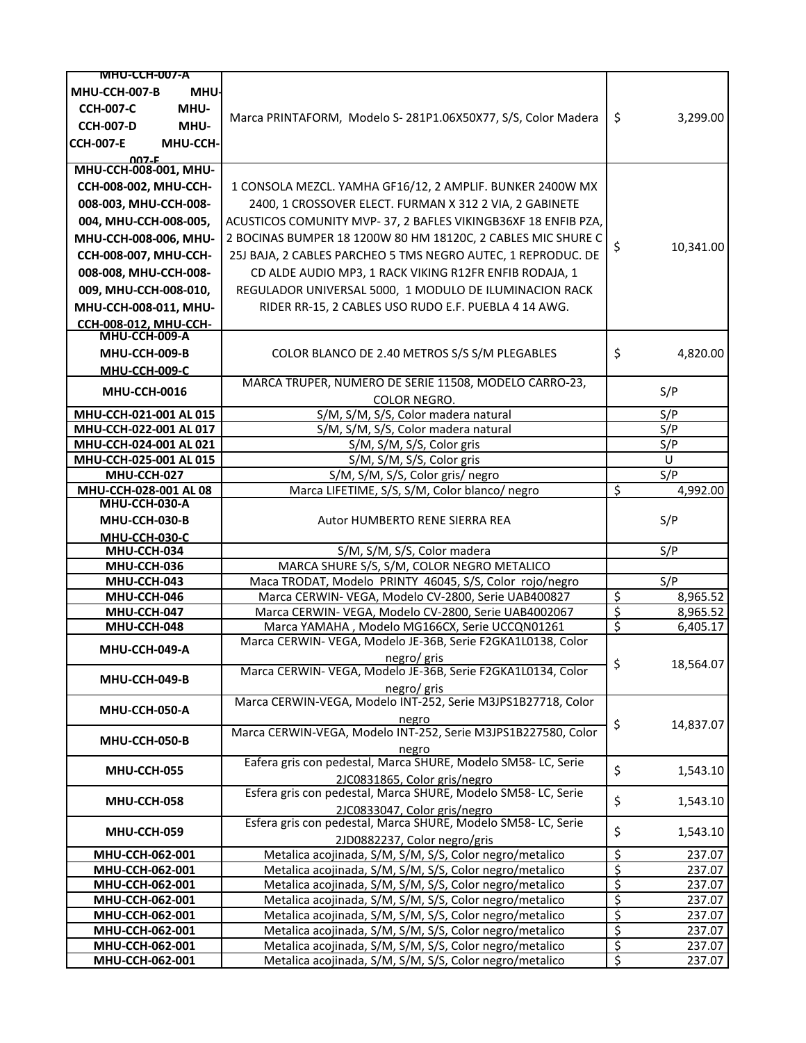| | | |
|---|---|---|
| MHU-CCH-007-A MHU-CCH-007-B MHU-CCH-007-C MHU-CCH-007-D MHU-CCH-007-E MHU-CCH-007-F | Marca PRINTAFORM, Modelo S- 281P1.06X50X77, S/S, Color Madera | $ 3,299.00 |
| MHU-CCH-008-001, MHU-CCH-008-002, MHU-CCH-008-003, MHU-CCH-008-004, MHU-CCH-008-005, MHU-CCH-008-006, MHU-CCH-008-007, MHU-CCH-008-008, MHU-CCH-008-009, MHU-CCH-008-010, MHU-CCH-008-011, MHU-CCH-008-012, MHU-CCH- | 1 CONSOLA MEZCL. YAMHA GF16/12, 2 AMPLIF. BUNKER 2400W MX 2400, 1 CROSSOVER ELECT. FURMAN X 312 2 VIA, 2 GABINETE ACUSTICOS COMUNITY MVP- 37, 2 BAFLES VIKINGB36XF 18 ENFIB PZA, 2 BOCINAS BUMPER 18 1200W 80 HM 18120C, 2 CABLES MIC SHURE C 25J BAJA, 2 CABLES PARCHEO 5 TMS NEGRO AUTEC, 1 REPRODUC. DE CD ALDE AUDIO MP3, 1 RACK VIKING R12FR ENFIB RODAJA, 1 REGULADOR UNIVERSAL 5000, 1 MODULO DE ILUMINACION RACK RIDER RR-15, 2 CABLES USO RUDO E.F. PUEBLA 4 14 AWG. | $ 10,341.00 |
| MHU-CCH-009-A MHU-CCH-009-B MHU-CCH-009-C | COLOR BLANCO DE 2.40 METROS S/S S/M PLEGABLES | $ 4,820.00 |
| MHU-CCH-0016 | MARCA TRUPER, NUMERO DE SERIE 11508, MODELO CARRO-23, COLOR NEGRO. | S/P |
| MHU-CCH-021-001 AL 015 | S/M, S/M, S/S, Color madera natural | S/P |
| MHU-CCH-022-001 AL 017 | S/M, S/M, S/S, Color madera natural | S/P |
| MHU-CCH-024-001 AL 021 | S/M, S/M, S/S, Color gris | S/P |
| MHU-CCH-025-001 AL 015 | S/M, S/M, S/S, Color gris | U |
| MHU-CCH-027 | S/M, S/M, S/S, Color gris/ negro | S/P |
| MHU-CCH-028-001 AL 08 | Marca LIFETIME, S/S, S/M, Color blanco/ negro | $ 4,992.00 |
| MHU-CCH-030-A MHU-CCH-030-B MHU-CCH-030-C | Autor HUMBERTO RENE SIERRA REA | S/P |
| MHU-CCH-034 | S/M, S/M, S/S, Color madera | S/P |
| MHU-CCH-036 | MARCA SHURE S/S, S/M, COLOR NEGRO METALICO | |
| MHU-CCH-043 | Maca TRODAT, Modelo PRINTY 46045, S/S, Color rojo/negro | S/P |
| MHU-CCH-046 | Marca CERWIN- VEGA, Modelo CV-2800, Serie UAB400827 | $ 8,965.52 |
| MHU-CCH-047 | Marca CERWIN- VEGA, Modelo CV-2800, Serie UAB4002067 | $ 8,965.52 |
| MHU-CCH-048 | Marca YAMAHA , Modelo MG166CX, Serie UCCQN01261 | $ 6,405.17 |
| MHU-CCH-049-A | Marca CERWIN- VEGA, Modelo JE-36B, Serie F2GKA1L0138, Color negro/ gris | $ 18,564.07 |
| MHU-CCH-049-B | Marca CERWIN- VEGA, Modelo JE-36B, Serie F2GKA1L0134, Color negro/ gris | |
| MHU-CCH-050-A | Marca CERWIN-VEGA, Modelo INT-252, Serie M3JPS1B27718, Color negro | $ 14,837.07 |
| MHU-CCH-050-B | Marca CERWIN-VEGA, Modelo INT-252, Serie M3JPS1B227580, Color negro | |
| MHU-CCH-055 | Eafera gris con pedestal, Marca SHURE, Modelo SM58- LC, Serie 2JC0831865, Color gris/negro | $ 1,543.10 |
| MHU-CCH-058 | Esfera gris con pedestal, Marca SHURE, Modelo SM58- LC, Serie 2JC0833047, Color gris/negro | $ 1,543.10 |
| MHU-CCH-059 | Esfera gris con pedestal, Marca SHURE, Modelo SM58- LC, Serie 2JD0882237, Color negro/gris | $ 1,543.10 |
| MHU-CCH-062-001 | Metalica acojinada, S/M, S/M, S/S, Color negro/metalico | $ 237.07 |
| MHU-CCH-062-001 | Metalica acojinada, S/M, S/M, S/S, Color negro/metalico | $ 237.07 |
| MHU-CCH-062-001 | Metalica acojinada, S/M, S/M, S/S, Color negro/metalico | $ 237.07 |
| MHU-CCH-062-001 | Metalica acojinada, S/M, S/M, S/S, Color negro/metalico | $ 237.07 |
| MHU-CCH-062-001 | Metalica acojinada, S/M, S/M, S/S, Color negro/metalico | $ 237.07 |
| MHU-CCH-062-001 | Metalica acojinada, S/M, S/M, S/S, Color negro/metalico | $ 237.07 |
| MHU-CCH-062-001 | Metalica acojinada, S/M, S/M, S/S, Color negro/metalico | $ 237.07 |
| MHU-CCH-062-001 | Metalica acojinada, S/M, S/M, S/S, Color negro/metalico | $ 237.07 |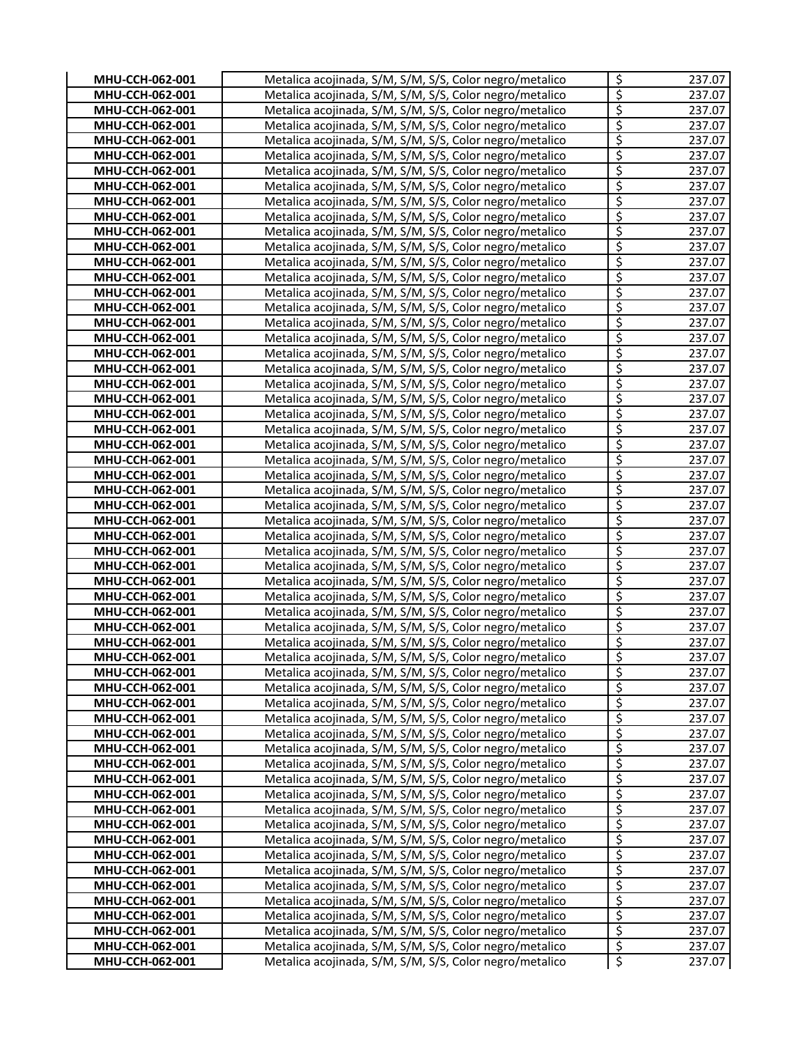| | | | |
|---|---|---|---|
| **MHU-CCH-062-001** | Metalica acojinada, S/M, S/M, S/S, Color negro/metalico | $ | 237.07 |
| **MHU-CCH-062-001** | Metalica acojinada, S/M, S/M, S/S, Color negro/metalico | $ | 237.07 |
| **MHU-CCH-062-001** | Metalica acojinada, S/M, S/M, S/S, Color negro/metalico | $ | 237.07 |
| **MHU-CCH-062-001** | Metalica acojinada, S/M, S/M, S/S, Color negro/metalico | $ | 237.07 |
| **MHU-CCH-062-001** | Metalica acojinada, S/M, S/M, S/S, Color negro/metalico | $ | 237.07 |
| **MHU-CCH-062-001** | Metalica acojinada, S/M, S/M, S/S, Color negro/metalico | $ | 237.07 |
| **MHU-CCH-062-001** | Metalica acojinada, S/M, S/M, S/S, Color negro/metalico | $ | 237.07 |
| **MHU-CCH-062-001** | Metalica acojinada, S/M, S/M, S/S, Color negro/metalico | $ | 237.07 |
| **MHU-CCH-062-001** | Metalica acojinada, S/M, S/M, S/S, Color negro/metalico | $ | 237.07 |
| **MHU-CCH-062-001** | Metalica acojinada, S/M, S/M, S/S, Color negro/metalico | $ | 237.07 |
| **MHU-CCH-062-001** | Metalica acojinada, S/M, S/M, S/S, Color negro/metalico | $ | 237.07 |
| **MHU-CCH-062-001** | Metalica acojinada, S/M, S/M, S/S, Color negro/metalico | $ | 237.07 |
| **MHU-CCH-062-001** | Metalica acojinada, S/M, S/M, S/S, Color negro/metalico | $ | 237.07 |
| **MHU-CCH-062-001** | Metalica acojinada, S/M, S/M, S/S, Color negro/metalico | $ | 237.07 |
| **MHU-CCH-062-001** | Metalica acojinada, S/M, S/M, S/S, Color negro/metalico | $ | 237.07 |
| **MHU-CCH-062-001** | Metalica acojinada, S/M, S/M, S/S, Color negro/metalico | $ | 237.07 |
| **MHU-CCH-062-001** | Metalica acojinada, S/M, S/M, S/S, Color negro/metalico | $ | 237.07 |
| **MHU-CCH-062-001** | Metalica acojinada, S/M, S/M, S/S, Color negro/metalico | $ | 237.07 |
| **MHU-CCH-062-001** | Metalica acojinada, S/M, S/M, S/S, Color negro/metalico | $ | 237.07 |
| **MHU-CCH-062-001** | Metalica acojinada, S/M, S/M, S/S, Color negro/metalico | $ | 237.07 |
| **MHU-CCH-062-001** | Metalica acojinada, S/M, S/M, S/S, Color negro/metalico | $ | 237.07 |
| **MHU-CCH-062-001** | Metalica acojinada, S/M, S/M, S/S, Color negro/metalico | $ | 237.07 |
| **MHU-CCH-062-001** | Metalica acojinada, S/M, S/M, S/S, Color negro/metalico | $ | 237.07 |
| **MHU-CCH-062-001** | Metalica acojinada, S/M, S/M, S/S, Color negro/metalico | $ | 237.07 |
| **MHU-CCH-062-001** | Metalica acojinada, S/M, S/M, S/S, Color negro/metalico | $ | 237.07 |
| **MHU-CCH-062-001** | Metalica acojinada, S/M, S/M, S/S, Color negro/metalico | $ | 237.07 |
| **MHU-CCH-062-001** | Metalica acojinada, S/M, S/M, S/S, Color negro/metalico | $ | 237.07 |
| **MHU-CCH-062-001** | Metalica acojinada, S/M, S/M, S/S, Color negro/metalico | $ | 237.07 |
| **MHU-CCH-062-001** | Metalica acojinada, S/M, S/M, S/S, Color negro/metalico | $ | 237.07 |
| **MHU-CCH-062-001** | Metalica acojinada, S/M, S/M, S/S, Color negro/metalico | $ | 237.07 |
| **MHU-CCH-062-001** | Metalica acojinada, S/M, S/M, S/S, Color negro/metalico | $ | 237.07 |
| **MHU-CCH-062-001** | Metalica acojinada, S/M, S/M, S/S, Color negro/metalico | $ | 237.07 |
| **MHU-CCH-062-001** | Metalica acojinada, S/M, S/M, S/S, Color negro/metalico | $ | 237.07 |
| **MHU-CCH-062-001** | Metalica acojinada, S/M, S/M, S/S, Color negro/metalico | $ | 237.07 |
| **MHU-CCH-062-001** | Metalica acojinada, S/M, S/M, S/S, Color negro/metalico | $ | 237.07 |
| **MHU-CCH-062-001** | Metalica acojinada, S/M, S/M, S/S, Color negro/metalico | $ | 237.07 |
| **MHU-CCH-062-001** | Metalica acojinada, S/M, S/M, S/S, Color negro/metalico | $ | 237.07 |
| **MHU-CCH-062-001** | Metalica acojinada, S/M, S/M, S/S, Color negro/metalico | $ | 237.07 |
| **MHU-CCH-062-001** | Metalica acojinada, S/M, S/M, S/S, Color negro/metalico | $ | 237.07 |
| **MHU-CCH-062-001** | Metalica acojinada, S/M, S/M, S/S, Color negro/metalico | $ | 237.07 |
| **MHU-CCH-062-001** | Metalica acojinada, S/M, S/M, S/S, Color negro/metalico | $ | 237.07 |
| **MHU-CCH-062-001** | Metalica acojinada, S/M, S/M, S/S, Color negro/metalico | $ | 237.07 |
| **MHU-CCH-062-001** | Metalica acojinada, S/M, S/M, S/S, Color negro/metalico | $ | 237.07 |
| **MHU-CCH-062-001** | Metalica acojinada, S/M, S/M, S/S, Color negro/metalico | $ | 237.07 |
| **MHU-CCH-062-001** | Metalica acojinada, S/M, S/M, S/S, Color negro/metalico | $ | 237.07 |
| **MHU-CCH-062-001** | Metalica acojinada, S/M, S/M, S/S, Color negro/metalico | $ | 237.07 |
| **MHU-CCH-062-001** | Metalica acojinada, S/M, S/M, S/S, Color negro/metalico | $ | 237.07 |
| **MHU-CCH-062-001** | Metalica acojinada, S/M, S/M, S/S, Color negro/metalico | $ | 237.07 |
| **MHU-CCH-062-001** | Metalica acojinada, S/M, S/M, S/S, Color negro/metalico | $ | 237.07 |
| **MHU-CCH-062-001** | Metalica acojinada, S/M, S/M, S/S, Color negro/metalico | $ | 237.07 |
| **MHU-CCH-062-001** | Metalica acojinada, S/M, S/M, S/S, Color negro/metalico | $ | 237.07 |
| **MHU-CCH-062-001** | Metalica acojinada, S/M, S/M, S/S, Color negro/metalico | $ | 237.07 |
| **MHU-CCH-062-001** | Metalica acojinada, S/M, S/M, S/S, Color negro/metalico | $ | 237.07 |
| **MHU-CCH-062-001** | Metalica acojinada, S/M, S/M, S/S, Color negro/metalico | $ | 237.07 |
| **MHU-CCH-062-001** | Metalica acojinada, S/M, S/M, S/S, Color negro/metalico | $ | 237.07 |
| **MHU-CCH-062-001** | Metalica acojinada, S/M, S/M, S/S, Color negro/metalico | $ | 237.07 |
| **MHU-CCH-062-001** | Metalica acojinada, S/M, S/M, S/S, Color negro/metalico | $ | 237.07 |
| **MHU-CCH-062-001** | Metalica acojinada, S/M, S/M, S/S, Color negro/metalico | $ | 237.07 |
| **MHU-CCH-062-001** | Metalica acojinada, S/M, S/M, S/S, Color negro/metalico | $ | 237.07 |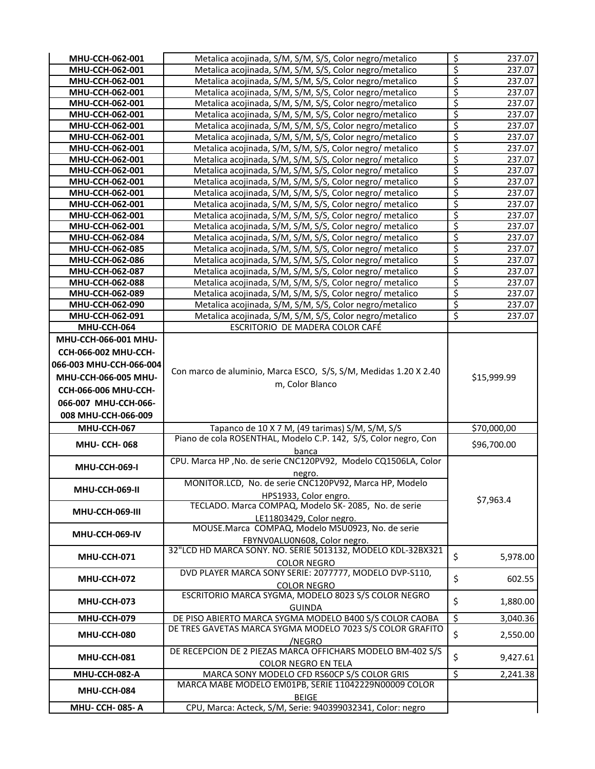| | | |
|---|---|---|
| **MHU-CCH-062-001** | Metalica acojinada, S/M, S/M, S/S, Color negro/metalico | $ 237.07 |
| **MHU-CCH-062-001** | Metalica acojinada, S/M, S/M, S/S, Color negro/metalico | $ 237.07 |
| **MHU-CCH-062-001** | Metalica acojinada, S/M, S/M, S/S, Color negro/metalico | $ 237.07 |
| **MHU-CCH-062-001** | Metalica acojinada, S/M, S/M, S/S, Color negro/metalico | $ 237.07 |
| **MHU-CCH-062-001** | Metalica acojinada, S/M, S/M, S/S, Color negro/metalico | $ 237.07 |
| **MHU-CCH-062-001** | Metalica acojinada, S/M, S/M, S/S, Color negro/metalico | $ 237.07 |
| **MHU-CCH-062-001** | Metalica acojinada, S/M, S/M, S/S, Color negro/metalico | $ 237.07 |
| **MHU-CCH-062-001** | Metalica acojinada, S/M, S/M, S/S, Color negro/metalico | $ 237.07 |
| **MHU-CCH-062-001** | Metalica acojinada, S/M, S/M, S/S, Color negro/ metalico | $ 237.07 |
| **MHU-CCH-062-001** | Metalica acojinada, S/M, S/M, S/S, Color negro/ metalico | $ 237.07 |
| **MHU-CCH-062-001** | Metalica acojinada, S/M, S/M, S/S, Color negro/ metalico | $ 237.07 |
| **MHU-CCH-062-001** | Metalica acojinada, S/M, S/M, S/S, Color negro/ metalico | $ 237.07 |
| **MHU-CCH-062-001** | Metalica acojinada, S/M, S/M, S/S, Color negro/ metalico | $ 237.07 |
| **MHU-CCH-062-001** | Metalica acojinada, S/M, S/M, S/S, Color negro/ metalico | $ 237.07 |
| **MHU-CCH-062-001** | Metalica acojinada, S/M, S/M, S/S, Color negro/ metalico | $ 237.07 |
| **MHU-CCH-062-001** | Metalica acojinada, S/M, S/M, S/S, Color negro/ metalico | $ 237.07 |
| **MHU-CCH-062-084** | Metalica acojinada, S/M, S/M, S/S, Color negro/ metalico | $ 237.07 |
| **MHU-CCH-062-085** | Metalica acojinada, S/M, S/M, S/S, Color negro/ metalico | $ 237.07 |
| **MHU-CCH-062-086** | Metalica acojinada, S/M, S/M, S/S, Color negro/ metalico | $ 237.07 |
| **MHU-CCH-062-087** | Metalica acojinada, S/M, S/M, S/S, Color negro/ metalico | $ 237.07 |
| **MHU-CCH-062-088** | Metalica acojinada, S/M, S/M, S/S, Color negro/ metalico | $ 237.07 |
| **MHU-CCH-062-089** | Metalica acojinada, S/M, S/M, S/S, Color negro/ metalico | $ 237.07 |
| **MHU-CCH-062-090** | Metalica acojinada, S/M, S/M, S/S, Color negro/metalico | $ 237.07 |
| **MHU-CCH-062-091** | Metalica acojinada, S/M, S/M, S/S, Color negro/metalico | $ 237.07 |
| **MHU-CCH-064** | ESCRITORIO DE MADERA COLOR CAFÉ | |
| **MHU-CCH-066-001 MHU-CCH-066-002 MHU-CCH-066-003 MHU-CCH-066-004 MHU-CCH-066-005 MHU-CCH-066-006 MHU-CCH-066-007 MHU-CCH-066-008 MHU-CCH-066-009** | Con marco de aluminio, Marca ESCO, S/S, S/M, Medidas 1.20 X 2.40 m, Color Blanco | $15,999.99 |
| **MHU-CCH-067** | Tapanco de 10 X 7 M, (49 tarimas) S/M, S/M, S/S | $70,000,00 |
| **MHU- CCH- 068** | Piano de cola ROSENTHAL, Modelo C.P. 142, S/S, Color negro, Con banca | $96,700.00 |
| **MHU-CCH-069-I** | CPU. Marca HP ,No. de serie CNC120PV92, Modelo CQ1506LA, Color negro. | $7,963.4 |
| **MHU-CCH-069-II** | MONITOR.LCD, No. de serie CNC120PV92, Marca HP, Modelo HPS1933, Color engro. | |
| **MHU-CCH-069-III** | TECLADO. Marca COMPAQ, Modelo SK- 2085, No. de serie LE11803429, Color negro. | |
| **MHU-CCH-069-IV** | MOUSE.Marca COMPAQ, Modelo MSU0923, No. de serie FBYNV0ALU0N608, Color negro. | |
| **MHU-CCH-071** | 32"LCD HD MARCA SONY. NO. SERIE 5013132, MODELO KDL-32BX321 COLOR NEGRO | $ 5,978.00 |
| **MHU-CCH-072** | DVD PLAYER MARCA SONY SERIE: 2077777, MODELO DVP-S110, COLOR NEGRO | $ 602.55 |
| **MHU-CCH-073** | ESCRITORIO MARCA SYGMA, MODELO 8023 S/S COLOR NEGRO GUINDA | $ 1,880.00 |
| **MHU-CCH-079** | DE PISO ABIERTO MARCA SYGMA MODELO B400 S/S COLOR CAOBA | $ 3,040.36 |
| **MHU-CCH-080** | DE TRES GAVETAS MARCA SYGMA MODELO 7023 S/S COLOR GRAFITO /NEGRO | $ 2,550.00 |
| **MHU-CCH-081** | DE RECEPCION DE 2 PIEZAS MARCA OFFICHARS MODELO BM-402 S/S COLOR NEGRO EN TELA | $ 9,427.61 |
| **MHU-CCH-082-A** | MARCA SONY MODELO CFD RS60CP S/S COLOR GRIS | $ 2,241.38 |
| **MHU-CCH-084** | MARCA MABE MODELO EM01PB, SERIE 11042229N00009 COLOR BEIGE | |
| **MHU- CCH- 085- A** | CPU, Marca: Acteck, S/M, Serie: 940399032341, Color: negro | |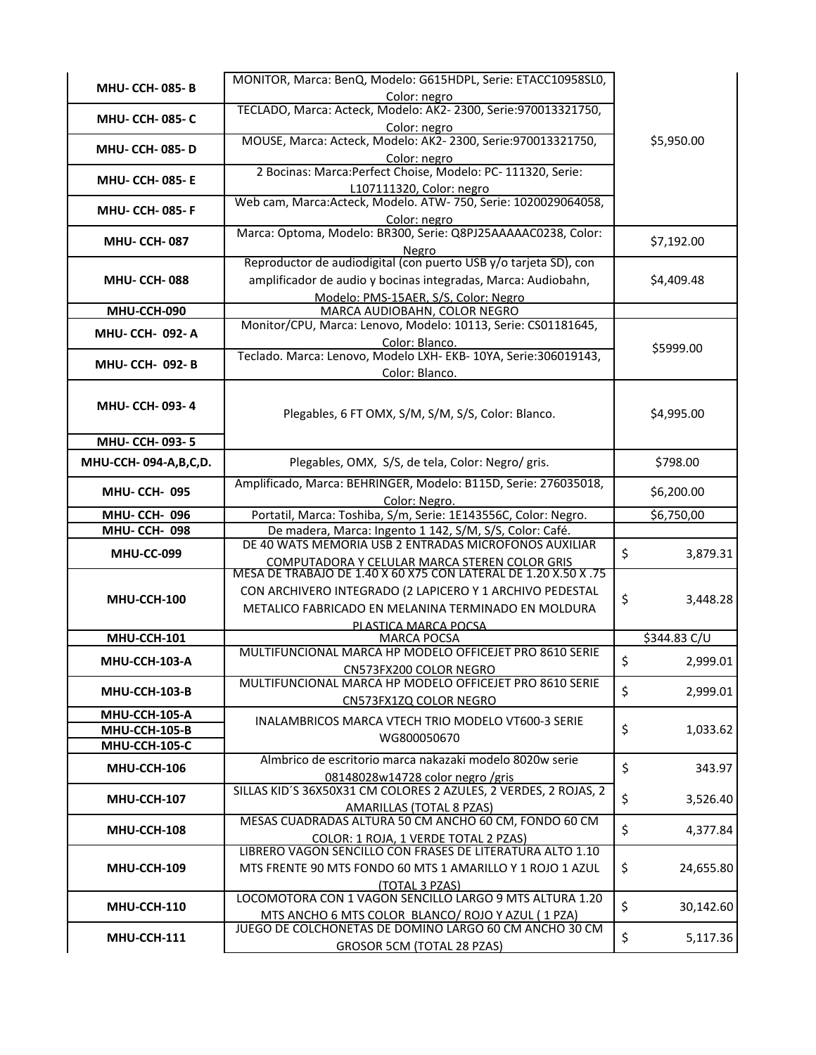| | | |
|---|---|---|
| MHU- CCH- 085- B | MONITOR, Marca: BenQ, Modelo: G615HDPL, Serie: ETACC10958SL0, Color: negro | $5,950.00 |
| MHU- CCH- 085- C | TECLADO, Marca: Acteck, Modelo: AK2- 2300, Serie:970013321750, Color: negro | |
| MHU- CCH- 085- D | MOUSE, Marca: Acteck, Modelo: AK2- 2300, Serie:970013321750, Color: negro | |
| MHU- CCH- 085- E | 2 Bocinas: Marca:Perfect Choise, Modelo: PC- 111320, Serie: L107111320, Color: negro | |
| MHU- CCH- 085- F | Web cam, Marca:Acteck, Modelo. ATW- 750, Serie: 1020029064058, Color: negro | |
| MHU- CCH- 087 | Marca: Optoma, Modelo: BR300, Serie: Q8PJ25AAAAAC0238, Color: Negro | $7,192.00 |
| MHU- CCH- 088 | Reproductor de audiodigital (con puerto USB y/o tarjeta SD), con amplificador de audio y bocinas integradas, Marca: Audiobahn, Modelo: PMS-15AER, S/S, Color: Negro | $4,409.48 |
| MHU-CCH-090 | MARCA AUDIOBAHN, COLOR NEGRO | |
| MHU- CCH- 092- A | Monitor/CPU, Marca: Lenovo, Modelo: 10113, Serie: CS01181645, Color: Blanco. | $5999.00 |
| MHU- CCH- 092- B | Teclado. Marca: Lenovo, Modelo LXH- EKB- 10YA, Serie:306019143, Color: Blanco. | |
| MHU- CCH- 093- 4 | Plegables, 6 FT OMX, S/M, S/M, S/S, Color: Blanco. | $4,995.00 |
| MHU- CCH- 093- 5 | | |
| MHU-CCH- 094-A,B,C,D. | Plegables, OMX, S/S, de tela, Color: Negro/ gris. | $798.00 |
| MHU- CCH- 095 | Amplificado, Marca: BEHRINGER, Modelo: B115D, Serie: 276035018, Color: Negro. | $6,200.00 |
| MHU- CCH- 096 | Portatil, Marca: Toshiba, S/m, Serie: 1E143556C, Color: Negro. | $6,750,00 |
| MHU- CCH- 098 | De madera, Marca: Ingento 1 142, S/M, S/S, Color: Café. | |
| MHU-CC-099 | DE 40 WATS MEMORIA USB 2 ENTRADAS MICROFONOS AUXILIAR COMPUTADORA Y CELULAR MARCA STEREN COLOR GRIS | $ 3,879.31 |
| MHU-CCH-100 | MESA DE TRABAJO DE 1.40 X 60 X75 CON LATERAL DE 1.20 X.50 X .75 CON ARCHIVERO INTEGRADO (2 LAPICERO Y 1 ARCHIVO PEDESTAL METALICO FABRICADO EN MELANINA TERMINADO EN MOLDURA PLASTICA MARCA POCSA | $ 3,448.28 |
| MHU-CCH-101 | MARCA POCSA | $344.83 C/U |
| MHU-CCH-103-A | MULTIFUNCIONAL MARCA HP MODELO OFFICEJET PRO 8610 SERIE CN573FX200 COLOR NEGRO | $ 2,999.01 |
| MHU-CCH-103-B | MULTIFUNCIONAL MARCA HP MODELO OFFICEJET PRO 8610 SERIE CN573FX1ZQ COLOR NEGRO | $ 2,999.01 |
| MHU-CCH-105-A<br>MHU-CCH-105-B<br>MHU-CCH-105-C | INALAMBRICOS MARCA VTECH TRIO MODELO VT600-3 SERIE WG800050670 | $ 1,033.62 |
| MHU-CCH-106 | Almbrico de escritorio marca nakazaki modelo 8020w serie 08148028w14728 color negro /gris | $ 343.97 |
| MHU-CCH-107 | SILLAS KID´S 36X50X31 CM COLORES 2 AZULES, 2 VERDES, 2 ROJAS, 2 AMARILLAS (TOTAL 8 PZAS) | $ 3,526.40 |
| MHU-CCH-108 | MESAS CUADRADAS ALTURA 50 CM ANCHO 60 CM, FONDO 60 CM COLOR: 1 ROJA, 1 VERDE TOTAL 2 PZAS) | $ 4,377.84 |
| MHU-CCH-109 | LIBRERO VAGON SENCILLO CON FRASES DE LITERATURA ALTO 1.10 MTS FRENTE 90 MTS FONDO 60 MTS 1 AMARILLO Y 1 ROJO 1 AZUL (TOTAL 3 PZAS) | $ 24,655.80 |
| MHU-CCH-110 | LOCOMOTORA CON 1 VAGON SENCILLO LARGO 9 MTS ALTURA 1.20 MTS ANCHO 6 MTS COLOR BLANCO/ ROJO Y AZUL ( 1 PZA) | $ 30,142.60 |
| MHU-CCH-111 | JUEGO DE COLCHONETAS DE DOMINO LARGO 60 CM ANCHO 30 CM GROSOR 5CM (TOTAL 28 PZAS) | $ 5,117.36 |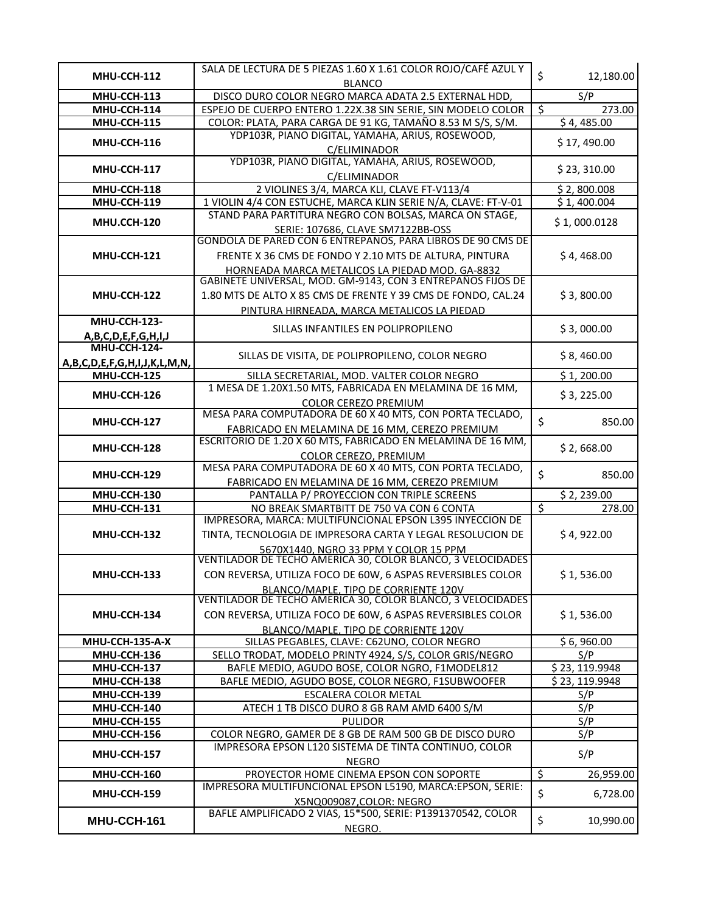| | | |
|---|---|---|
| **MHU-CCH-112** | SALA DE LECTURA DE 5 PIEZAS 1.60 X 1.61 COLOR ROJO/CAFÉ AZUL Y BLANCO | $ 12,180.00 |
| **MHU-CCH-113** | DISCO DURO COLOR NEGRO MARCA ADATA 2.5 EXTERNAL HDD, | S/P |
| **MHU-CCH-114** | ESPEJO DE CUERPO ENTERO 1.22X.38 SIN SERIE, SIN MODELO COLOR | $ 273.00 |
| **MHU-CCH-115** | COLOR: PLATA, PARA CARGA DE 91 KG, TAMAÑO 8.53 M S/S, S/M. | $ 4, 485.00 |
| **MHU-CCH-116** | YDP103R, PIANO DIGITAL, YAMAHA, ARIUS, ROSEWOOD, C/ELIMINADOR | $ 17, 490.00 |
| **MHU-CCH-117** | YDP103R, PIANO DIGITAL, YAMAHA, ARIUS, ROSEWOOD, C/ELIMINADOR | $ 23, 310.00 |
| **MHU-CCH-118** | 2 VIOLINES 3/4, MARCA KLI, CLAVE FT-V113/4 | $ 2, 800.008 |
| **MHU-CCH-119** | 1 VIOLIN 4/4 CON ESTUCHE, MARCA KLIN SERIE N/A, CLAVE: FT-V-01 | $ 1, 400.004 |
| **MHU.CCH-120** | STAND PARA PARTITURA NEGRO CON BOLSAS, MARCA ON STAGE, SERIE: 107686, CLAVE SM7122BB-OSS | $ 1, 000.0128 |
| **MHU-CCH-121** | GONDOLA DE PARED CON 6 ENTREPAÑOS, PARA LIBROS DE 90 CMS DE FRENTE X 36 CMS DE FONDO Y 2.10 MTS DE ALTURA, PINTURA HORNEADA MARCA METALICOS LA PIEDAD MOD. GA-8832 | $ 4, 468.00 |
| **MHU-CCH-122** | GABINETE UNIVERSAL, MOD. GM-9143, CON 3 ENTREPAÑOS FIJOS DE 1.80 MTS DE ALTO X 85 CMS DE FRENTE Y 39 CMS DE FONDO, CAL.24 PINTURA HIRNEADA, MARCA METALICOS LA PIEDAD | $ 3, 800.00 |
| **MHU-CCH-123-A,B,C,D,E,F,G,H,I,J** | SILLAS INFANTILES EN POLIPROPILENO | $ 3, 000.00 |
| **MHU-CCH-124-A,B,C,D,E,F,G,H,I,J,K,L,M,N,** | SILLAS DE VISITA, DE POLIPROPILENO, COLOR NEGRO | $ 8, 460.00 |
| **MHU-CCH-125** | SILLA SECRETARIAL, MOD. VALTER COLOR NEGRO | $ 1, 200.00 |
| **MHU-CCH-126** | 1 MESA DE 1.20X1.50 MTS, FABRICADA EN MELAMINA DE 16 MM, COLOR CEREZO PREMIUM | $ 3, 225.00 |
| **MHU-CCH-127** | MESA PARA COMPUTADORA DE 60 X 40 MTS, CON PORTA TECLADO, FABRICADO EN MELAMINA DE 16 MM, CEREZO PREMIUM | $ 850.00 |
| **MHU-CCH-128** | ESCRITORIO DE 1.20 X 60 MTS, FABRICADO EN MELAMINA DE 16 MM, COLOR CEREZO, PREMIUM | $ 2, 668.00 |
| **MHU-CCH-129** | MESA PARA COMPUTADORA DE 60 X 40 MTS, CON PORTA TECLADO, FABRICADO EN MELAMINA DE 16 MM, CEREZO PREMIUM | $ 850.00 |
| **MHU-CCH-130** | PANTALLA P/ PROYECCION CON TRIPLE SCREENS | $ 2, 239.00 |
| **MHU-CCH-131** | NO BREAK SMARTBITT DE 750 VA CON 6 CONTA | $ 278.00 |
| **MHU-CCH-132** | IMPRESORA, MARCA: MULTIFUNCIONAL EPSON L395 INYECCION DE TINTA, TECNOLOGIA DE IMPRESORA CARTA Y LEGAL RESOLUCION DE 5670X1440, NGRO 33 PPM Y COLOR 15 PPM | $ 4, 922.00 |
| **MHU-CCH-133** | VENTILADOR DE TECHO AMERICA 30, COLOR BLANCO, 3 VELOCIDADES CON REVERSA, UTILIZA FOCO DE 60W, 6 ASPAS REVERSIBLES COLOR BLANCO/MAPLE, TIPO DE CORRIENTE 120V | $ 1, 536.00 |
| **MHU-CCH-134** | VENTILADOR DE TECHO AMERICA 30, COLOR BLANCO, 3 VELOCIDADES CON REVERSA, UTILIZA FOCO DE 60W, 6 ASPAS REVERSIBLES COLOR BLANCO/MAPLE, TIPO DE CORRIENTE 120V | $ 1, 536.00 |
| **MHU-CCH-135-A-X** | SILLAS PEGABLES, CLAVE: C62UNO, COLOR NEGRO | $ 6, 960.00 |
| **MHU-CCH-136** | SELLO TRODAT, MODELO PRINTY 4924, S/S, COLOR GRIS/NEGRO | S/P |
| **MHU-CCH-137** | BAFLE MEDIO, AGUDO BOSE, COLOR NGRO, F1MODEL812 | $ 23, 119.9948 |
| **MHU-CCH-138** | BAFLE MEDIO, AGUDO BOSE, COLOR NEGRO, F1SUBWOOFER | $ 23, 119.9948 |
| **MHU-CCH-139** | ESCALERA COLOR METAL | S/P |
| **MHU-CCH-140** | ATECH 1 TB DISCO DURO 8 GB RAM AMD 6400 S/M | S/P |
| **MHU-CCH-155** | PULIDOR | S/P |
| **MHU-CCH-156** | COLOR NEGRO, GAMER DE 8 GB DE RAM 500 GB DE DISCO DURO | S/P |
| **MHU-CCH-157** | IMPRESORA EPSON L120 SISTEMA DE TINTA CONTINUO, COLOR NEGRO | S/P |
| **MHU-CCH-160** | PROYECTOR HOME CINEMA EPSON CON SOPORTE | $ 26,959.00 |
| **MHU-CCH-159** | IMPRESORA MULTIFUNCIONAL EPSON L5190, MARCA:EPSON, SERIE: X5NQ009087,COLOR: NEGRO | $ 6,728.00 |
| **MHU-CCH-161** | BAFLE AMPLIFICADO 2 VIAS, 15*500, SERIE: P1391370542, COLOR NEGRO. | $ 10,990.00 |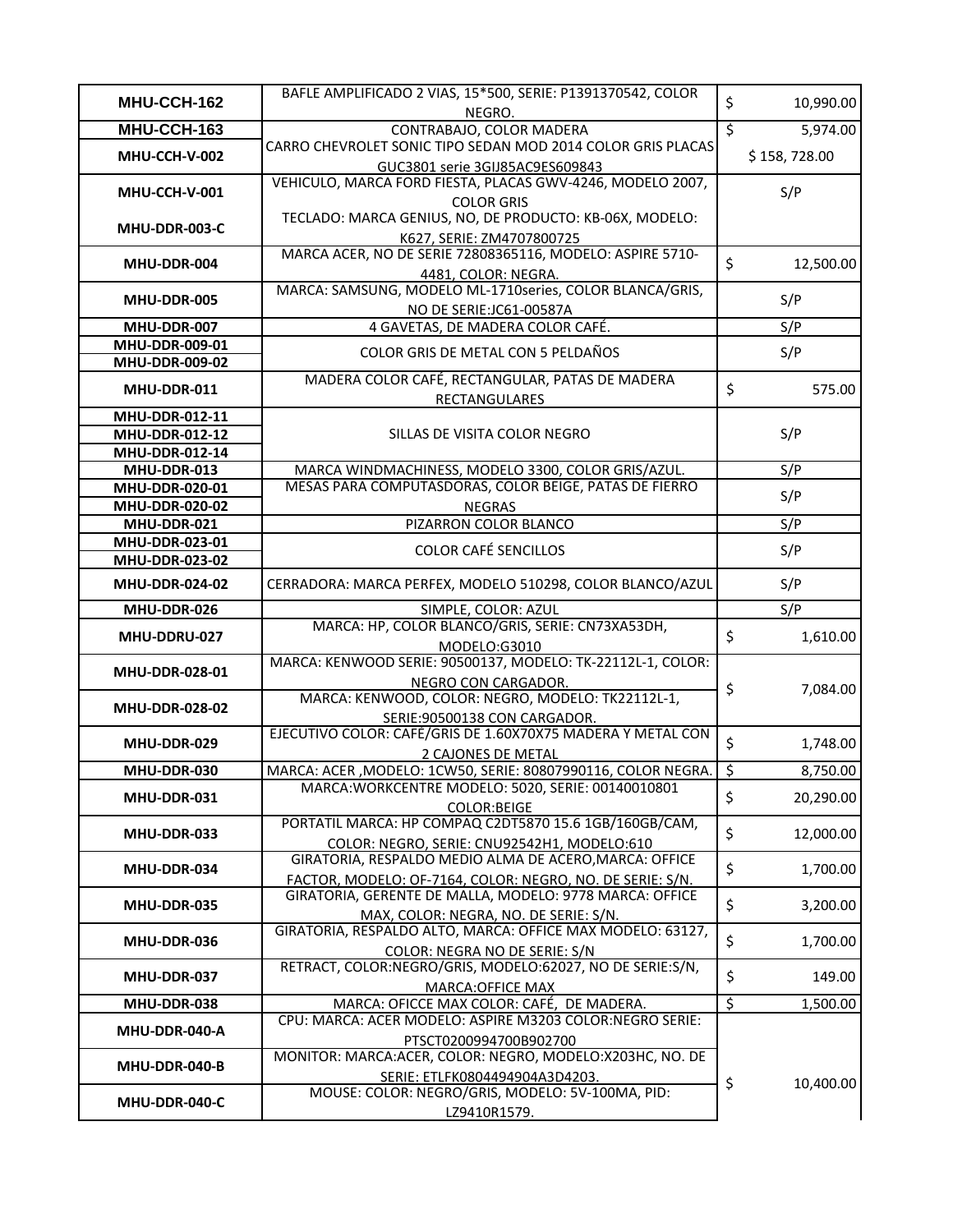| | | |
|---|---|---|
| MHU-CCH-162 | BAFLE AMPLIFICADO 2 VIAS, 15*500, SERIE: P1391370542, COLOR NEGRO. | $ 10,990.00 |
| MHU-CCH-163 | CONTRABAJO, COLOR MADERA | $ 5,974.00 |
| MHU-CCH-V-002 | CARRO CHEVROLET SONIC TIPO SEDAN MOD 2014 COLOR GRIS PLACAS GUC3801 serie 3GIJ85AC9ES609843 | $ 158, 728.00 |
| MHU-CCH-V-001 | VEHICULO, MARCA FORD FIESTA, PLACAS GWV-4246, MODELO 2007, COLOR GRIS | S/P |
| MHU-DDR-003-C | TECLADO: MARCA GENIUS, NO, DE PRODUCTO: KB-06X, MODELO: K627, SERIE: ZM4707800725 | |
| MHU-DDR-004 | MARCA ACER, NO DE SERIE 72808365116, MODELO: ASPIRE 5710-4481, COLOR: NEGRA. | $ 12,500.00 |
| MHU-DDR-005 | MARCA: SAMSUNG, MODELO ML-1710series, COLOR BLANCA/GRIS, NO DE SERIE:JC61-00587A | S/P |
| MHU-DDR-007 | 4 GAVETAS, DE MADERA COLOR CAFÉ. | S/P |
| MHU-DDR-009-01<br>MHU-DDR-009-02 | COLOR GRIS DE METAL CON 5 PELDAÑOS | S/P |
| MHU-DDR-011 | MADERA COLOR CAFÉ, RECTANGULAR, PATAS DE MADERA RECTANGULARES | $ 575.00 |
| MHU-DDR-012-11<br>MHU-DDR-012-12<br>MHU-DDR-012-14 | SILLAS DE VISITA COLOR NEGRO | S/P |
| MHU-DDR-013 | MARCA WINDMACHINESS, MODELO 3300, COLOR GRIS/AZUL. | S/P |
| MHU-DDR-020-01<br>MHU-DDR-020-02 | MESAS PARA COMPUTASDORAS, COLOR BEIGE, PATAS DE FIERRO NEGRAS | S/P |
| MHU-DDR-021 | PIZARRON COLOR BLANCO | S/P |
| MHU-DDR-023-01<br>MHU-DDR-023-02 | COLOR CAFÉ SENCILLOS | S/P |
| MHU-DDR-024-02 | CERRADORA: MARCA PERFEX, MODELO 510298, COLOR BLANCO/AZUL | S/P |
| MHU-DDR-026 | SIMPLE, COLOR: AZUL | S/P |
| MHU-DDRU-027 | MARCA: HP, COLOR BLANCO/GRIS, SERIE: CN73XA53DH, MODELO:G3010 | $ 1,610.00 |
| MHU-DDR-028-01 | MARCA: KENWOOD SERIE: 90500137, MODELO: TK-22112L-1, COLOR: NEGRO CON CARGADOR. | $ 7,084.00 |
| MHU-DDR-028-02 | MARCA: KENWOOD, COLOR: NEGRO, MODELO: TK22112L-1, SERIE:90500138 CON CARGADOR. | |
| MHU-DDR-029 | EJECUTIVO COLOR: CAFÉ/GRIS DE 1.60X70X75 MADERA Y METAL CON 2 CAJONES DE METAL | $ 1,748.00 |
| MHU-DDR-030 | MARCA: ACER ,MODELO: 1CW50, SERIE: 80807990116, COLOR NEGRA. | $ 8,750.00 |
| MHU-DDR-031 | MARCA:WORKCENTRE MODELO: 5020, SERIE: 00140010801 COLOR:BEIGE | $ 20,290.00 |
| MHU-DDR-033 | PORTATIL MARCA: HP COMPAQ C2DT5870 15.6 1GB/160GB/CAM, COLOR: NEGRO, SERIE: CNU92542H1, MODELO:610 | $ 12,000.00 |
| MHU-DDR-034 | GIRATORIA, RESPALDO MEDIO ALMA DE ACERO,MARCA: OFFICE FACTOR, MODELO: OF-7164, COLOR: NEGRO, NO. DE SERIE: S/N. | $ 1,700.00 |
| MHU-DDR-035 | GIRATORIA, GERENTE DE MALLA, MODELO: 9778 MARCA: OFFICE MAX, COLOR: NEGRA, NO. DE SERIE: S/N. | $ 3,200.00 |
| MHU-DDR-036 | GIRATORIA, RESPALDO ALTO, MARCA: OFFICE MAX MODELO: 63127, COLOR: NEGRA NO DE SERIE: S/N | $ 1,700.00 |
| MHU-DDR-037 | RETRACT, COLOR:NEGRO/GRIS, MODELO:62027, NO DE SERIE:S/N, MARCA:OFFICE MAX | $ 149.00 |
| MHU-DDR-038 | MARCA: OFICCE MAX COLOR: CAFÉ, DE MADERA. | $ 1,500.00 |
| MHU-DDR-040-A | CPU: MARCA: ACER MODELO: ASPIRE M3203 COLOR:NEGRO SERIE: PTSCT0200994700B902700 | $ 10,400.00 |
| MHU-DDR-040-B | MONITOR: MARCA:ACER, COLOR: NEGRO, MODELO:X203HC, NO. DE SERIE: ETLFK0804494904A3D4203. | |
| MHU-DDR-040-C | MOUSE: COLOR: NEGRO/GRIS, MODELO: 5V-100MA, PID: LZ9410R1579. | |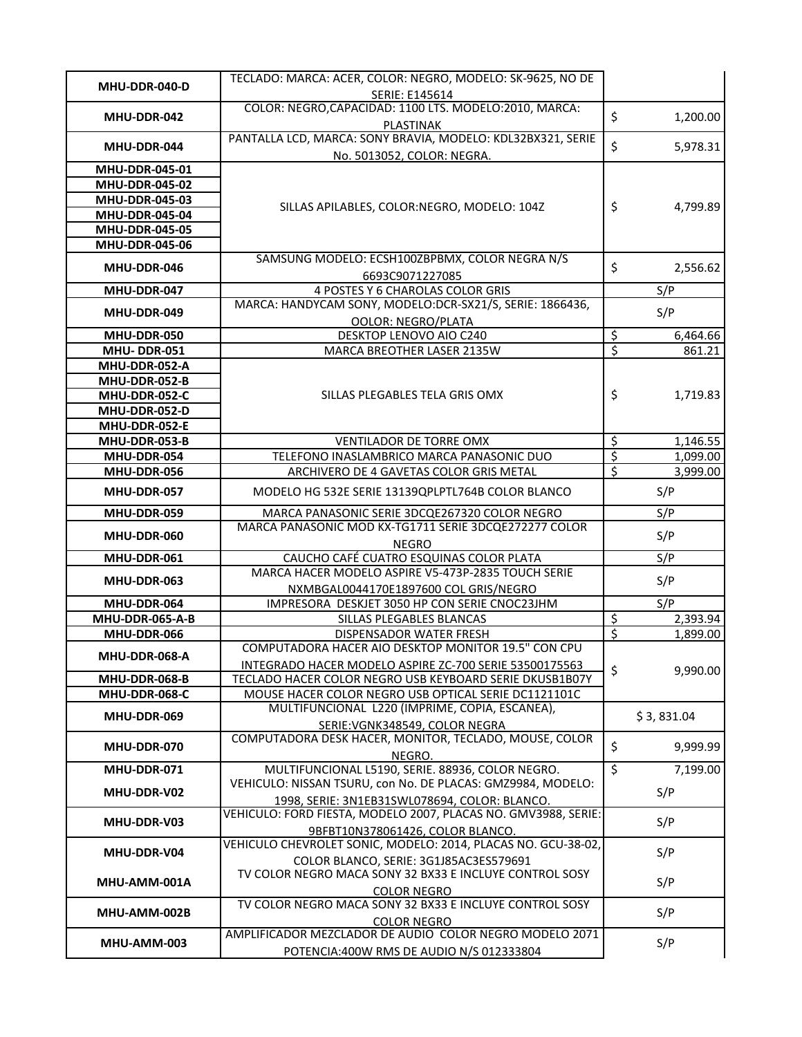| | | |
|---|---|---|
| **MHU-DDR-040-D** | TECLADO: MARCA: ACER, COLOR: NEGRO, MODELO: SK-9625, NO DE SERIE: E145614 | |
| **MHU-DDR-042** | COLOR: NEGRO,CAPACIDAD: 1100 LTS. MODELO:2010, MARCA: PLASTINAK | $ 1,200.00 |
| **MHU-DDR-044** | PANTALLA LCD, MARCA: SONY BRAVIA, MODELO: KDL32BX321, SERIE No. 5013052, COLOR: NEGRA. | $ 5,978.31 |
| **MHU-DDR-045-01** | SILLAS APILABLES, COLOR:NEGRO, MODELO: 104Z | $ 4,799.89 |
| **MHU-DDR-045-02** | | |
| **MHU-DDR-045-03** | | |
| **MHU-DDR-045-04** | | |
| **MHU-DDR-045-05** | | |
| **MHU-DDR-045-06** | | |
| **MHU-DDR-046** | SAMSUNG MODELO: ECSH100ZBPBMX, COLOR NEGRA N/S 6693C9071227085 | $ 2,556.62 |
| **MHU-DDR-047** | 4 POSTES Y 6 CHAROLAS COLOR GRIS | S/P |
| **MHU-DDR-049** | MARCA: HANDYCAM SONY, MODELO:DCR-SX21/S, SERIE: 1866436, OOLOR: NEGRO/PLATA | S/P |
| **MHU-DDR-050** | DESKTOP LENOVO AIO C240 | $ 6,464.66 |
| **MHU- DDR-051** | MARCA BREOTHER LASER 2135W | $ 861.21 |
| **MHU-DDR-052-A** | SILLAS PLEGABLES TELA GRIS OMX | $ 1,719.83 |
| **MHU-DDR-052-B** | | |
| **MHU-DDR-052-C** | | |
| **MHU-DDR-052-D** | | |
| **MHU-DDR-052-E** | | |
| **MHU-DDR-053-B** | VENTILADOR DE TORRE OMX | $ 1,146.55 |
| **MHU-DDR-054** | TELEFONO INASLAMBRICO MARCA PANASONIC DUO | $ 1,099.00 |
| **MHU-DDR-056** | ARCHIVERO DE 4 GAVETAS COLOR GRIS METAL | $ 3,999.00 |
| **MHU-DDR-057** | MODELO HG 532E SERIE 13139QPLPTL764B COLOR BLANCO | S/P |
| **MHU-DDR-059** | MARCA PANASONIC SERIE 3DCQE267320 COLOR NEGRO | S/P |
| **MHU-DDR-060** | MARCA PANASONIC MOD KX-TG1711 SERIE 3DCQE272277 COLOR NEGRO | S/P |
| **MHU-DDR-061** | CAUCHO CAFÉ CUATRO ESQUINAS COLOR PLATA | S/P |
| **MHU-DDR-063** | MARCA HACER MODELO ASPIRE V5-473P-2835 TOUCH SERIE NXMBGAL0044170E1897600 COL GRIS/NEGRO | S/P |
| **MHU-DDR-064** | IMPRESORA DESKJET 3050 HP CON SERIE CNOC23JHM | S/P |
| **MHU-DDR-065-A-B** | SILLAS PLEGABLES BLANCAS | $ 2,393.94 |
| **MHU-DDR-066** | DISPENSADOR WATER FRESH | $ 1,899.00 |
| **MHU-DDR-068-A** | COMPUTADORA HACER AIO DESKTOP MONITOR 19.5" CON CPU INTEGRADO HACER MODELO ASPIRE ZC-700 SERIE 53500175563 | $ 9,990.00 |
| **MHU-DDR-068-B** | TECLADO HACER COLOR NEGRO USB KEYBOARD SERIE DKUSB1B07Y | |
| **MHU-DDR-068-C** | MOUSE HACER COLOR NEGRO USB OPTICAL SERIE DC1121101C | |
| **MHU-DDR-069** | MULTIFUNCIONAL L220 (IMPRIME, COPIA, ESCANEA), SERIE:VGNK348549, COLOR NEGRA | $ 3, 831.04 |
| **MHU-DDR-070** | COMPUTADORA DESK HACER, MONITOR, TECLADO, MOUSE, COLOR NEGRO. | $ 9,999.99 |
| **MHU-DDR-071** | MULTIFUNCIONAL L5190, SERIE. 88936, COLOR NEGRO. | $ 7,199.00 |
| **MHU-DDR-V02** | VEHICULO: NISSAN TSURU, con No. DE PLACAS: GMZ9984, MODELO: 1998, SERIE: 3N1EB31SWL078694, COLOR: BLANCO. | S/P |
| **MHU-DDR-V03** | VEHICULO: FORD FIESTA, MODELO 2007, PLACAS NO. GMV3988, SERIE: 9BFBT10N378061426, COLOR BLANCO. | S/P |
| **MHU-DDR-V04** | VEHICULO CHEVROLET SONIC, MODELO: 2014, PLACAS NO. GCU-38-02, COLOR BLANCO, SERIE: 3G1J85AC3ES579691 | S/P |
| **MHU-AMM-001A** | TV COLOR NEGRO MACA SONY 32 BX33 E INCLUYE CONTROL SOSY COLOR NEGRO | S/P |
| **MHU-AMM-002B** | TV COLOR NEGRO MACA SONY 32 BX33 E INCLUYE CONTROL SOSY COLOR NEGRO | S/P |
| **MHU-AMM-003** | AMPLIFICADOR MEZCLADOR DE AUDIO COLOR NEGRO MODELO 2071 POTENCIA:400W RMS DE AUDIO N/S 012333804 | S/P |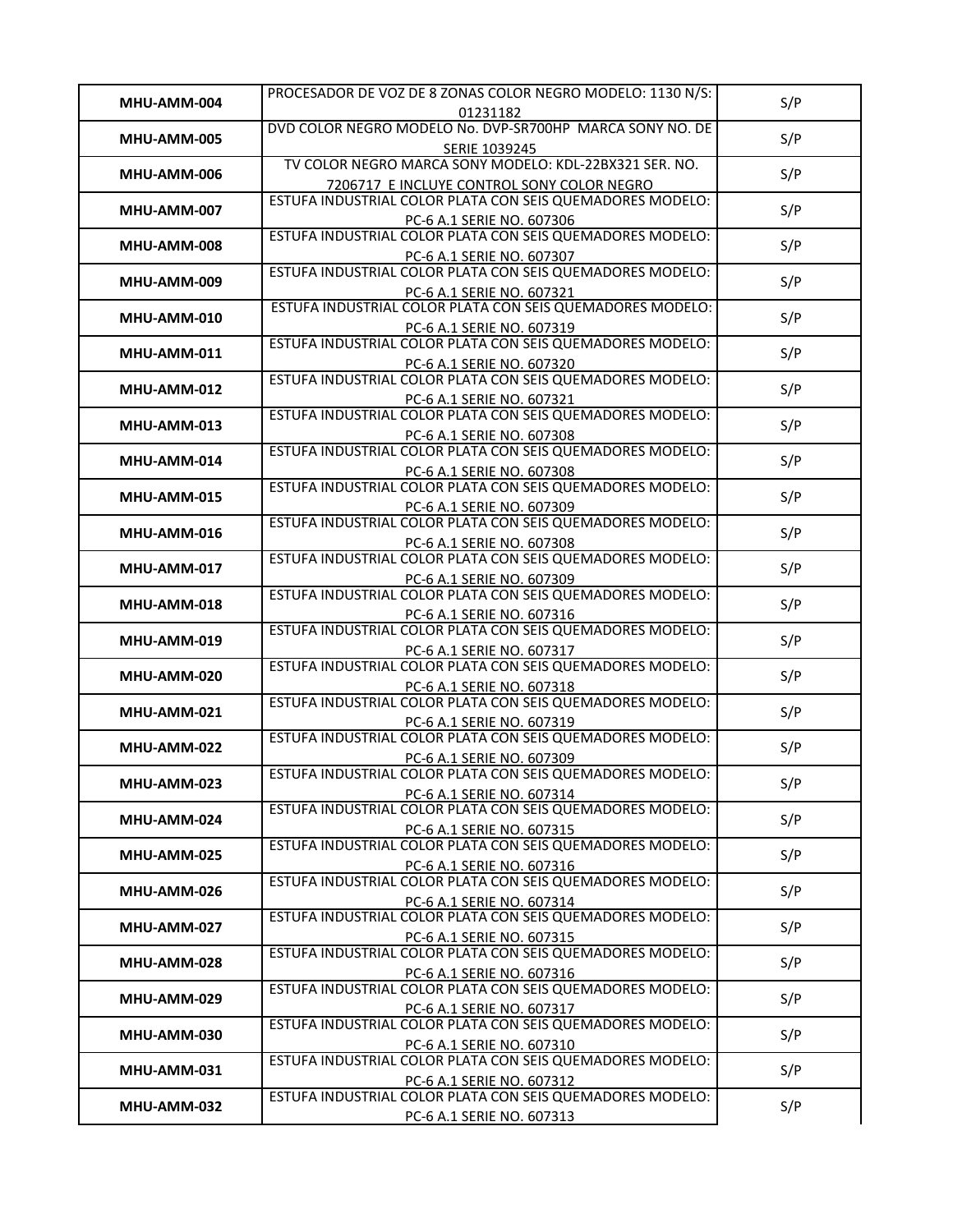| | | |
|---|---|---|
| MHU-AMM-004 | PROCESADOR DE VOZ DE 8 ZONAS COLOR NEGRO MODELO: 1130 N/S: 01231182 | S/P |
| MHU-AMM-005 | DVD COLOR NEGRO MODELO No. DVP-SR700HP MARCA SONY NO. DE SERIE 1039245 | S/P |
| MHU-AMM-006 | TV COLOR NEGRO MARCA SONY MODELO: KDL-22BX321 SER. NO. 7206717 E INCLUYE CONTROL SONY COLOR NEGRO | S/P |
| MHU-AMM-007 | ESTUFA INDUSTRIAL COLOR PLATA CON SEIS QUEMADORES MODELO: PC-6 A.1 SERIE NO. 607306 | S/P |
| MHU-AMM-008 | ESTUFA INDUSTRIAL COLOR PLATA CON SEIS QUEMADORES MODELO: PC-6 A.1 SERIE NO. 607307 | S/P |
| MHU-AMM-009 | ESTUFA INDUSTRIAL COLOR PLATA CON SEIS QUEMADORES MODELO: PC-6 A.1 SERIE NO. 607321 | S/P |
| MHU-AMM-010 | ESTUFA INDUSTRIAL COLOR PLATA CON SEIS QUEMADORES MODELO: PC-6 A.1 SERIE NO. 607319 | S/P |
| MHU-AMM-011 | ESTUFA INDUSTRIAL COLOR PLATA CON SEIS QUEMADORES MODELO: PC-6 A.1 SERIE NO. 607320 | S/P |
| MHU-AMM-012 | ESTUFA INDUSTRIAL COLOR PLATA CON SEIS QUEMADORES MODELO: PC-6 A.1 SERIE NO. 607321 | S/P |
| MHU-AMM-013 | ESTUFA INDUSTRIAL COLOR PLATA CON SEIS QUEMADORES MODELO: PC-6 A.1 SERIE NO. 607308 | S/P |
| MHU-AMM-014 | ESTUFA INDUSTRIAL COLOR PLATA CON SEIS QUEMADORES MODELO: PC-6 A.1 SERIE NO. 607308 | S/P |
| MHU-AMM-015 | ESTUFA INDUSTRIAL COLOR PLATA CON SEIS QUEMADORES MODELO: PC-6 A.1 SERIE NO. 607309 | S/P |
| MHU-AMM-016 | ESTUFA INDUSTRIAL COLOR PLATA CON SEIS QUEMADORES MODELO: PC-6 A.1 SERIE NO. 607308 | S/P |
| MHU-AMM-017 | ESTUFA INDUSTRIAL COLOR PLATA CON SEIS QUEMADORES MODELO: PC-6 A.1 SERIE NO. 607309 | S/P |
| MHU-AMM-018 | ESTUFA INDUSTRIAL COLOR PLATA CON SEIS QUEMADORES MODELO: PC-6 A.1 SERIE NO. 607316 | S/P |
| MHU-AMM-019 | ESTUFA INDUSTRIAL COLOR PLATA CON SEIS QUEMADORES MODELO: PC-6 A.1 SERIE NO. 607317 | S/P |
| MHU-AMM-020 | ESTUFA INDUSTRIAL COLOR PLATA CON SEIS QUEMADORES MODELO: PC-6 A.1 SERIE NO. 607318 | S/P |
| MHU-AMM-021 | ESTUFA INDUSTRIAL COLOR PLATA CON SEIS QUEMADORES MODELO: PC-6 A.1 SERIE NO. 607319 | S/P |
| MHU-AMM-022 | ESTUFA INDUSTRIAL COLOR PLATA CON SEIS QUEMADORES MODELO: PC-6 A.1 SERIE NO. 607309 | S/P |
| MHU-AMM-023 | ESTUFA INDUSTRIAL COLOR PLATA CON SEIS QUEMADORES MODELO: PC-6 A.1 SERIE NO. 607314 | S/P |
| MHU-AMM-024 | ESTUFA INDUSTRIAL COLOR PLATA CON SEIS QUEMADORES MODELO: PC-6 A.1 SERIE NO. 607315 | S/P |
| MHU-AMM-025 | ESTUFA INDUSTRIAL COLOR PLATA CON SEIS QUEMADORES MODELO: PC-6 A.1 SERIE NO. 607316 | S/P |
| MHU-AMM-026 | ESTUFA INDUSTRIAL COLOR PLATA CON SEIS QUEMADORES MODELO: PC-6 A.1 SERIE NO. 607314 | S/P |
| MHU-AMM-027 | ESTUFA INDUSTRIAL COLOR PLATA CON SEIS QUEMADORES MODELO: PC-6 A.1 SERIE NO. 607315 | S/P |
| MHU-AMM-028 | ESTUFA INDUSTRIAL COLOR PLATA CON SEIS QUEMADORES MODELO: PC-6 A.1 SERIE NO. 607316 | S/P |
| MHU-AMM-029 | ESTUFA INDUSTRIAL COLOR PLATA CON SEIS QUEMADORES MODELO: PC-6 A.1 SERIE NO. 607317 | S/P |
| MHU-AMM-030 | ESTUFA INDUSTRIAL COLOR PLATA CON SEIS QUEMADORES MODELO: PC-6 A.1 SERIE NO. 607310 | S/P |
| MHU-AMM-031 | ESTUFA INDUSTRIAL COLOR PLATA CON SEIS QUEMADORES MODELO: PC-6 A.1 SERIE NO. 607312 | S/P |
| MHU-AMM-032 | ESTUFA INDUSTRIAL COLOR PLATA CON SEIS QUEMADORES MODELO: PC-6 A.1 SERIE NO. 607313 | S/P |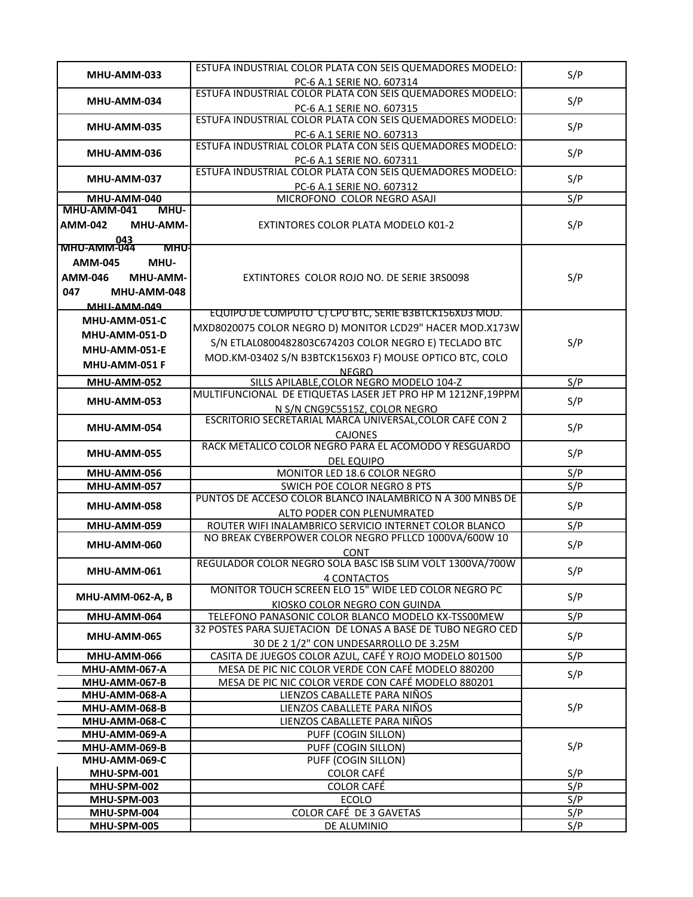| | | |
|---|---|---|
| **MHU-AMM-033** | ESTUFA INDUSTRIAL COLOR PLATA CON SEIS QUEMADORES MODELO: PC-6 A.1 SERIE NO. 607314 | S/P |
| **MHU-AMM-034** | ESTUFA INDUSTRIAL COLOR PLATA CON SEIS QUEMADORES MODELO: PC-6 A.1 SERIE NO. 607315 | S/P |
| **MHU-AMM-035** | ESTUFA INDUSTRIAL COLOR PLATA CON SEIS QUEMADORES MODELO: PC-6 A.1 SERIE NO. 607313 | S/P |
| **MHU-AMM-036** | ESTUFA INDUSTRIAL COLOR PLATA CON SEIS QUEMADORES MODELO: PC-6 A.1 SERIE NO. 607311 | S/P |
| **MHU-AMM-037** | ESTUFA INDUSTRIAL COLOR PLATA CON SEIS QUEMADORES MODELO: PC-6 A.1 SERIE NO. 607312 | S/P |
| **MHU-AMM-040** | MICROFONO COLOR NEGRO ASAJI | S/P |
| **MHU-AMM-041 MHU-AMM-042 MHU-AMM-043** | EXTINTORES COLOR PLATA MODELO K01-2 | S/P |
| **MHU-AMM-044 MHU-AMM-045 MHU-AMM-046 MHU-AMM-047 MHU-AMM-048 MHU-AMM-049** | EXTINTORES COLOR ROJO NO. DE SERIE 3RS0098 | S/P |
| **MHU-AMM-051-C MHU-AMM-051-D MHU-AMM-051-E MHU-AMM-051 F** | EQUIPO DE COMPUTO C) CPU BTC, SERIE B3BTCK156XD3 MOD. MXD8020075 COLOR NEGRO D) MONITOR LCD29" HACER MOD.X173W S/N ETLAL0800482803C674203 COLOR NEGRO E) TECLADO BTC MOD.KM-03402 S/N B3BTCK156X03 F) MOUSE OPTICO BTC, COLO NEGRO | S/P |
| **MHU-AMM-052** | SILLS APILABLE,COLOR NEGRO MODELO 104-Z | S/P |
| **MHU-AMM-053** | MULTIFUNCIONAL DE ETIQUETAS LASER JET PRO HP M 1212NF,19PPM N S/N CNG9C5515Z, COLOR NEGRO | S/P |
| **MHU-AMM-054** | ESCRITORIO SECRETARIAL MARCA UNIVERSAL,COLOR CAFÉ CON 2 CAJONES | S/P |
| **MHU-AMM-055** | RACK METALICO COLOR NEGRO PARA EL ACOMODO Y RESGUARDO DEL EQUIPO | S/P |
| **MHU-AMM-056** | MONITOR LED 18.6 COLOR NEGRO | S/P |
| **MHU-AMM-057** | SWICH POE COLOR NEGRO 8 PTS | S/P |
| **MHU-AMM-058** | PUNTOS DE ACCESO COLOR BLANCO INALAMBRICO N A 300 MNBS DE ALTO PODER CON PLENUMRATED | S/P |
| **MHU-AMM-059** | ROUTER WIFI INALAMBRICO SERVICIO INTERNET COLOR BLANCO | S/P |
| **MHU-AMM-060** | NO BREAK CYBERPOWER COLOR NEGRO PFLLCD 1000VA/600W 10 CONT | S/P |
| **MHU-AMM-061** | REGULADOR COLOR NEGRO SOLA BASC ISB SLIM VOLT 1300VA/700W 4 CONTACTOS | S/P |
| **MHU-AMM-062-A, B** | MONITOR TOUCH SCREEN ELO 15" WIDE LED COLOR NEGRO PC KIOSKO COLOR NEGRO CON GUINDA | S/P |
| **MHU-AMM-064** | TELEFONO PANASONIC COLOR BLANCO MODELO KX-TSS00MEW | S/P |
| **MHU-AMM-065** | 32 POSTES PARA SUJETACION DE LONAS A BASE DE TUBO NEGRO CED 30 DE 2 1/2" CON UNDESARROLLO DE 3.25M | S/P |
| **MHU-AMM-066** | CASITA DE JUEGOS COLOR AZUL, CAFÉ Y ROJO MODELO 801500 | S/P |
| **MHU-AMM-067-A** | MESA DE PIC NIC COLOR VERDE CON CAFÉ MODELO 880200 | S/P |
| **MHU-AMM-067-B** | MESA DE PIC NIC COLOR VERDE CON CAFÉ MODELO 880201 | |
| **MHU-AMM-068-A** | LIENZOS CABALLETE PARA NIÑOS | S/P |
| **MHU-AMM-068-B** | LIENZOS CABALLETE PARA NIÑOS | |
| **MHU-AMM-068-C** | LIENZOS CABALLETE PARA NIÑOS | |
| **MHU-AMM-069-A** | PUFF (COGIN SILLON) | S/P |
| **MHU-AMM-069-B** | PUFF (COGIN SILLON) | |
| **MHU-AMM-069-C** | PUFF (COGIN SILLON) | |
| **MHU-SPM-001** | COLOR CAFÉ | S/P |
| **MHU-SPM-002** | COLOR CAFÉ | S/P |
| **MHU-SPM-003** | ECOLO | S/P |
| **MHU-SPM-004** | COLOR CAFÉ DE 3 GAVETAS | S/P |
| **MHU-SPM-005** | DE ALUMINIO | S/P |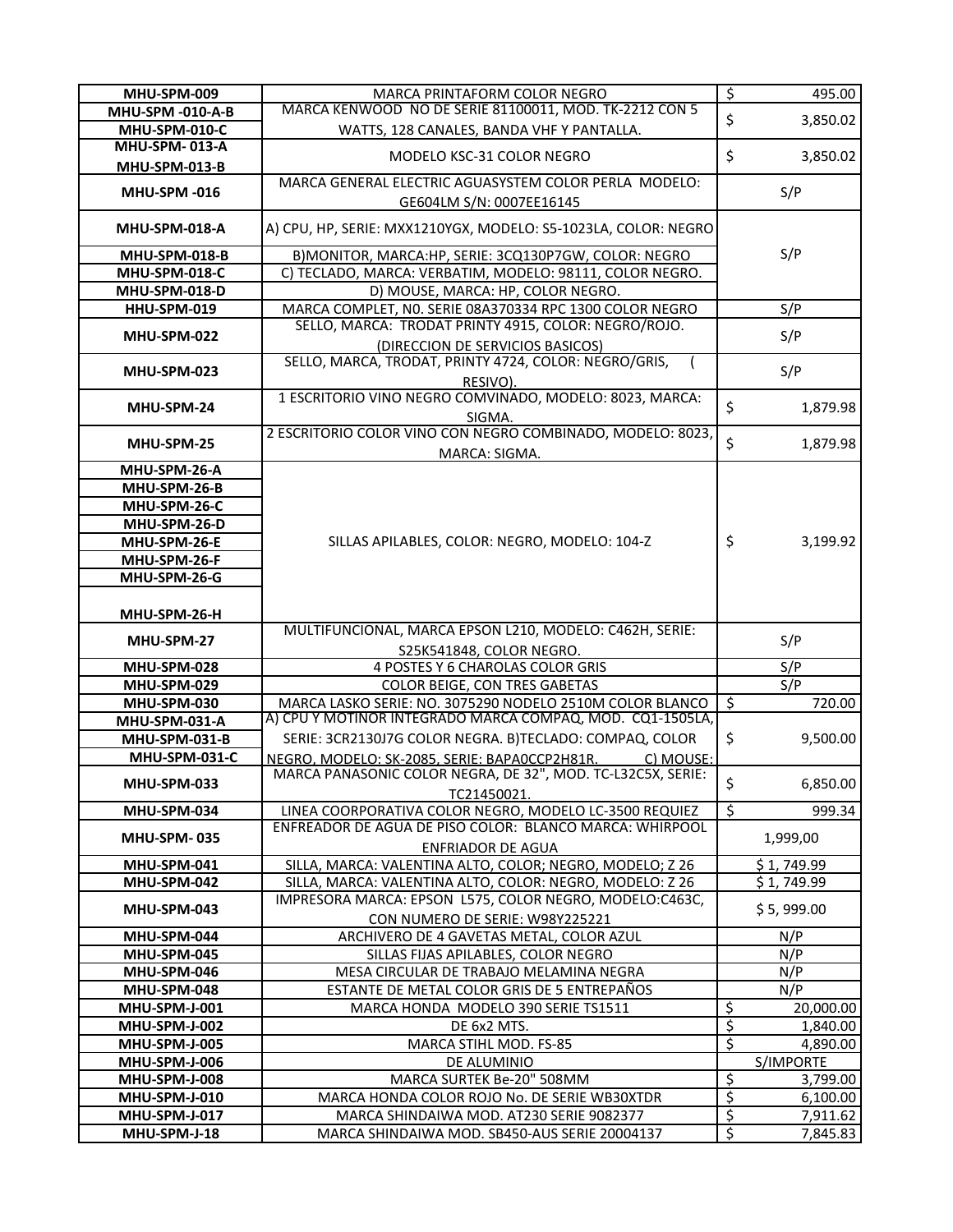| | | |
|---|---|---|
| MHU-SPM-009 | MARCA PRINTAFORM COLOR NEGRO | $ 495.00 |
| MHU-SPM -010-A-B<br>MHU-SPM-010-C | MARCA KENWOOD NO DE SERIE 81100011, MOD. TK-2212 CON 5 WATTS, 128 CANALES, BANDA VHF Y PANTALLA. | $ 3,850.02 |
| MHU-SPM- 013-A<br>MHU-SPM-013-B | MODELO KSC-31 COLOR NEGRO | $ 3,850.02 |
| MHU-SPM -016 | MARCA GENERAL ELECTRIC AGUASYSTEM COLOR PERLA MODELO: GE604LM S/N: 0007EE16145 | S/P |
| MHU-SPM-018-A | A) CPU, HP, SERIE: MXX1210YGX, MODELO: S5-1023LA, COLOR: NEGRO | S/P |
| MHU-SPM-018-B | B)MONITOR, MARCA:HP, SERIE: 3CQ130P7GW, COLOR: NEGRO | |
| MHU-SPM-018-C | C) TECLADO, MARCA: VERBATIM, MODELO: 98111, COLOR NEGRO. | |
| MHU-SPM-018-D | D) MOUSE, MARCA: HP, COLOR NEGRO. | |
| HHU-SPM-019 | MARCA COMPLET, N0. SERIE 08A370334 RPC 1300 COLOR NEGRO | S/P |
| MHU-SPM-022 | SELLO, MARCA: TRODAT PRINTY 4915, COLOR: NEGRO/ROJO. (DIRECCION DE SERVICIOS BASICOS) | S/P |
| MHU-SPM-023 | SELLO, MARCA, TRODAT, PRINTY 4724, COLOR: NEGRO/GRIS, ( RESIVO). | S/P |
| MHU-SPM-24 | 1 ESCRITORIO VINO NEGRO COMVINADO, MODELO: 8023, MARCA: SIGMA. | $ 1,879.98 |
| MHU-SPM-25 | 2 ESCRITORIO COLOR VINO CON NEGRO COMBINADO, MODELO: 8023, MARCA: SIGMA. | $ 1,879.98 |
| MHU-SPM-26-A<br>MHU-SPM-26-B<br>MHU-SPM-26-C<br>MHU-SPM-26-D<br>MHU-SPM-26-E<br>MHU-SPM-26-F<br>MHU-SPM-26-G<br>MHU-SPM-26-H | SILLAS APILABLES, COLOR: NEGRO, MODELO: 104-Z | $ 3,199.92 |
| MHU-SPM-27 | MULTIFUNCIONAL, MARCA EPSON L210, MODELO: C462H, SERIE: S25K541848, COLOR NEGRO. | S/P |
| MHU-SPM-028 | 4 POSTES Y 6 CHAROLAS COLOR GRIS | S/P |
| MHU-SPM-029 | COLOR BEIGE, CON TRES GABETAS | S/P |
| MHU-SPM-030 | MARCA LASKO SERIE: NO. 3075290 NODELO 2510M COLOR BLANCO | $ 720.00 |
| MHU-SPM-031-A<br>MHU-SPM-031-B<br>MHU-SPM-031-C | A) CPU Y MOTINOR INTEGRADO MARCA COMPAQ, MOD. CQ1-1505LA, SERIE: 3CR2130J7G COLOR NEGRA. B)TECLADO: COMPAQ, COLOR NEGRO, MODELO: SK-2085, SERIE: BAPA0CCP2H81R. C) MOUSE: | $ 9,500.00 |
| MHU-SPM-033 | MARCA PANASONIC COLOR NEGRA, DE 32", MOD. TC-L32C5X, SERIE: TC21450021. | $ 6,850.00 |
| MHU-SPM-034 | LINEA COORPORATIVA COLOR NEGRO, MODELO LC-3500 REQUIEZ | $ 999.34 |
| MHU-SPM- 035 | ENFREADOR DE AGUA DE PISO COLOR: BLANCO MARCA: WHIRPOOL ENFRIADOR DE AGUA | 1,999,00 |
| MHU-SPM-041 | SILLA, MARCA: VALENTINA ALTO, COLOR; NEGRO, MODELO; Z 26 | $ 1, 749.99 |
| MHU-SPM-042 | SILLA, MARCA: VALENTINA ALTO, COLOR: NEGRO, MODELO: Z 26 | $ 1, 749.99 |
| MHU-SPM-043 | IMPRESORA MARCA: EPSON L575, COLOR NEGRO, MODELO:C463C, CON NUMERO DE SERIE: W98Y225221 | $ 5, 999.00 |
| MHU-SPM-044 | ARCHIVERO DE 4 GAVETAS METAL, COLOR AZUL | N/P |
| MHU-SPM-045 | SILLAS FIJAS APILABLES, COLOR NEGRO | N/P |
| MHU-SPM-046 | MESA CIRCULAR DE TRABAJO MELAMINA NEGRA | N/P |
| MHU-SPM-048 | ESTANTE DE METAL COLOR GRIS DE 5 ENTREPAÑOS | N/P |
| MHU-SPM-J-001 | MARCA HONDA MODELO 390 SERIE TS1511 | $ 20,000.00 |
| MHU-SPM-J-002 | DE 6x2 MTS. | $ 1,840.00 |
| MHU-SPM-J-005 | MARCA STIHL MOD. FS-85 | $ 4,890.00 |
| MHU-SPM-J-006 | DE ALUMINIO | S/IMPORTE |
| MHU-SPM-J-008 | MARCA SURTEK Be-20" 508MM | $ 3,799.00 |
| MHU-SPM-J-010 | MARCA HONDA COLOR ROJO No. DE SERIE WB30XTDR | $ 6,100.00 |
| MHU-SPM-J-017 | MARCA SHINDAIWA MOD. AT230 SERIE 9082377 | $ 7,911.62 |
| MHU-SPM-J-18 | MARCA SHINDAIWA MOD. SB450-AUS SERIE 20004137 | $ 7,845.83 |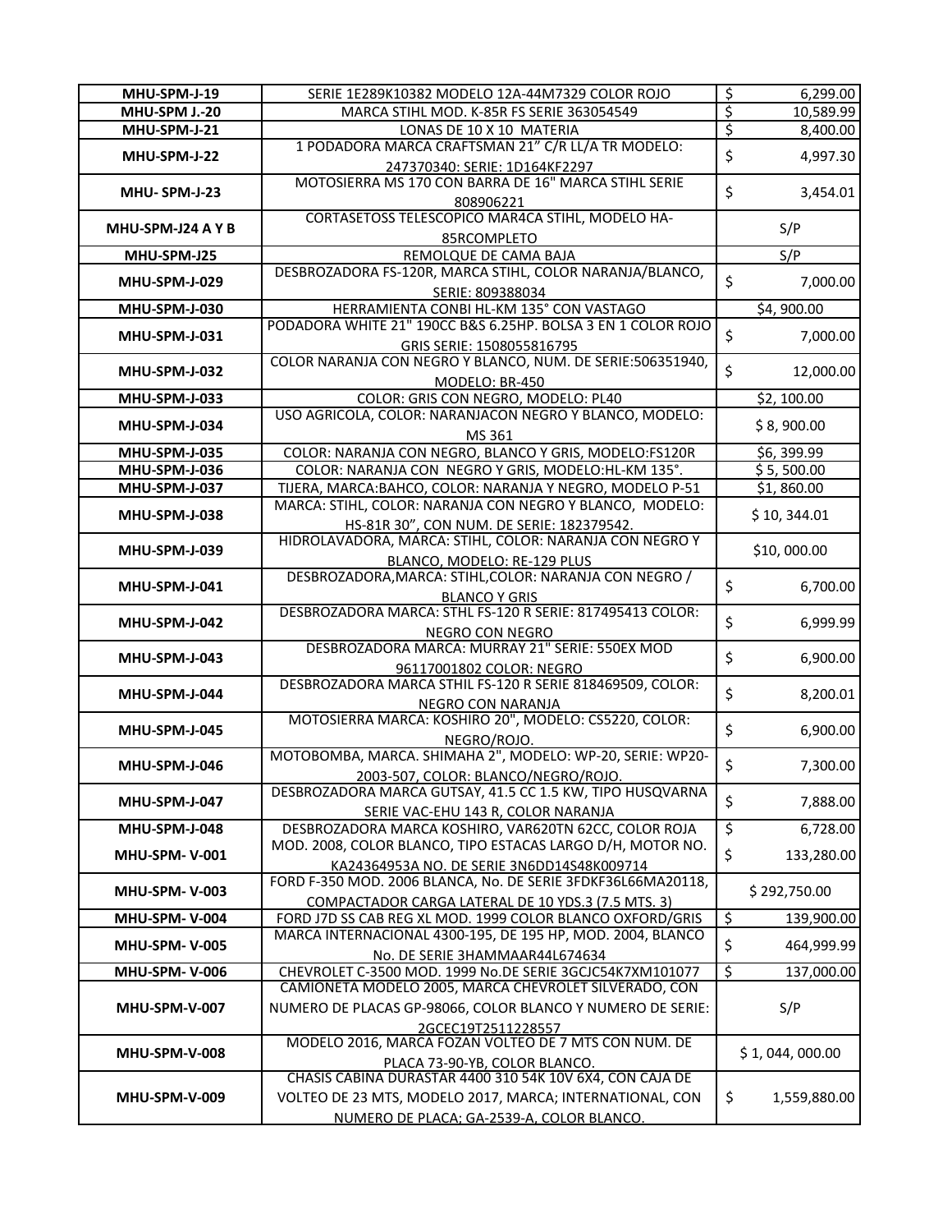| | | |
|---|---|---|
| **MHU-SPM-J-19** | SERIE 1E289K10382 MODELO 12A-44M7329 COLOR ROJO | $ 6,299.00 |
| **MHU-SPM J.-20** | MARCA STIHL MOD. K-85R FS SERIE 363054549 | $ 10,589.99 |
| **MHU-SPM-J-21** | LONAS DE 10 X 10 MATERIA | $ 8,400.00 |
| **MHU-SPM-J-22** | 1 PODADORA MARCA CRAFTSMAN 21" C/R LL/A TR MODELO: 247370340: SERIE: 1D164KF2297 | $ 4,997.30 |
| **MHU- SPM-J-23** | MOTOSIERRA MS 170 CON BARRA DE 16" MARCA STIHL SERIE 808906221 | $ 3,454.01 |
| **MHU-SPM-J24 A Y B** | CORTASETOSS TELESCOPICO MAR4CA STIHL, MODELO HA-85RCOMPLETO | S/P |
| **MHU-SPM-J25** | REMOLQUE DE CAMA BAJA | S/P |
| **MHU-SPM-J-029** | DESBROZADORA FS-120R, MARCA STIHL, COLOR NARANJA/BLANCO, SERIE: 809388034 | $ 7,000.00 |
| **MHU-SPM-J-030** | HERRAMIENTA CONBI HL-KM 135° CON VASTAGO | $4, 900.00 |
| **MHU-SPM-J-031** | PODADORA WHITE 21" 190CC B&S 6.25HP. BOLSA 3 EN 1 COLOR ROJO GRIS SERIE: 1508055816795 | $ 7,000.00 |
| **MHU-SPM-J-032** | COLOR NARANJA CON NEGRO Y BLANCO, NUM. DE SERIE:506351940, MODELO: BR-450 | $ 12,000.00 |
| **MHU-SPM-J-033** | COLOR: GRIS CON NEGRO, MODELO: PL40 | $2, 100.00 |
| **MHU-SPM-J-034** | USO AGRICOLA, COLOR: NARANJACON NEGRO Y BLANCO, MODELO: MS 361 | $ 8, 900.00 |
| **MHU-SPM-J-035** | COLOR: NARANJA CON NEGRO, BLANCO Y GRIS, MODELO:FS120R | $6, 399.99 |
| **MHU-SPM-J-036** | COLOR: NARANJA CON NEGRO Y GRIS, MODELO:HL-KM 135°. | $ 5, 500.00 |
| **MHU-SPM-J-037** | TIJERA, MARCA:BAHCO, COLOR: NARANJA Y NEGRO, MODELO P-51 | $1, 860.00 |
| **MHU-SPM-J-038** | MARCA: STIHL, COLOR: NARANJA CON NEGRO Y BLANCO, MODELO: HS-81R 30", CON NUM. DE SERIE: 182379542. | $ 10, 344.01 |
| **MHU-SPM-J-039** | HIDROLAVADORA, MARCA: STIHL, COLOR: NARANJA CON NEGRO Y BLANCO, MODELO: RE-129 PLUS | $10, 000.00 |
| **MHU-SPM-J-041** | DESBROZADORA,MARCA: STIHL,COLOR: NARANJA CON NEGRO / BLANCO Y GRIS | $ 6,700.00 |
| **MHU-SPM-J-042** | DESBROZADORA MARCA: STHL FS-120 R SERIE: 817495413 COLOR: NEGRO CON NEGRO | $ 6,999.99 |
| **MHU-SPM-J-043** | DESBROZADORA MARCA: MURRAY 21" SERIE: 550EX MOD 96117001802 COLOR: NEGRO | $ 6,900.00 |
| **MHU-SPM-J-044** | DESBROZADORA MARCA STHIL FS-120 R SERIE 818469509, COLOR: NEGRO CON NARANJA | $ 8,200.01 |
| **MHU-SPM-J-045** | MOTOSIERRA MARCA: KOSHIRO 20", MODELO: CS5220, COLOR: NEGRO/ROJO. | $ 6,900.00 |
| **MHU-SPM-J-046** | MOTOBOMBA, MARCA. SHIMAHA 2", MODELO: WP-20, SERIE: WP20-2003-507, COLOR: BLANCO/NEGRO/ROJO. | $ 7,300.00 |
| **MHU-SPM-J-047** | DESBROZADORA MARCA GUTSAY, 41.5 CC 1.5 KW, TIPO HUSQVARNA SERIE VAC-EHU 143 R, COLOR NARANJA | $ 7,888.00 |
| **MHU-SPM-J-048** | DESBROZADORA MARCA KOSHIRO, VAR620TN 62CC, COLOR ROJA | $ 6,728.00 |
| **MHU-SPM- V-001** | MOD. 2008, COLOR BLANCO, TIPO ESTACAS LARGO D/H, MOTOR NO. KA24364953A NO. DE SERIE 3N6DD14S48K009714 | $ 133,280.00 |
| **MHU-SPM- V-003** | FORD F-350 MOD. 2006 BLANCA, No. DE SERIE 3FDKF36L66MA20118, COMPACTADOR CARGA LATERAL DE 10 YDS.3 (7.5 MTS. 3) | $ 292,750.00 |
| **MHU-SPM- V-004** | FORD J7D SS CAB REG XL MOD. 1999 COLOR BLANCO OXFORD/GRIS | $ 139,900.00 |
| **MHU-SPM- V-005** | MARCA INTERNACIONAL 4300-195, DE 195 HP, MOD. 2004, BLANCO No. DE SERIE 3HAMMAAR44L674634 | $ 464,999.99 |
| **MHU-SPM- V-006** | CHEVROLET C-3500 MOD. 1999 No.DE SERIE 3GCJC54K7XM101077 | $ 137,000.00 |
| **MHU-SPM-V-007** | CAMIONETA MODELO 2005, MARCA CHEVROLET SILVERADO, CON NUMERO DE PLACAS GP-98066, COLOR BLANCO Y NUMERO DE SERIE: 2GCEC19T2511228557 | S/P |
| **MHU-SPM-V-008** | MODELO 2016, MARCA FOZAN VOLTEO DE 7 MTS CON NUM. DE PLACA 73-90-YB, COLOR BLANCO. | $ 1, 044, 000.00 |
| **MHU-SPM-V-009** | CHASIS CABINA DURASTAR 4400 310 54K 10V 6X4, CON CAJA DE VOLTEO DE 23 MTS, MODELO 2017, MARCA; INTERNATIONAL, CON NUMERO DE PLACA; GA-2539-A, COLOR BLANCO. | $ 1,559,880.00 |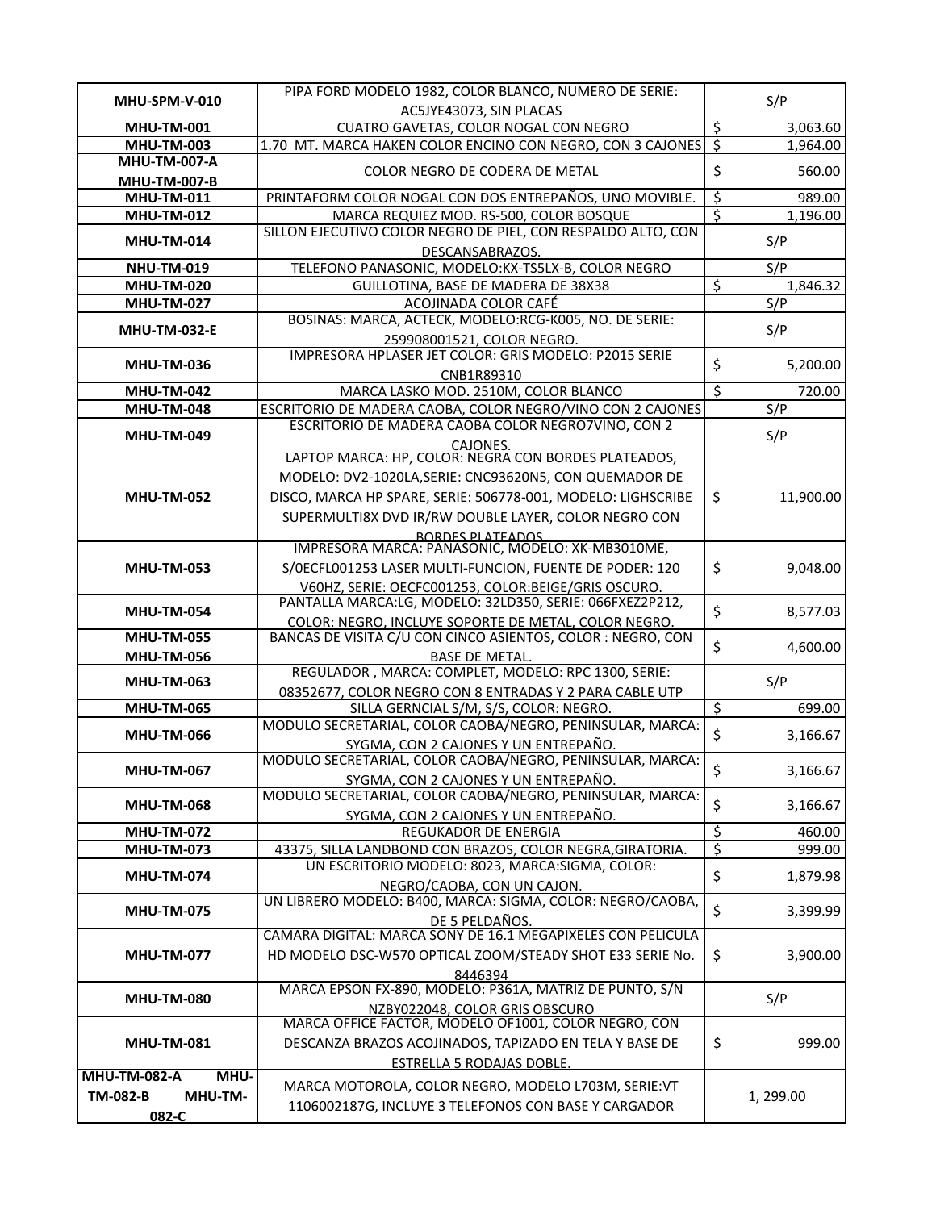| | | |
|---|---|---|
| **MHU-SPM-V-010** | PIPA FORD MODELO 1982, COLOR BLANCO, NUMERO DE SERIE: AC5JYE43073, SIN PLACAS | S/P |
| **MHU-TM-001** | CUATRO GAVETAS, COLOR NOGAL CON NEGRO | $ 3,063.60 |
| **MHU-TM-003** | 1.70 MT. MARCA HAKEN COLOR ENCINO CON NEGRO, CON 3 CAJONES | $ 1,964.00 |
| **MHU-TM-007-A MHU-TM-007-B** | COLOR NEGRO DE CODERA DE METAL | $ 560.00 |
| **MHU-TM-011** | PRINTAFORM COLOR NOGAL CON DOS ENTREPAÑOS, UNO MOVIBLE. | $ 989.00 |
| **MHU-TM-012** | MARCA REQUIEZ MOD. RS-500, COLOR BOSQUE | $ 1,196.00 |
| **MHU-TM-014** | SILLON EJECUTIVO COLOR NEGRO DE PIEL, CON RESPALDO ALTO, CON DESCANSABRAZOS. | S/P |
| **NHU-TM-019** | TELEFONO PANASONIC, MODELO:KX-TS5LX-B, COLOR NEGRO | S/P |
| **MHU-TM-020** | GUILLOTINA, BASE DE MADERA DE 38X38 | $ 1,846.32 |
| **MHU-TM-027** | ACOJINADA COLOR CAFÉ | S/P |
| **MHU-TM-032-E** | BOSINAS: MARCA, ACTECK, MODELO:RCG-K005, NO. DE SERIE: 259908001521, COLOR NEGRO. | S/P |
| **MHU-TM-036** | IMPRESORA HPLASER JET COLOR: GRIS MODELO: P2015 SERIE CNB1R89310 | $ 5,200.00 |
| **MHU-TM-042** | MARCA LASKO MOD. 2510M, COLOR BLANCO | $ 720.00 |
| **MHU-TM-048** | ESCRITORIO DE MADERA CAOBA, COLOR NEGRO/VINO CON 2 CAJONES | S/P |
| **MHU-TM-049** | ESCRITORIO DE MADERA CAOBA COLOR NEGRO7VINO, CON 2 CAJONES. | S/P |
| **MHU-TM-052** | LAPTOP MARCA: HP, COLOR: NEGRA CON BORDES PLATEADOS, MODELO: DV2-1020LA,SERIE: CNC93620N5, CON QUEMADOR DE DISCO, MARCA HP SPARE, SERIE: 506778-001, MODELO: LIGHSCRIBE SUPERMULTI8X DVD IR/RW DOUBLE LAYER, COLOR NEGRO CON BORDES PLATEADOS | $ 11,900.00 |
| **MHU-TM-053** | IMPRESORA MARCA: PANASONIC, MODELO: XK-MB3010ME, S/0ECFL001253 LASER MULTI-FUNCION, FUENTE DE PODER: 120 V60HZ, SERIE: OECFC001253, COLOR:BEIGE/GRIS OSCURO. | $ 9,048.00 |
| **MHU-TM-054** | PANTALLA MARCA:LG, MODELO: 32LD350, SERIE: 066FXEZ2P212, COLOR: NEGRO, INCLUYE SOPORTE DE METAL, COLOR NEGRO. | $ 8,577.03 |
| **MHU-TM-055 MHU-TM-056** | BANCAS DE VISITA C/U CON CINCO ASIENTOS, COLOR : NEGRO, CON BASE DE METAL. | $ 4,600.00 |
| **MHU-TM-063** | REGULADOR , MARCA: COMPLET, MODELO: RPC 1300, SERIE: 08352677, COLOR NEGRO CON 8 ENTRADAS Y 2 PARA CABLE UTP | S/P |
| **MHU-TM-065** | SILLA GERNCIAL S/M, S/S, COLOR: NEGRO. | $ 699.00 |
| **MHU-TM-066** | MODULO SECRETARIAL, COLOR CAOBA/NEGRO, PENINSULAR, MARCA: SYGMA, CON 2 CAJONES Y UN ENTREPAÑO. | $ 3,166.67 |
| **MHU-TM-067** | MODULO SECRETARIAL, COLOR CAOBA/NEGRO, PENINSULAR, MARCA: SYGMA, CON 2 CAJONES Y UN ENTREPAÑO. | $ 3,166.67 |
| **MHU-TM-068** | MODULO SECRETARIAL, COLOR CAOBA/NEGRO, PENINSULAR, MARCA: SYGMA, CON 2 CAJONES Y UN ENTREPAÑO. | $ 3,166.67 |
| **MHU-TM-072** | REGUKADOR DE ENERGIA | $ 460.00 |
| **MHU-TM-073** | 43375, SILLA LANDBOND CON BRAZOS, COLOR NEGRA,GIRATORIA. | $ 999.00 |
| **MHU-TM-074** | UN ESCRITORIO MODELO: 8023, MARCA:SIGMA, COLOR: NEGRO/CAOBA, CON UN CAJON. | $ 1,879.98 |
| **MHU-TM-075** | UN LIBRERO MODELO: B400, MARCA: SIGMA, COLOR: NEGRO/CAOBA, DE 5 PELDAÑOS. | $ 3,399.99 |
| **MHU-TM-077** | CAMARA DIGITAL: MARCA SONY DE 16.1 MEGAPIXELES CON PELICULA HD MODELO DSC-W570 OPTICAL ZOOM/STEADY SHOT E33 SERIE No. 8446394 | $ 3,900.00 |
| **MHU-TM-080** | MARCA EPSON FX-890, MODELO: P361A, MATRIZ DE PUNTO, S/N NZBY022048, COLOR GRIS OBSCURO | S/P |
| **MHU-TM-081** | MARCA OFFICE FACTOR, MODELO OF1001, COLOR NEGRO, CON DESCANZA BRAZOS ACOJINADOS, TAPIZADO EN TELA Y BASE DE ESTRELLA 5 RODAJAS DOBLE. | $ 999.00 |
| **MHU-TM-082-A MHU-TM-082-B MHU-TM-082-C** | MARCA MOTOROLA, COLOR NEGRO, MODELO L703M, SERIE:VT 1106002187G, INCLUYE 3 TELEFONOS CON BASE Y CARGADOR | 1, 299.00 |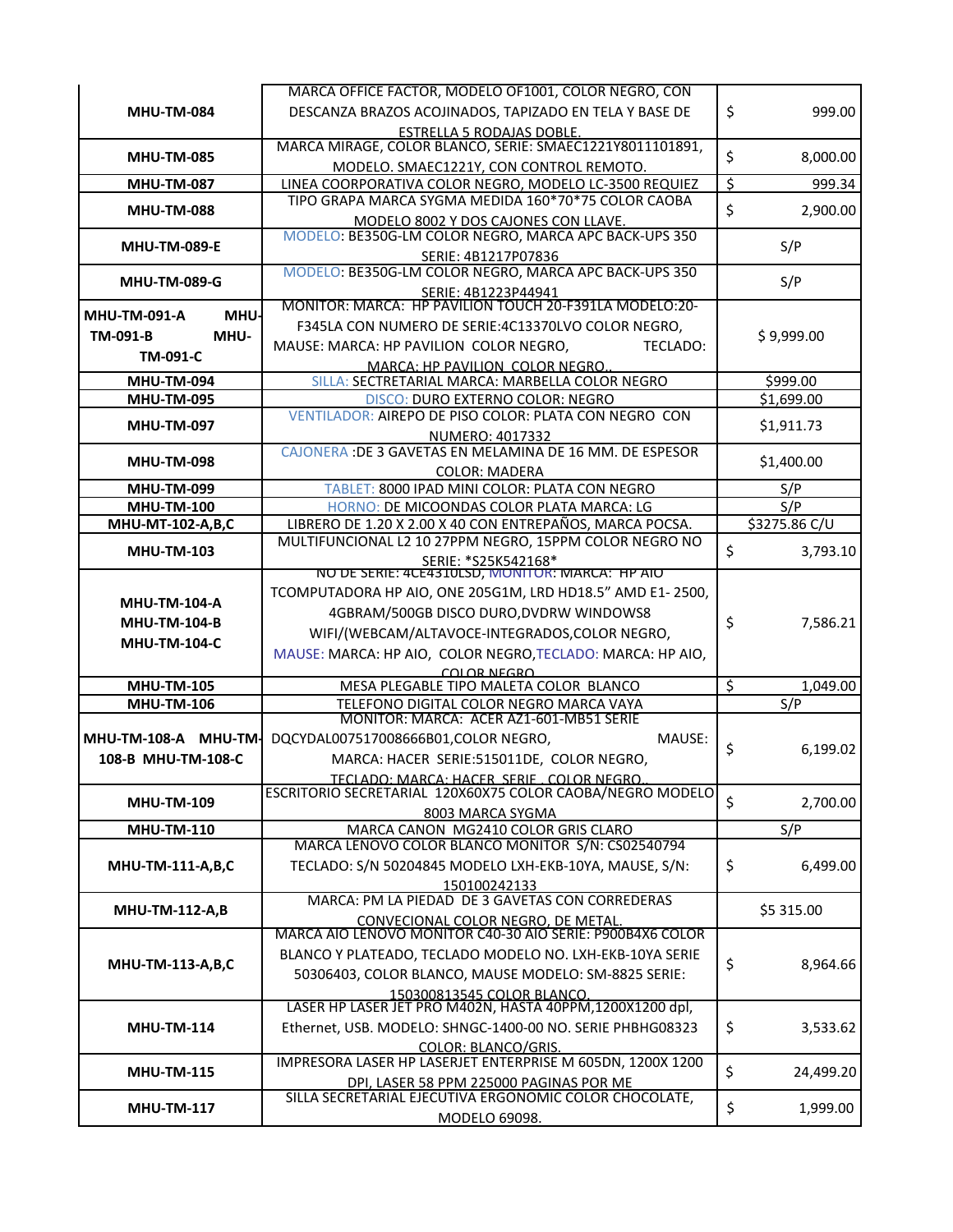| | | |
|---|---|---|
| **MHU-TM-084** | MARCA OFFICE FACTOR, MODELO OF1001, COLOR NEGRO, CON DESCANZA BRAZOS ACOJINADOS, TAPIZADO EN TELA Y BASE DE ESTRELLA 5 RODAJAS DOBLE. | $ 999.00 |
| **MHU-TM-085** | MARCA MIRAGE, COLOR BLANCO, SERIE: SMAEC1221Y8011101891, MODELO. SMAEC1221Y, CON CONTROL REMOTO. | $ 8,000.00 |
| **MHU-TM-087** | LINEA COORPORATIVA COLOR NEGRO, MODELO LC-3500 REQUIEZ | $ 999.34 |
| **MHU-TM-088** | TIPO GRAPA MARCA SYGMA MEDIDA 160*70*75 COLOR CAOBA MODELO 8002 Y DOS CAJONES CON LLAVE. | $ 2,900.00 |
| **MHU-TM-089-E** | MODELO: BE350G-LM COLOR NEGRO, MARCA APC BACK-UPS 350 SERIE: 4B1217P07836 | S/P |
| **MHU-TM-089-G** | MODELO: BE350G-LM COLOR NEGRO, MARCA APC BACK-UPS 350 SERIE: 4B1223P44941 | S/P |
| **MHU-TM-091-A MHU-TM-091-B MHU-TM-091-C** | MONITOR: MARCA: HP PAVILION TOUCH 20-F391LA MODELO:20-F345LA CON NUMERO DE SERIE:4C13370LVO COLOR NEGRO, MAUSE: MARCA: HP PAVILION COLOR NEGRO, TECLADO: MARCA: HP PAVILION COLOR NEGRO.. | $ 9,999.00 |
| **MHU-TM-094** | SILLA: SECTRETARIAL MARCA: MARBELLA COLOR NEGRO | $999.00 |
| **MHU-TM-095** | DISCO: DURO EXTERNO COLOR: NEGRO | $1,699.00 |
| **MHU-TM-097** | VENTILADOR: AIREPO DE PISO COLOR: PLATA CON NEGRO CON NUMERO: 4017332 | $1,911.73 |
| **MHU-TM-098** | CAJONERA :DE 3 GAVETAS EN MELAMINA DE 16 MM. DE ESPESOR COLOR: MADERA | $1,400.00 |
| **MHU-TM-099** | TABLET: 8000 IPAD MINI COLOR: PLATA CON NEGRO | S/P |
| **MHU-TM-100** | HORNO: DE MICOONDAS COLOR PLATA MARCA: LG | S/P |
| **MHU-MT-102-A,B,C** | LIBRERO DE 1.20 X 2.00 X 40 CON ENTREPAÑOS, MARCA POCSA. | $3275.86 C/U |
| **MHU-TM-103** | MULTIFUNCIONAL L2 10 27PPM NEGRO, 15PPM COLOR NEGRO NO SERIE: *S25K542168* | $ 3,793.10 |
| **MHU-TM-104-A MHU-TM-104-B MHU-TM-104-C** | NO DE SERIE: 4CE4310LSD, MONITOR: MARCA: HP AIO TCOMPUTADORA HP AIO, ONE 205G1M, LRD HD18.5" AMD E1- 2500, 4GBRAM/500GB DISCO DURO,DVDRW WINDOWS8 WIFI/(WEBCAM/ALTAVOCE-INTEGRADOS,COLOR NEGRO, MAUSE: MARCA: HP AIO, COLOR NEGRO,TECLADO: MARCA: HP AIO, COLOR NEGRO | $ 7,586.21 |
| **MHU-TM-105** | MESA PLEGABLE TIPO MALETA COLOR BLANCO | $ 1,049.00 |
| **MHU-TM-106** | TELEFONO DIGITAL COLOR NEGRO MARCA VAYA | S/P |
| **MHU-TM-108-A MHU-TM-108-B MHU-TM-108-C** | MONITOR: MARCA: ACER AZ1-601-MB51 SERIE DQCYDAL007517008666B01,COLOR NEGRO, MAUSE: MARCA: HACER SERIE:515011DE, COLOR NEGRO, TECLADO: MARCA: HACER SERIE , COLOR NEGRO.. | $ 6,199.02 |
| **MHU-TM-109** | ESCRITORIO SECRETARIAL 120X60X75 COLOR CAOBA/NEGRO MODELO 8003 MARCA SYGMA | $ 2,700.00 |
| **MHU-TM-110** | MARCA CANON MG2410 COLOR GRIS CLARO | S/P |
| **MHU-TM-111-A,B,C** | MARCA LENOVO COLOR BLANCO MONITOR S/N: CS02540794 TECLADO: S/N 50204845 MODELO LXH-EKB-10YA, MAUSE, S/N: 150100242133 | $ 6,499.00 |
| **MHU-TM-112-A,B** | MARCA: PM LA PIEDAD DE 3 GAVETAS CON CORREDERAS CONVECIONAL COLOR NEGRO, DE METAL. | $5 315.00 |
| **MHU-TM-113-A,B,C** | MARCA AIO LENOVO MONITOR C40-30 AIO SERIE: P900B4X6 COLOR BLANCO Y PLATEADO, TECLADO MODELO NO. LXH-EKB-10YA SERIE 50306403, COLOR BLANCO, MAUSE MODELO: SM-8825 SERIE: 150300813545 COLOR BLANCO. | $ 8,964.66 |
| **MHU-TM-114** | LASER HP LASER JET PRO M402N, HASTA 40PPM,1200X1200 dpl, Ethernet, USB. MODELO: SHNGC-1400-00 NO. SERIE PHBHG08323 COLOR: BLANCO/GRIS. | $ 3,533.62 |
| **MHU-TM-115** | IMPRESORA LASER HP LASERJET ENTERPRISE M 605DN, 1200X 1200 DPI, LASER 58 PPM 225000 PAGINAS POR ME | $ 24,499.20 |
| **MHU-TM-117** | SILLA SECRETARIAL EJECUTIVA ERGONOMIC COLOR CHOCOLATE, MODELO 69098. | $ 1,999.00 |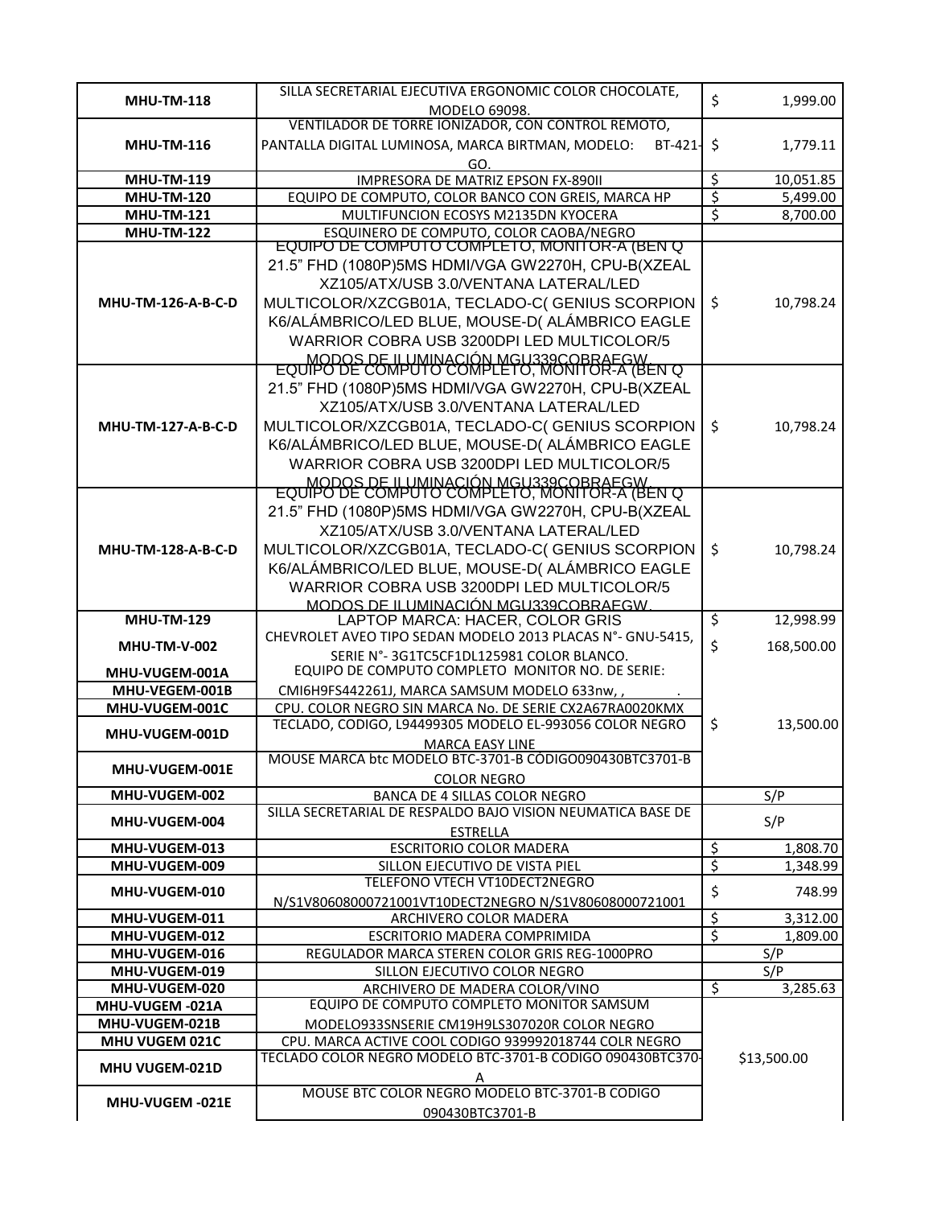| | | |
|---|---|---|
| MHU-TM-118 | SILLA SECRETARIAL EJECUTIVA ERGONOMIC COLOR CHOCOLATE, MODELO 69098. | $ 1,999.00 |
| MHU-TM-116 | VENTILADOR DE TORRE IONIZADOR, CON CONTROL REMOTO, PANTALLA DIGITAL LUMINOSA, MARCA BIRTMAN, MODELO: BT-421-GO. | $ 1,779.11 |
| MHU-TM-119 | IMPRESORA DE MATRIZ EPSON FX-890II | $ 10,051.85 |
| MHU-TM-120 | EQUIPO DE COMPUTO, COLOR BANCO CON GREIS, MARCA HP | $ 5,499.00 |
| MHU-TM-121 | MULTIFUNCION ECOSYS M2135DN KYOCERA | $ 8,700.00 |
| MHU-TM-122 | ESQUINERO DE COMPUTO, COLOR CAOBA/NEGRO | |
| MHU-TM-126-A-B-C-D | EQUIPO DE COMPUTO COMPLETO, MONITOR-A (BEN Q 21.5" FHD (1080P)5MS HDMI/VGA GW2270H, CPU-B(XZEAL XZ105/ATX/USB 3.0/VENTANA LATERAL/LED MULTICOLOR/XZCGB01A, TECLADO-C( GENIUS SCORPION K6/ALÁMBRICO/LED BLUE, MOUSE-D( ALÁMBRICO EAGLE WARRIOR COBRA USB 3200DPI LED MULTICOLOR/5 MODOS DE ILUMINACIÓN MGU339COBRAEGW. | $ 10,798.24 |
| MHU-TM-127-A-B-C-D | EQUIPO DE COMPUTO COMPLETO, MONITOR-A (BEN Q 21.5" FHD (1080P)5MS HDMI/VGA GW2270H, CPU-B(XZEAL XZ105/ATX/USB 3.0/VENTANA LATERAL/LED MULTICOLOR/XZCGB01A, TECLADO-C( GENIUS SCORPION K6/ALÁMBRICO/LED BLUE, MOUSE-D( ALÁMBRICO EAGLE WARRIOR COBRA USB 3200DPI LED MULTICOLOR/5 MODOS DE ILUMINACIÓN MGU339COBRAEGW. | $ 10,798.24 |
| MHU-TM-128-A-B-C-D | EQUIPO DE COMPUTO COMPLETO, MONITOR-A (BEN Q 21.5" FHD (1080P)5MS HDMI/VGA GW2270H, CPU-B(XZEAL XZ105/ATX/USB 3.0/VENTANA LATERAL/LED MULTICOLOR/XZCGB01A, TECLADO-C( GENIUS SCORPION K6/ALÁMBRICO/LED BLUE, MOUSE-D( ALÁMBRICO EAGLE WARRIOR COBRA USB 3200DPI LED MULTICOLOR/5 MODOS DE ILUMINACIÓN MGU339COBRAEGW. | $ 10,798.24 |
| MHU-TM-129 | LAPTOP MARCA: HACER, COLOR GRIS | $ 12,998.99 |
| MHU-TM-V-002 | CHEVROLET AVEO TIPO SEDAN MODELO 2013 PLACAS N°- GNU-5415, SERIE N°- 3G1TC5CF1DL125981 COLOR BLANCO. | $ 168,500.00 |
| MHU-VUGEM-001A | EQUIPO DE COMPUTO COMPLETO MONITOR NO. DE SERIE: | $ 13,500.00 |
| MHU-VEGEM-001B | CMI6H9FS442261J, MARCA SAMSUM MODELO 633nw, , . | |
| MHU-VUGEM-001C | CPU. COLOR NEGRO SIN MARCA No. DE SERIE CX2A67RA0020KMX | |
| MHU-VUGEM-001D | TECLADO, CODIGO, L94499305 MODELO EL-993056 COLOR NEGRO MARCA EASY LINE | |
| MHU-VUGEM-001E | MOUSE MARCA btc MODELO BTC-3701-B CÓDIGO090430BTC3701-B COLOR NEGRO | |
| MHU-VUGEM-002 | BANCA DE 4 SILLAS COLOR NEGRO | S/P |
| MHU-VUGEM-004 | SILLA SECRETARIAL DE RESPALDO BAJO VISION NEUMATICA BASE DE ESTRELLA | S/P |
| MHU-VUGEM-013 | ESCRITORIO COLOR MADERA | $ 1,808.70 |
| MHU-VUGEM-009 | SILLON EJECUTIVO DE VISTA PIEL | $ 1,348.99 |
| MHU-VUGEM-010 | TELEFONO VTECH VT10DECT2NEGRO N/S1V80608000721001VT10DECT2NEGRO N/S1V80608000721001 | $ 748.99 |
| MHU-VUGEM-011 | ARCHIVERO COLOR MADERA | $ 3,312.00 |
| MHU-VUGEM-012 | ESCRITORIO MADERA COMPRIMIDA | $ 1,809.00 |
| MHU-VUGEM-016 | REGULADOR MARCA STEREN COLOR GRIS REG-1000PRO | S/P |
| MHU-VUGEM-019 | SILLON EJECUTIVO COLOR NEGRO | S/P |
| MHU-VUGEM-020 | ARCHIVERO DE MADERA COLOR/VINO | $ 3,285.63 |
| MHU-VUGEM -021A | EQUIPO DE COMPUTO COMPLETO MONITOR SAMSUM | $13,500.00 |
| MHU-VUGEM-021B | MODELO933SNSERIE CM19H9LS307020R COLOR NEGRO | |
| MHU VUGEM 021C | CPU. MARCA ACTIVE COOL CODIGO 939992018744 COLR NEGRO | |
| MHU VUGEM-021D | TECLADO COLOR NEGRO MODELO BTC-3701-B CODIGO 090430BTC370-A | |
| MHU-VUGEM -021E | MOUSE BTC COLOR NEGRO MODELO BTC-3701-B CODIGO 090430BTC3701-B | |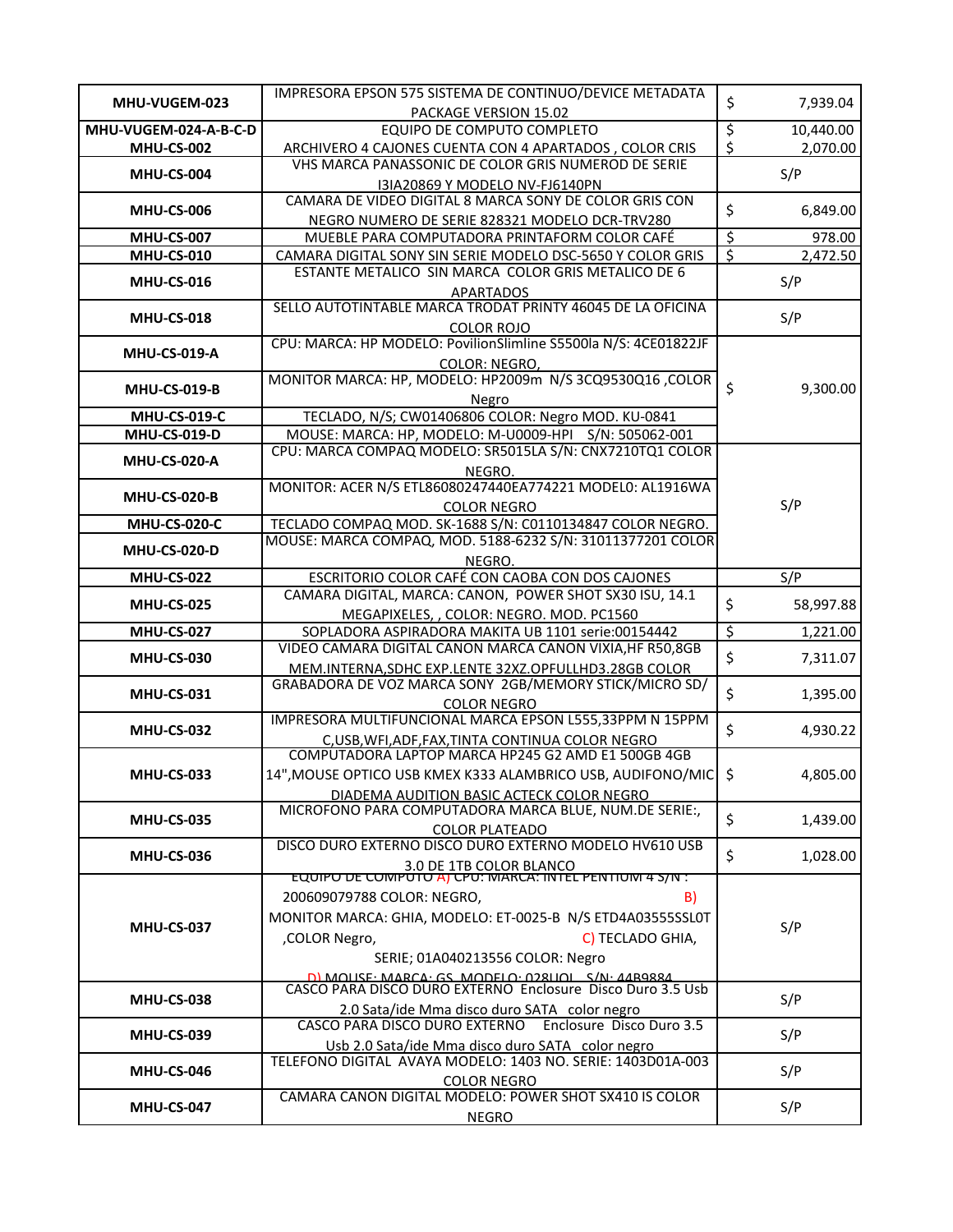| | | | |
|---|---|---|---|
| **MHU-VUGEM-023** | IMPRESORA EPSON 575 SISTEMA DE CONTINUO/DEVICE METADATA PACKAGE VERSION 15.02 | $ | 7,939.04 |
| **MHU-VUGEM-024-A-B-C-D** | EQUIPO DE COMPUTO COMPLETO | $ | 10,440.00 |
| **MHU-CS-002** | ARCHIVERO 4 CAJONES CUENTA CON 4 APARTADOS , COLOR CRIS | $ | 2,070.00 |
| **MHU-CS-004** | VHS MARCA PANASSONIC DE COLOR GRIS NUMEROD DE SERIE I3IA20869 Y MODELO NV-FJ6140PN | | S/P |
| **MHU-CS-006** | CAMARA DE VIDEO DIGITAL 8 MARCA SONY DE COLOR GRIS CON NEGRO NUMERO DE SERIE 828321 MODELO DCR-TRV280 | $ | 6,849.00 |
| **MHU-CS-007** | MUEBLE PARA COMPUTADORA PRINTAFORM COLOR CAFÉ | $ | 978.00 |
| **MHU-CS-010** | CAMARA DIGITAL SONY SIN SERIE MODELO DSC-5650 Y COLOR GRIS | $ | 2,472.50 |
| **MHU-CS-016** | ESTANTE METALICO SIN MARCA COLOR GRIS METALICO DE 6 APARTADOS | | S/P |
| **MHU-CS-018** | SELLO AUTOTINTABLE MARCA TRODAT PRINTY 46045 DE LA OFICINA COLOR ROJO | | S/P |
| **MHU-CS-019-A** | CPU: MARCA: HP MODELO: PovilionSlimline S5500la N/S: 4CE01822JF COLOR: NEGRO, | $ | 9,300.00 |
| **MHU-CS-019-B** | MONITOR MARCA: HP, MODELO: HP2009m N/S 3CQ9530Q16 ,COLOR Negro | | |
| **MHU-CS-019-C** | TECLADO, N/S; CW01406806 COLOR: Negro MOD. KU-0841 | | |
| **MHU-CS-019-D** | MOUSE: MARCA: HP, MODELO: M-U0009-HPI S/N: 505062-001 | | |
| **MHU-CS-020-A** | CPU: MARCA COMPAQ MODELO: SR5015LA S/N: CNX7210TQ1 COLOR NEGRO. | | S/P |
| **MHU-CS-020-B** | MONITOR: ACER N/S ETL86080247440EA774221 MODEL0: AL1916WA COLOR NEGRO | | |
| **MHU-CS-020-C** | TECLADO COMPAQ MOD. SK-1688 S/N: C0110134847 COLOR NEGRO. | | |
| **MHU-CS-020-D** | MOUSE: MARCA COMPAQ, MOD. 5188-6232 S/N: 31011377201 COLOR NEGRO. | | |
| **MHU-CS-022** | ESCRITORIO COLOR CAFÉ CON CAOBA CON DOS CAJONES | | S/P |
| **MHU-CS-025** | CAMARA DIGITAL, MARCA: CANON, POWER SHOT SX30 ISU, 14.1 MEGAPIXELES, , COLOR: NEGRO. MOD. PC1560 | $ | 58,997.88 |
| **MHU-CS-027** | SOPLADORA ASPIRADORA MAKITA UB 1101 serie:00154442 | $ | 1,221.00 |
| **MHU-CS-030** | VIDEO CAMARA DIGITAL CANON MARCA CANON VIXIA,HF R50,8GB MEM.INTERNA,SDHC EXP.LENTE 32XZ.OPFULLHD3.28GB COLOR | $ | 7,311.07 |
| **MHU-CS-031** | GRABADORA DE VOZ MARCA SONY 2GB/MEMORY STICK/MICRO SD/ COLOR NEGRO | $ | 1,395.00 |
| **MHU-CS-032** | IMPRESORA MULTIFUNCIONAL MARCA EPSON L555,33PPM N 15PPM C,USB,WFI,ADF,FAX,TINTA CONTINUA COLOR NEGRO | $ | 4,930.22 |
| **MHU-CS-033** | COMPUTADORA LAPTOP MARCA HP245 G2 AMD E1 500GB 4GB 14",MOUSE OPTICO USB KMEX K333 ALAMBRICO USB, AUDIFONO/MIC DIADEMA AUDITION BASIC ACTECK COLOR NEGRO | $ | 4,805.00 |
| **MHU-CS-035** | MICROFONO PARA COMPUTADORA MARCA BLUE, NUM.DE SERIE:, COLOR PLATEADO | $ | 1,439.00 |
| **MHU-CS-036** | DISCO DURO EXTERNO DISCO DURO EXTERNO MODELO HV610 USB 3.0 DE 1TB COLOR BLANCO | $ | 1,028.00 |
| **MHU-CS-037** | EQUIPO DE COMPUTO A) CPU: MARCA: INTEL PENTIUM 4 S/N : 200609079788 COLOR: NEGRO, B) MONITOR MARCA: GHIA, MODELO: ET-0025-B N/S ETD4A03555SSL0T ,COLOR Negro, C) TECLADO GHIA, SERIE; 01A040213556 COLOR: Negro D) MOUSE: MARCA: GS MODELO: 028UOL S/N: 44B9884 | | S/P |
| **MHU-CS-038** | CASCO PARA DISCO DURO EXTERNO Enclosure Disco Duro 3.5 Usb 2.0 Sata/ide Mma disco duro SATA color negro | | S/P |
| **MHU-CS-039** | CASCO PARA DISCO DURO EXTERNO Enclosure Disco Duro 3.5 Usb 2.0 Sata/ide Mma disco duro SATA color negro | | S/P |
| **MHU-CS-046** | TELEFONO DIGITAL AVAYA MODELO: 1403 NO. SERIE: 1403D01A-003 COLOR NEGRO | | S/P |
| **MHU-CS-047** | CAMARA CANON DIGITAL MODELO: POWER SHOT SX410 IS COLOR NEGRO | | S/P |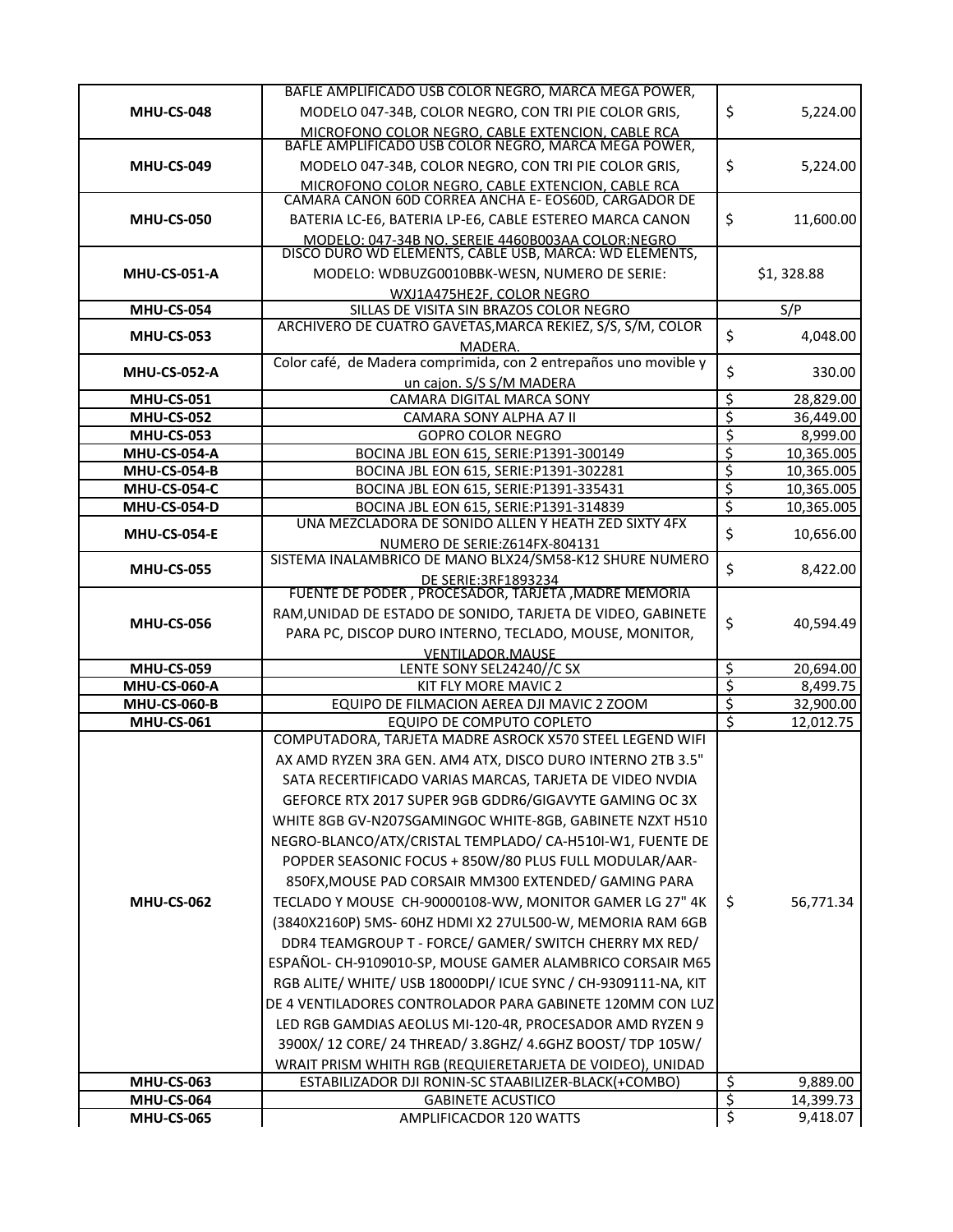| | | |
|---|---|---|
| **MHU-CS-048** | BAFLE AMPLIFICADO USB COLOR NEGRO, MARCA MEGA POWER, MODELO 047-34B, COLOR NEGRO, CON TRI PIE COLOR GRIS, MICROFONO COLOR NEGRO, CABLE EXTENCION, CABLE RCA | $ 5,224.00 |
| **MHU-CS-049** | BAFLE AMPLIFICADO USB COLOR NEGRO, MARCA MEGA POWER, MODELO 047-34B, COLOR NEGRO, CON TRI PIE COLOR GRIS, MICROFONO COLOR NEGRO, CABLE EXTENCION, CABLE RCA | $ 5,224.00 |
| **MHU-CS-050** | CAMARA CANON 60D CORREA ANCHA E- EOS60D, CARGADOR DE BATERIA LC-E6, BATERIA LP-E6, CABLE ESTEREO MARCA CANON MODELO: 047-34B NO. SEREIE 4460B003AA COLOR:NEGRO | $ 11,600.00 |
| **MHU-CS-051-A** | DISCO DURO WD ELEMENTS, CABLE USB, MARCA: WD ELEMENTS, MODELO: WDBUZG0010BBK-WESN, NUMERO DE SERIE: WXJ1A475HE2F, COLOR NEGRO | $1, 328.88 |
| **MHU-CS-054** | SILLAS DE VISITA SIN BRAZOS COLOR NEGRO | S/P |
| **MHU-CS-053** | ARCHIVERO DE CUATRO GAVETAS,MARCA REKIEZ, S/S, S/M, COLOR MADERA. | $ 4,048.00 |
| **MHU-CS-052-A** | Color café, de Madera comprimida, con 2 entrepaños uno movible y un cajon. S/S S/M MADERA | $ 330.00 |
| **MHU-CS-051** | CAMARA DIGITAL MARCA SONY | $ 28,829.00 |
| **MHU-CS-052** | CAMARA SONY ALPHA A7 II | $ 36,449.00 |
| **MHU-CS-053** | GOPRO COLOR NEGRO | $ 8,999.00 |
| **MHU-CS-054-A** | BOCINA JBL EON 615, SERIE:P1391-300149 | $ 10,365.005 |
| **MHU-CS-054-B** | BOCINA JBL EON 615, SERIE:P1391-302281 | $ 10,365.005 |
| **MHU-CS-054-C** | BOCINA JBL EON 615, SERIE:P1391-335431 | $ 10,365.005 |
| **MHU-CS-054-D** | BOCINA JBL EON 615, SERIE:P1391-314839 | $ 10,365.005 |
| **MHU-CS-054-E** | UNA MEZCLADORA DE SONIDO ALLEN Y HEATH ZED SIXTY 4FX NUMERO DE SERIE:Z614FX-804131 | $ 10,656.00 |
| **MHU-CS-055** | SISTEMA INALAMBRICO DE MANO BLX24/SM58-K12 SHURE NUMERO DE SERIE:3RF1893234 | $ 8,422.00 |
| **MHU-CS-056** | FUENTE DE PODER , PROCESADOR, TARJETA ,MADRE MEMORIA RAM,UNIDAD DE ESTADO DE SONIDO, TARJETA DE VIDEO, GABINETE PARA PC, DISCOP DURO INTERNO, TECLADO, MOUSE, MONITOR, VENTILADOR,MAUSE | $ 40,594.49 |
| **MHU-CS-059** | LENTE SONY SEL24240//C SX | $ 20,694.00 |
| **MHU-CS-060-A** | KIT FLY MORE MAVIC 2 | $ 8,499.75 |
| **MHU-CS-060-B** | EQUIPO DE FILMACION AEREA DJI MAVIC 2 ZOOM | $ 32,900.00 |
| **MHU-CS-061** | EQUIPO DE COMPUTO COPLETO | $ 12,012.75 |
| **MHU-CS-062** | COMPUTADORA, TARJETA MADRE ASROCK X570 STEEL LEGEND WIFI AX AMD RYZEN 3RA GEN. AM4 ATX, DISCO DURO INTERNO 2TB 3.5" SATA RECERTIFICADO VARIAS MARCAS, TARJETA DE VIDEO NVDIA GEFORCE RTX 2017 SUPER 9GB GDDR6/GIGAVYTE GAMING OC 3X WHITE 8GB GV-N207SGAMINGOC WHITE-8GB, GABINETE NZXT H510 NEGRO-BLANCO/ATX/CRISTAL TEMPLADO/ CA-H510I-W1, FUENTE DE POPDER SEASONIC FOCUS + 850W/80 PLUS FULL MODULAR/AAR-850FX,MOUSE PAD CORSAIR MM300 EXTENDED/ GAMING PARA TECLADO Y MOUSE CH-90000108-WW, MONITOR GAMER LG 27" 4K (3840X2160P) 5MS- 60HZ HDMI X2 27UL500-W, MEMORIA RAM 6GB DDR4 TEAMGROUP T - FORCE/ GAMER/ SWITCH CHERRY MX RED/ ESPAÑOL- CH-9109010-SP, MOUSE GAMER ALAMBRICO CORSAIR M65 RGB ALITE/ WHITE/ USB 18000DPI/ ICUE SYNC / CH-9309111-NA, KIT DE 4 VENTILADORES CONTROLADOR PARA GABINETE 120MM CON LUZ LED RGB GAMDIAS AEOLUS MI-120-4R, PROCESADOR AMD RYZEN 9 3900X/ 12 CORE/ 24 THREAD/ 3.8GHZ/ 4.6GHZ BOOST/ TDP 105W/ WRAIT PRISM WHITH RGB (REQUIERETARJETA DE VOIDEO), UNIDAD | $ 56,771.34 |
| **MHU-CS-063** | ESTABILIZADOR DJI RONIN-SC STAABILIZER-BLACK(+COMBO) | $ 9,889.00 |
| **MHU-CS-064** | GABINETE ACUSTICO | $ 14,399.73 |
| **MHU-CS-065** | AMPLIFICACDOR 120 WATTS | $ 9,418.07 |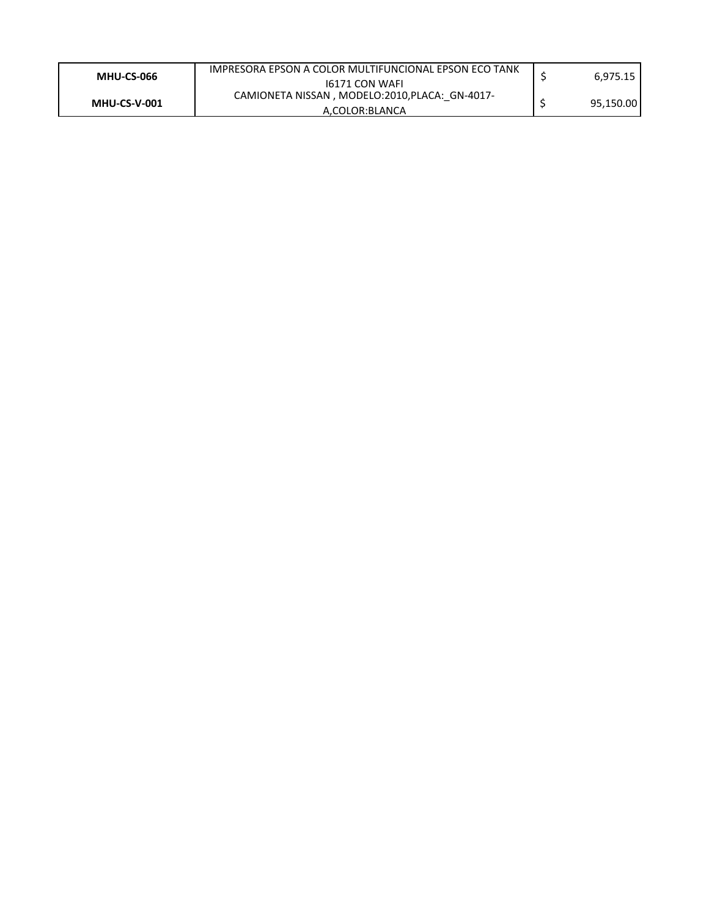| | | |
|---|---|---|
| **MHU-CS-066** | IMPRESORA EPSON A COLOR MULTIFUNCIONAL EPSON ECO TANK I6171 CON WAFI | $ 6,975.15 |
| **MHU-CS-V-001** | CAMIONETA NISSAN , MODELO:2010,PLACA:_GN-4017-A,COLOR:BLANCA | $ 95,150.00 |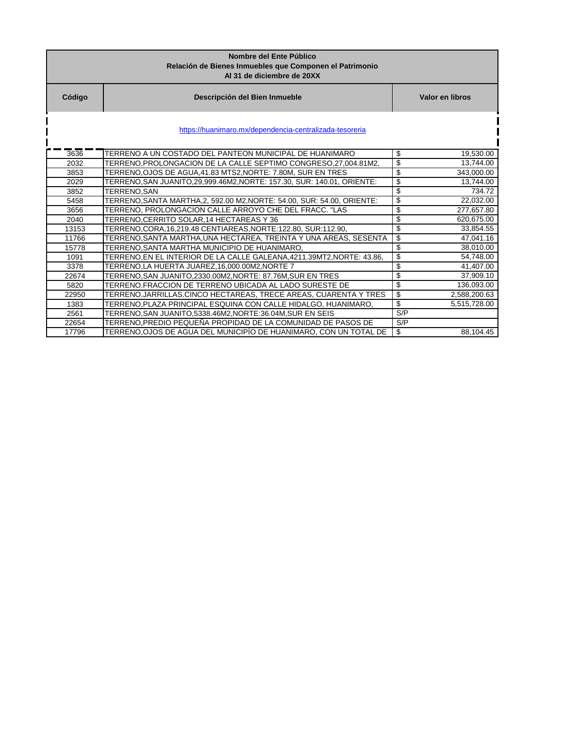**Nombre del Ente Público**
**Relación de Bienes Inmuebles que Componen el Patrimonio**
**Al 31 de diciembre de 20XX**

https://huanimaro.mx/dependencia-centralizada-tesoreria

| Código | Descripción del Bien Inmueble | Valor en libros | |
|---|---|---|---|
| 3636 | TERRENO A UN COSTADO DEL PANTEON MUNICIPAL DE HUANIMARO | $ | 19,530.00 |
| 2032 | TERRENO,PROLONGACION DE LA CALLE SEPTIMO CONGRESO,27,004.81M2, | $ | 13,744.00 |
| 3853 | TERRENO,OJOS DE AGUA,41.83 MTS2,NORTE: 7.80M, SUR EN TRES | $ | 343,000.00 |
| 2029 | TERRENO,SAN JUANITO,29,999.46M2,NORTE: 157.30, SUR: 140.01, ORIENTE: | $ | 13,744.00 |
| 3852 | TERRENO,SAN | $ | 734.72 |
| 5458 | TERRENO,SANTA MARTHA,2, 592.00 M2,NORTE: 54.00, SUR: 54.00, ORIENTE: | $ | 22,032.00 |
| 3656 | TERRENO, PROLONGACION CALLE ARROYO CHE DEL FRACC. "LAS | $ | 277,657.80 |
| 2040 | TERRENO,CERRITO SOLAR,14 HECTAREAS Y 36 | $ | 620,675.00 |
| 13153 | TERRENO,CORA,16,219.48 CENTIAREAS,NORTE:122.80, SUR:112.90, | $ | 33,854.55 |
| 11766 | TERRENO,SANTA MARTHA,UNA HECTAREA, TREINTA Y UNA AREAS, SESENTA | $ | 47,041.16 |
| 15778 | TERRENO,SANTA MARTHA MUNICIPIO DE HUANIMARO, | $ | 38,010.00 |
| 1091 | TERRENO,EN EL INTERIOR DE LA CALLE GALEANA,4211.39MT2,NORTE: 43.86, | $ | 54,748.00 |
| 3378 | TERRENO,LA HUERTA JUAREZ,16,000.00M2,NORTE 7 | $ | 41,407.00 |
| 22674 | TERRENO,SAN JUANITO,2330.00M2,NORTE: 87.76M,SUR EN TRES | $ | 37,909.10 |
| 5820 | TERRENO.FRACCION DE TERRENO UBICADA AL LADO SURESTE DE | $ | 136,093.00 |
| 22950 | TERRENO.JARRILLAS.CINCO HECTAREAS, TRECE AREAS, CUARENTA Y TRES | $ | 2,588,200.63 |
| 1383 | TERRENO,PLAZA PRINCIPAL ESQUINA CON CALLE HIDALGO, HUANIMARO, | $ | 5,515,728.00 |
| 2561 | TERRENO,SAN JUANITO,5338.46M2,NORTE:36.04M,SUR EN SEIS | S/P | |
| 22654 | TERRENO,PREDIO PEQUEÑA PROPIDAD DE LA COMUNIDAD DE PASOS DE | S/P | |
| 17796 | TERRENO,OJOS DE AGUA DEL MUNICIPÍO DE HUANIMARO, CON UN TOTAL DE | $ | 88,104.45 |